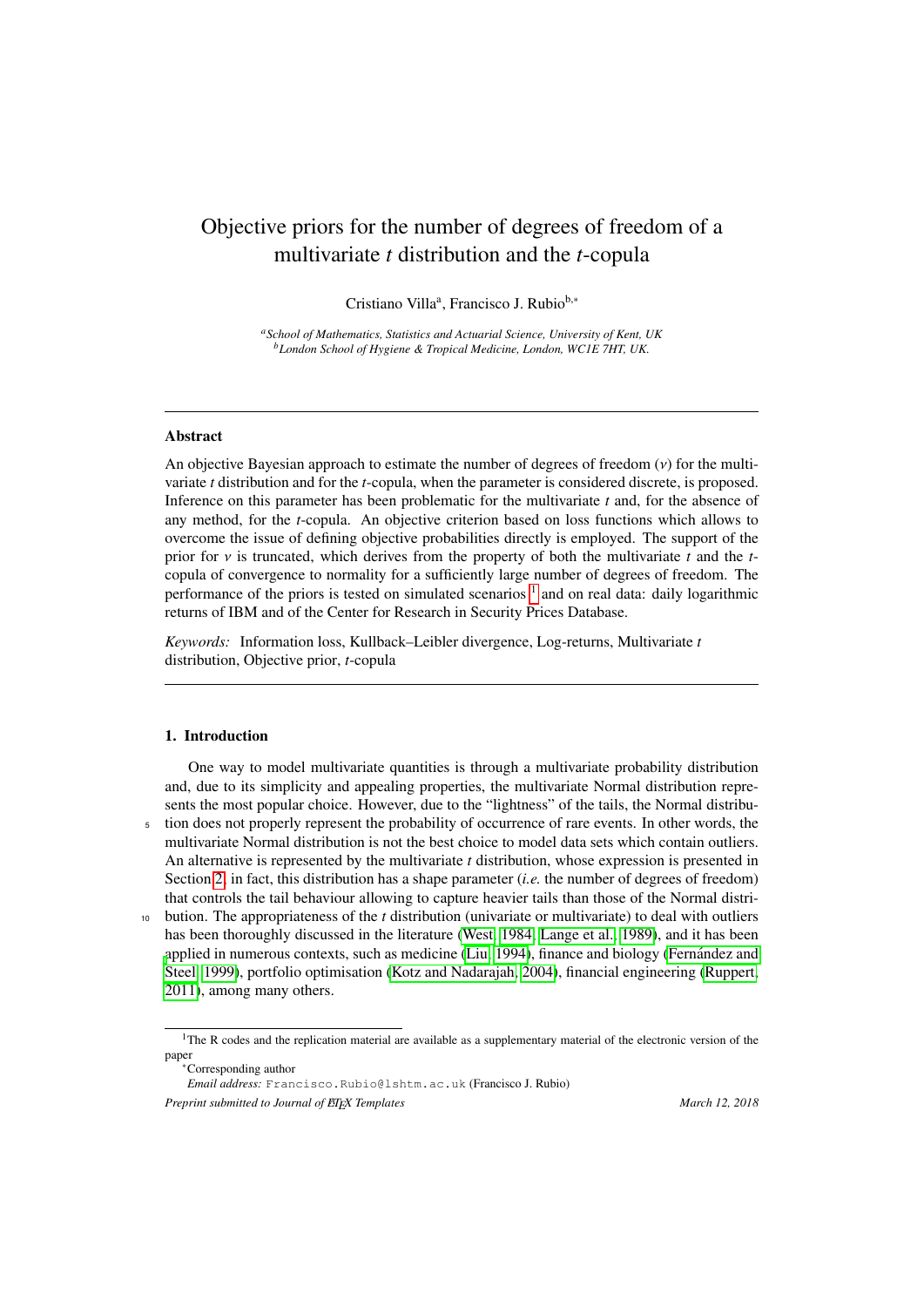# Objective priors for the number of degrees of freedom of a multivariate $t$ distribution and the $t$-copula

Cristiano Villa[a], Francisco J. Rubio[b,*]

[a]*School of Mathematics, Statistics and Actuarial Science, University of Kent, UK*
[b]*London School of Hygiene & Tropical Medicine, London, WC1E 7HT, UK.*

---

### Abstract

An objective Bayesian approach to estimate the number of degrees of freedom ($\nu$) for the multivariate $t$ distribution and for the $t$-copula, when the parameter is considered discrete, is proposed. Inference on this parameter has been problematic for the multivariate $t$ and, for the absence of any method, for the $t$-copula. An objective criterion based on loss functions which allows to overcome the issue of defining objective probabilities directly is employed. The support of the prior for $\nu$ is truncated, which derives from the property of both the multivariate $t$ and the $t$-copula of convergence to normality for a sufficiently large number of degrees of freedom. The performance of the priors is tested on simulated scenarios [1] and on real data: daily logarithmic returns of IBM and of the Center for Research in Security Prices Database.

*Keywords:* Information loss, Kullback–Leibler divergence, Log-returns, Multivariate $t$ distribution, Objective prior, $t$-copula

---

## 1. Introduction

One way to model multivariate quantities is through a multivariate probability distribution and, due to its simplicity and appealing properties, the multivariate Normal distribution represents the most popular choice. However, due to the "lightness" of the tails, the Normal distribution does not properly represent the probability of occurrence of rare events. In other words, the multivariate Normal distribution is not the best choice to model data sets which contain outliers. An alternative is represented by the multivariate $t$ distribution, whose expression is presented in Section 2; in fact, this distribution has a shape parameter (*i.e.* the number of degrees of freedom) that controls the tail behaviour allowing to capture heavier tails than those of the Normal distribution. The appropriateness of the $t$ distribution (univariate or multivariate) to deal with outliers has been thoroughly discussed in the literature (West, 1984; Lange et al., 1989), and it has been applied in numerous contexts, such as medicine (Liu, 1994), finance and biology (Fernández and Steel, 1999), portfolio optimisation (Kotz and Nadarajah, 2004), financial engineering (Ruppert, 2011), among many others.

---

[1] The R codes and the replication material are available as a supplementary material of the electronic version of the paper

*Corresponding author

*Email address:* Francisco.Rubio@lshtm.ac.uk (Francisco J. Rubio)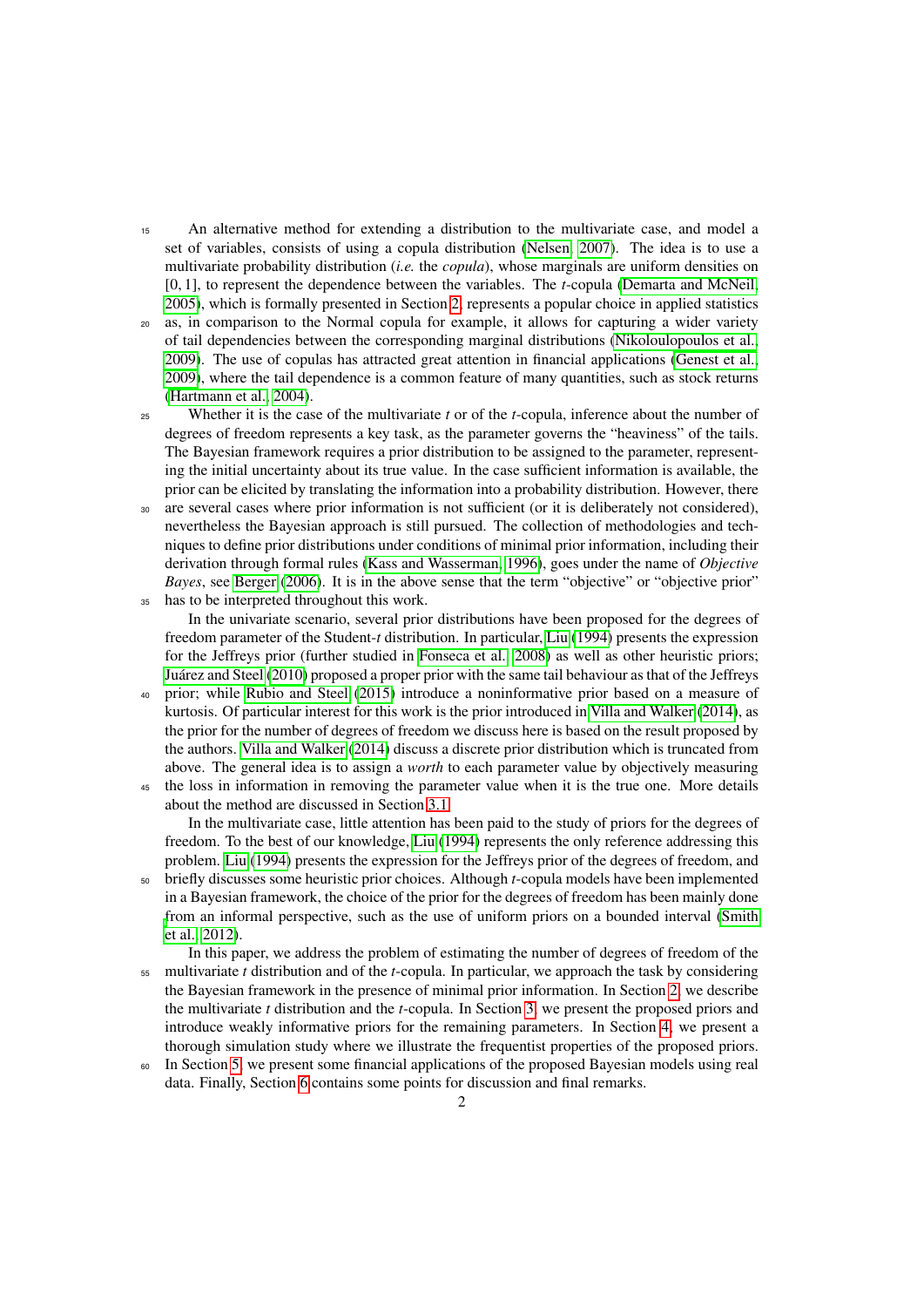An alternative method for extending a distribution to the multivariate case, and model a set of variables, consists of using a copula distribution (Nelsen, 2007). The idea is to use a multivariate probability distribution (*i.e.* the *copula*), whose marginals are uniform densities on $[0, 1]$, to represent the dependence between the variables. The $t$-copula (Demarta and McNeil, 2005), which is formally presented in Section 2, represents a popular choice in applied statistics as, in comparison to the Normal copula for example, it allows for capturing a wider variety of tail dependencies between the corresponding marginal distributions (Nikoloulopoulos et al., 2009). The use of copulas has attracted great attention in financial applications (Genest et al., 2009), where the tail dependence is a common feature of many quantities, such as stock returns (Hartmann et al., 2004).

Whether it is the case of the multivariate $t$ or of the $t$-copula, inference about the number of degrees of freedom represents a key task, as the parameter governs the "heaviness" of the tails. The Bayesian framework requires a prior distribution to be assigned to the parameter, representing the initial uncertainty about its true value. In the case sufficient information is available, the prior can be elicited by translating the information into a probability distribution. However, there are several cases where prior information is not sufficient (or it is deliberately not considered), nevertheless the Bayesian approach is still pursued. The collection of methodologies and techniques to define prior distributions under conditions of minimal prior information, including their derivation through formal rules (Kass and Wasserman, 1996), goes under the name of *Objective Bayes*, see Berger (2006). It is in the above sense that the term "objective" or "objective prior" has to be interpreted throughout this work.

In the univariate scenario, several prior distributions have been proposed for the degrees of freedom parameter of the Student-$t$ distribution. In particular, Liu (1994) presents the expression for the Jeffreys prior (further studied in Fonseca et al., 2008) as well as other heuristic priors; Juárez and Steel (2010) proposed a proper prior with the same tail behaviour as that of the Jeffreys prior; while Rubio and Steel (2015) introduce a noninformative prior based on a measure of kurtosis. Of particular interest for this work is the prior introduced in Villa and Walker (2014), as the prior for the number of degrees of freedom we discuss here is based on the result proposed by the authors. Villa and Walker (2014) discuss a discrete prior distribution which is truncated from above. The general idea is to assign a *worth* to each parameter value by objectively measuring the loss in information in removing the parameter value when it is the true one. More details about the method are discussed in Section 3.1.

In the multivariate case, little attention has been paid to the study of priors for the degrees of freedom. To the best of our knowledge, Liu (1994) represents the only reference addressing this problem. Liu (1994) presents the expression for the Jeffreys prior of the degrees of freedom, and briefly discusses some heuristic prior choices. Although $t$-copula models have been implemented in a Bayesian framework, the choice of the prior for the degrees of freedom has been mainly done from an informal perspective, such as the use of uniform priors on a bounded interval (Smith et al., 2012).

In this paper, we address the problem of estimating the number of degrees of freedom of the multivariate $t$ distribution and of the $t$-copula. In particular, we approach the task by considering the Bayesian framework in the presence of minimal prior information. In Section 2, we describe the multivariate $t$ distribution and the $t$-copula. In Section 3, we present the proposed priors and introduce weakly informative priors for the remaining parameters. In Section 4, we present a thorough simulation study where we illustrate the frequentist properties of the proposed priors. In Section 5, we present some financial applications of the proposed Bayesian models using real data. Finally, Section 6 contains some points for discussion and final remarks.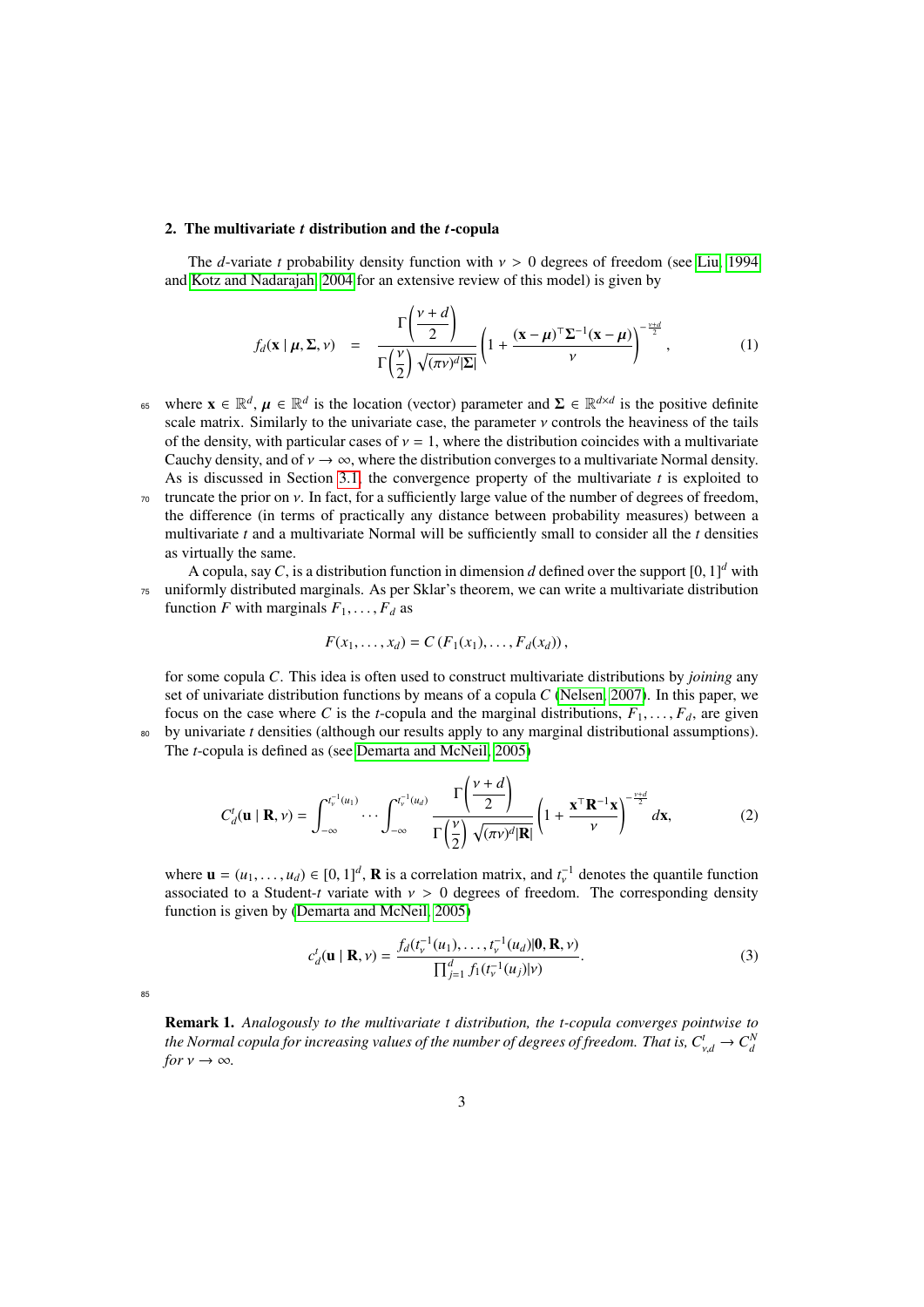## 2. The multivariate *t* distribution and the *t*-copula

The $d$-variate $t$ probability density function with $\nu > 0$ degrees of freedom (see Liu, 1994 and Kotz and Nadarajah, 2004 for an extensive review of this model) is given by

$$f_d(\mathbf{x} \mid \boldsymbol{\mu}, \boldsymbol{\Sigma}, \nu) \quad = \quad \frac{\Gamma\left(\dfrac{\nu + d}{2}\right)}{\Gamma\left(\dfrac{\nu}{2}\right)\sqrt{(\pi\nu)^d |\boldsymbol{\Sigma}|}} \left(1 + \frac{(\mathbf{x} - \boldsymbol{\mu})^\top \boldsymbol{\Sigma}^{-1} (\mathbf{x} - \boldsymbol{\mu})}{\nu}\right)^{-\frac{\nu+d}{2}}, \tag{1}$$

where $\mathbf{x} \in \mathbb{R}^d$, $\boldsymbol{\mu} \in \mathbb{R}^d$ is the location (vector) parameter and $\boldsymbol{\Sigma} \in \mathbb{R}^{d \times d}$ is the positive definite scale matrix. Similarly to the univariate case, the parameter $\nu$ controls the heaviness of the tails of the density, with particular cases of $\nu = 1$, where the distribution coincides with a multivariate Cauchy density, and of $\nu \to \infty$, where the distribution converges to a multivariate Normal density. As is discussed in Section 3.1, the convergence property of the multivariate $t$ is exploited to truncate the prior on $\nu$. In fact, for a sufficiently large value of the number of degrees of freedom, the difference (in terms of practically any distance between probability measures) between a multivariate $t$ and a multivariate Normal will be sufficiently small to consider all the $t$ densities as virtually the same.

A copula, say $C$, is a distribution function in dimension $d$ defined over the support $[0, 1]^d$ with uniformly distributed marginals. As per Sklar's theorem, we can write a multivariate distribution function $F$ with marginals $F_1, \ldots, F_d$ as

$$F(x_1, \ldots, x_d) = C\left(F_1(x_1), \ldots, F_d(x_d)\right),$$

for some copula $C$. This idea is often used to construct multivariate distributions by *joining* any set of univariate distribution functions by means of a copula $C$ (Nelsen, 2007). In this paper, we focus on the case where $C$ is the $t$-copula and the marginal distributions, $F_1, \ldots, F_d$, are given by univariate $t$ densities (although our results apply to any marginal distributional assumptions). The $t$-copula is defined as (see Demarta and McNeil, 2005)

$$C_d^t(\mathbf{u} \mid \mathbf{R}, \nu) = \int_{-\infty}^{t_\nu^{-1}(u_1)} \cdots \int_{-\infty}^{t_\nu^{-1}(u_d)} \frac{\Gamma\left(\dfrac{\nu + d}{2}\right)}{\Gamma\left(\dfrac{\nu}{2}\right)\sqrt{(\pi\nu)^d |\mathbf{R}|}} \left(1 + \frac{\mathbf{x}^\top \mathbf{R}^{-1} \mathbf{x}}{\nu}\right)^{-\frac{\nu+d}{2}} d\mathbf{x}, \tag{2}$$

where $\mathbf{u} = (u_1, \ldots, u_d) \in [0, 1]^d$, $\mathbf{R}$ is a correlation matrix, and $t_\nu^{-1}$ denotes the quantile function associated to a Student-$t$ variate with $\nu > 0$ degrees of freedom. The corresponding density function is given by (Demarta and McNeil, 2005)

$$c_d^t(\mathbf{u} \mid \mathbf{R}, \nu) = \frac{f_d(t_\nu^{-1}(u_1), \ldots, t_\nu^{-1}(u_d) | \mathbf{0}, \mathbf{R}, \nu)}{\prod_{j=1}^d f_1(t_\nu^{-1}(u_j) | \nu)}. \tag{3}$$

**Remark 1.** *Analogously to the multivariate t distribution, the t-copula converges pointwise to the Normal copula for increasing values of the number of degrees of freedom. That is,* $C_{\nu,d}^t \to C_d^N$ *for* $\nu \to \infty$.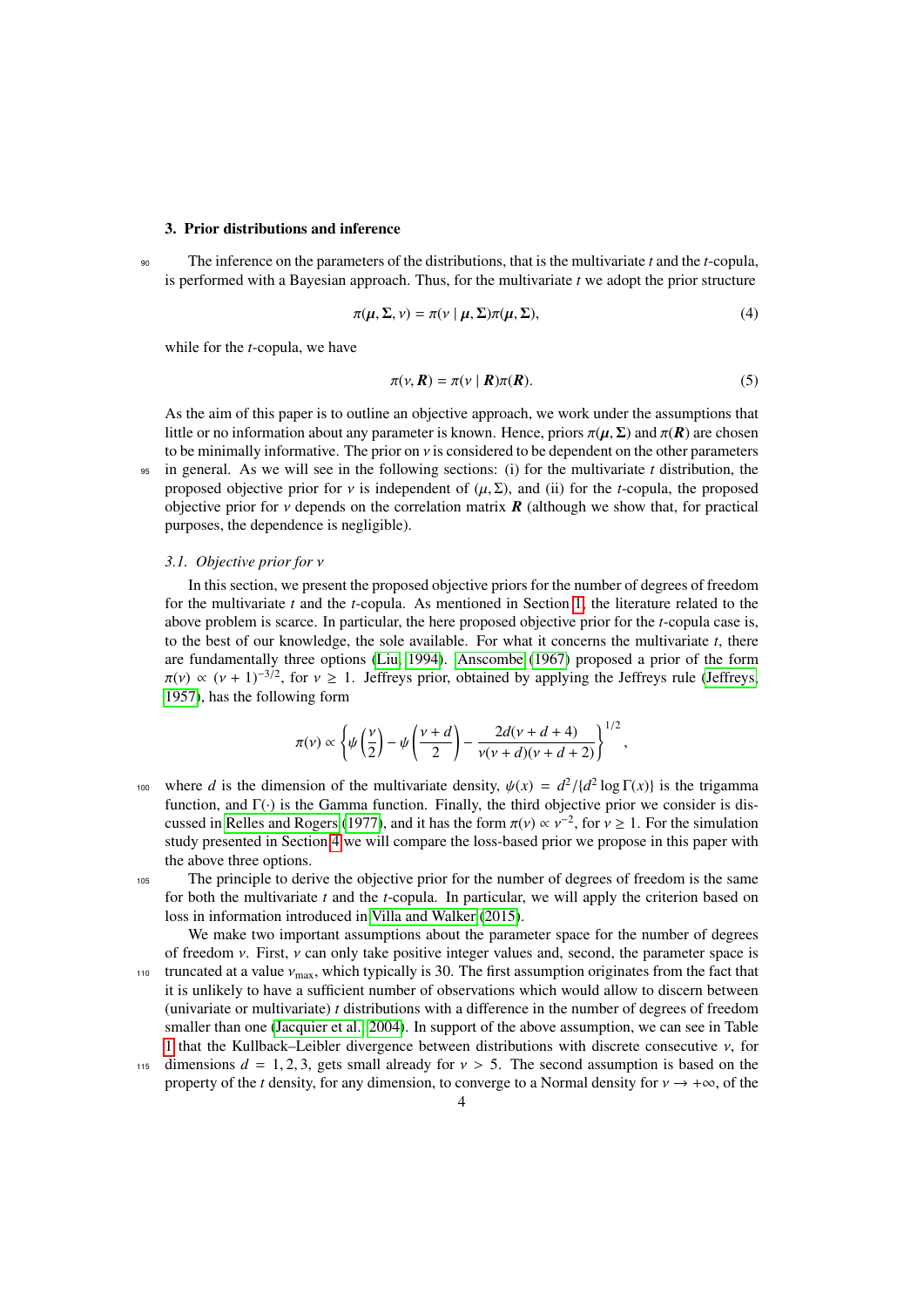## 3. Prior distributions and inference

The inference on the parameters of the distributions, that is the multivariate $t$ and the $t$-copula, is performed with a Bayesian approach. Thus, for the multivariate $t$ we adopt the prior structure

$$\pi(\boldsymbol{\mu}, \boldsymbol{\Sigma}, \nu) = \pi(\nu \mid \boldsymbol{\mu}, \boldsymbol{\Sigma})\pi(\boldsymbol{\mu}, \boldsymbol{\Sigma}), \tag{4}$$

while for the $t$-copula, we have

$$\pi(\nu, \boldsymbol{R}) = \pi(\nu \mid \boldsymbol{R})\pi(\boldsymbol{R}). \tag{5}$$

As the aim of this paper is to outline an objective approach, we work under the assumptions that little or no information about any parameter is known. Hence, priors $\pi(\boldsymbol{\mu}, \boldsymbol{\Sigma})$ and $\pi(\boldsymbol{R})$ are chosen to be minimally informative. The prior on $\nu$ is considered to be dependent on the other parameters in general. As we will see in the following sections: (i) for the multivariate $t$ distribution, the proposed objective prior for $\nu$ is independent of $(\mu, \Sigma)$, and (ii) for the $t$-copula, the proposed objective prior for $\nu$ depends on the correlation matrix $\boldsymbol{R}$ (although we show that, for practical purposes, the dependence is negligible).

### 3.1. Objective prior for $\nu$

In this section, we present the proposed objective priors for the number of degrees of freedom for the multivariate $t$ and the $t$-copula. As mentioned in Section 1, the literature related to the above problem is scarce. In particular, the here proposed objective prior for the $t$-copula case is, to the best of our knowledge, the sole available. For what it concerns the multivariate $t$, there are fundamentally three options (Liu, 1994). Anscombe (1967) proposed a prior of the form $\pi(\nu) \propto (\nu + 1)^{-3/2}$, for $\nu \geq 1$. Jeffreys prior, obtained by applying the Jeffreys rule (Jeffreys, 1957), has the following form

$$\pi(\nu) \propto \left\{ \psi\left(\frac{\nu}{2}\right) - \psi\left(\frac{\nu + d}{2}\right) - \frac{2d(\nu + d + 4)}{\nu(\nu + d)(\nu + d + 2)} \right\}^{1/2},$$

where $d$ is the dimension of the multivariate density, $\psi(x) = d^2/\{d^2 \log \Gamma(x)\}$ is the trigamma function, and $\Gamma(\cdot)$ is the Gamma function. Finally, the third objective prior we consider is discussed in Relles and Rogers (1977), and it has the form $\pi(\nu) \propto \nu^{-2}$, for $\nu \geq 1$. For the simulation study presented in Section 4 we will compare the loss-based prior we propose in this paper with the above three options.

The principle to derive the objective prior for the number of degrees of freedom is the same for both the multivariate $t$ and the $t$-copula. In particular, we will apply the criterion based on loss in information introduced in Villa and Walker (2015).

We make two important assumptions about the parameter space for the number of degrees of freedom $\nu$. First, $\nu$ can only take positive integer values and, second, the parameter space is truncated at a value $\nu_{\text{max}}$, which typically is 30. The first assumption originates from the fact that it is unlikely to have a sufficient number of observations which would allow to discern between (univariate or multivariate) $t$ distributions with a difference in the number of degrees of freedom smaller than one (Jacquier et al., 2004). In support of the above assumption, we can see in Table 1 that the Kullback–Leibler divergence between distributions with discrete consecutive $\nu$, for dimensions $d = 1, 2, 3$, gets small already for $\nu > 5$. The second assumption is based on the property of the $t$ density, for any dimension, to converge to a Normal density for $\nu \to +\infty$, of the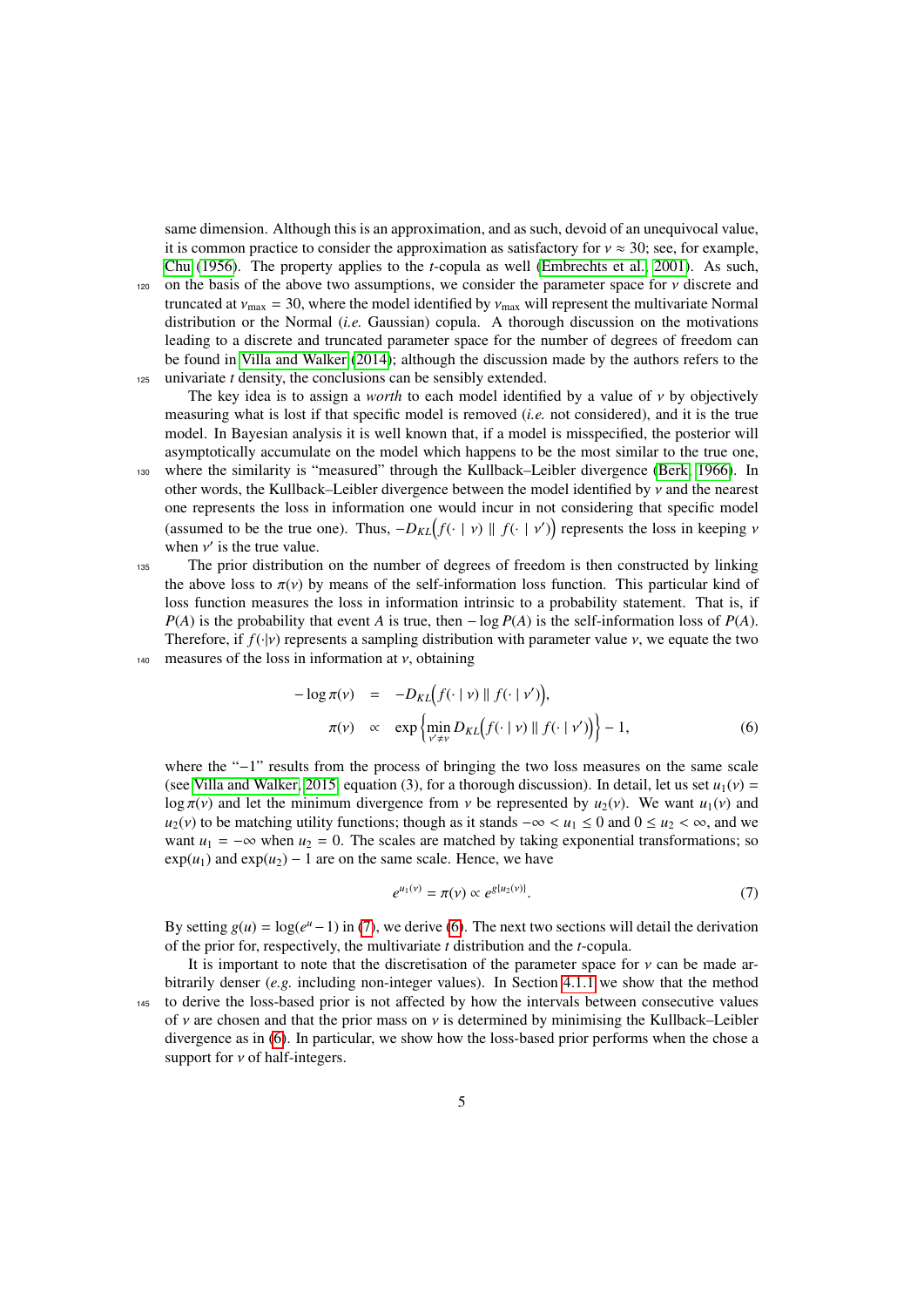same dimension. Although this is an approximation, and as such, devoid of an unequivocal value, it is common practice to consider the approximation as satisfactory for $\nu \approx 30$; see, for example, Chu (1956). The property applies to the $t$-copula as well (Embrechts et al., 2001). As such, on the basis of the above two assumptions, we consider the parameter space for $\nu$ discrete and truncated at $\nu_{\max} = 30$, where the model identified by $\nu_{\max}$ will represent the multivariate Normal distribution or the Normal (*i.e.* Gaussian) copula. A thorough discussion on the motivations leading to a discrete and truncated parameter space for the number of degrees of freedom can be found in Villa and Walker (2014); although the discussion made by the authors refers to the univariate $t$ density, the conclusions can be sensibly extended.

The key idea is to assign a *worth* to each model identified by a value of $\nu$ by objectively measuring what is lost if that specific model is removed (*i.e.* not considered), and it is the true model. In Bayesian analysis it is well known that, if a model is misspecified, the posterior will asymptotically accumulate on the model which happens to be the most similar to the true one, where the similarity is "measured" through the Kullback–Leibler divergence (Berk, 1966). In other words, the Kullback–Leibler divergence between the model identified by $\nu$ and the nearest one represents the loss in information one would incur in not considering that specific model (assumed to be the true one). Thus, $-D_{KL}\big(f(\cdot \mid \nu) \parallel f(\cdot \mid \nu')\big)$ represents the loss in keeping $\nu$ when $\nu'$ is the true value.

The prior distribution on the number of degrees of freedom is then constructed by linking the above loss to $\pi(\nu)$ by means of the self-information loss function. This particular kind of loss function measures the loss in information intrinsic to a probability statement. That is, if $P(A)$ is the probability that event $A$ is true, then $-\log P(A)$ is the self-information loss of $P(A)$. Therefore, if $f(\cdot|\nu)$ represents a sampling distribution with parameter value $\nu$, we equate the two measures of the loss in information at $\nu$, obtaining

$$
\begin{aligned}
-\log \pi(\nu) &= -D_{KL}\big(f(\cdot \mid \nu) \parallel f(\cdot \mid \nu')\big), \\
\pi(\nu) &\propto \exp\left\{\min_{\nu' \neq \nu} D_{KL}\big(f(\cdot \mid \nu) \parallel f(\cdot \mid \nu')\big)\right\} - 1,
\end{aligned} \tag{6}
$$

where the "$-1$" results from the process of bringing the two loss measures on the same scale (see Villa and Walker, 2015, equation (3), for a thorough discussion). In detail, let us set $u_1(\nu) = \log \pi(\nu)$ and let the minimum divergence from $\nu$ be represented by $u_2(\nu)$. We want $u_1(\nu)$ and $u_2(\nu)$ to be matching utility functions; though as it stands $-\infty < u_1 \leq 0$ and $0 \leq u_2 < \infty$, and we want $u_1 = -\infty$ when $u_2 = 0$. The scales are matched by taking exponential transformations; so $\exp(u_1)$ and $\exp(u_2) - 1$ are on the same scale. Hence, we have

$$
e^{u_1(\nu)} = \pi(\nu) \propto e^{g\{u_2(\nu)\}}. \tag{7}
$$

By setting $g(u) = \log(e^u - 1)$ in (7), we derive (6). The next two sections will detail the derivation of the prior for, respectively, the multivariate $t$ distribution and the $t$-copula.

It is important to note that the discretisation of the parameter space for $\nu$ can be made arbitrarily denser (*e.g.* including non-integer values). In Section 4.1.1 we show that the method to derive the loss-based prior is not affected by how the intervals between consecutive values of $\nu$ are chosen and that the prior mass on $\nu$ is determined by minimising the Kullback–Leibler divergence as in (6). In particular, we show how the loss-based prior performs when the chose a support for $\nu$ of half-integers.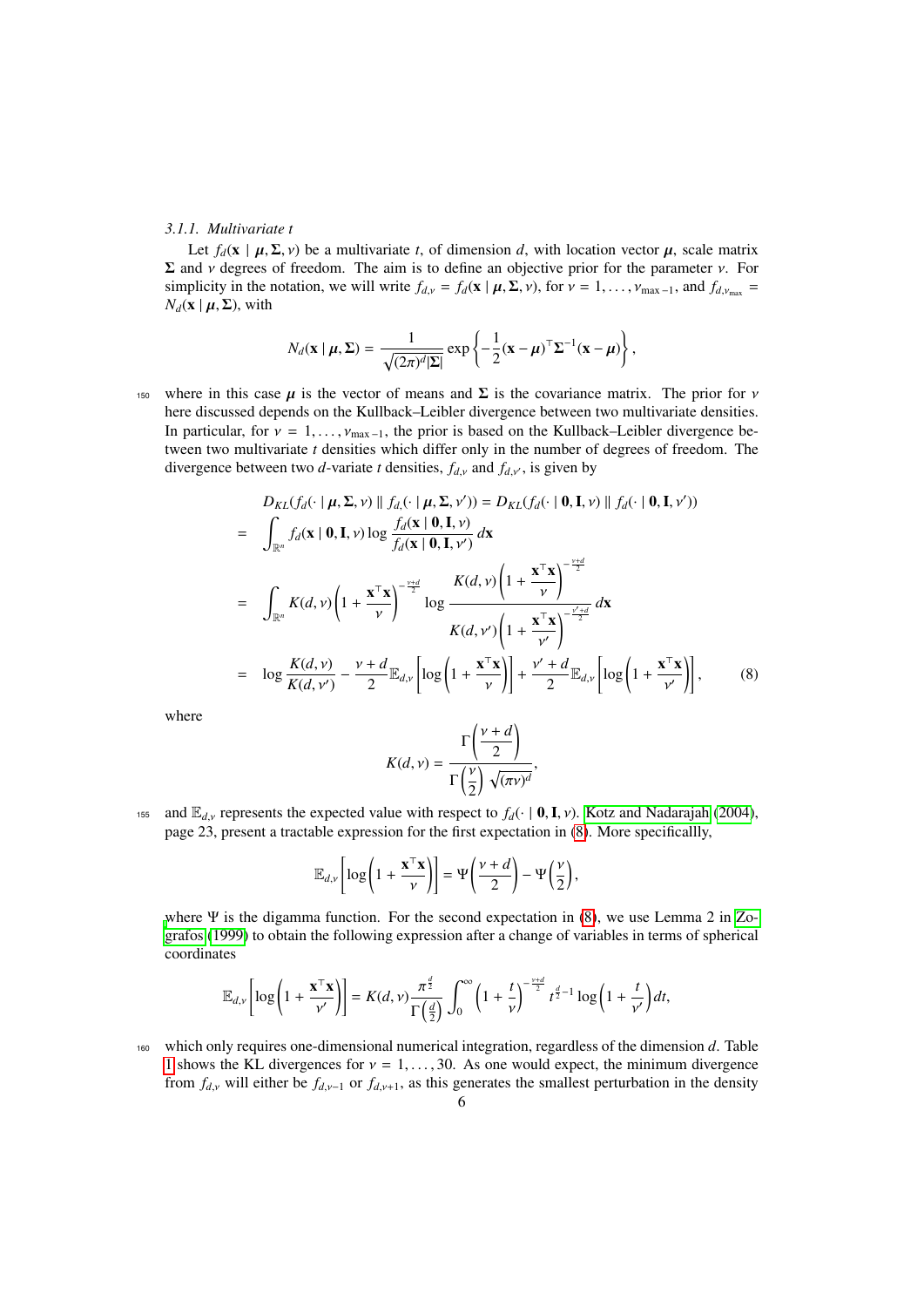### 3.1.1. Multivariate t

Let $f_d(\mathbf{x} \mid \boldsymbol{\mu}, \boldsymbol{\Sigma}, \nu)$ be a multivariate $t$, of dimension $d$, with location vector $\boldsymbol{\mu}$, scale matrix $\boldsymbol{\Sigma}$ and $\nu$ degrees of freedom. The aim is to define an objective prior for the parameter $\nu$. For simplicity in the notation, we will write $f_{d,\nu} = f_d(\mathbf{x} \mid \boldsymbol{\mu}, \boldsymbol{\Sigma}, \nu)$, for $\nu = 1, \dots, \nu_{\max -1}$, and $f_{d,\nu_{\max}} = N_d(\mathbf{x} \mid \boldsymbol{\mu}, \boldsymbol{\Sigma})$, with

$$N_d(\mathbf{x} \mid \boldsymbol{\mu}, \boldsymbol{\Sigma}) = \frac{1}{\sqrt{(2\pi)^d |\boldsymbol{\Sigma}|}} \exp\left\{ -\frac{1}{2} (\mathbf{x} - \boldsymbol{\mu})^\top \boldsymbol{\Sigma}^{-1} (\mathbf{x} - \boldsymbol{\mu}) \right\},$$

where in this case $\boldsymbol{\mu}$ is the vector of means and $\boldsymbol{\Sigma}$ is the covariance matrix. The prior for $\nu$ here discussed depends on the Kullback–Leibler divergence between two multivariate densities. In particular, for $\nu = 1, \dots, \nu_{\max -1}$, the prior is based on the Kullback–Leibler divergence between two multivariate $t$ densities which differ only in the number of degrees of freedom. The divergence between two $d$-variate $t$ densities, $f_{d,\nu}$ and $f_{d,\nu'}$, is given by

$$\begin{aligned}
& D_{KL}(f_d(\cdot \mid \boldsymbol{\mu}, \boldsymbol{\Sigma}, \nu) \parallel f_{d,}(\cdot \mid \boldsymbol{\mu}, \boldsymbol{\Sigma}, \nu')) = D_{KL}(f_d(\cdot \mid \mathbf{0}, \mathbf{I}, \nu) \parallel f_d(\cdot \mid \mathbf{0}, \mathbf{I}, \nu')) \\
= \;& \int_{\mathbb{R}^n} f_d(\mathbf{x} \mid \mathbf{0}, \mathbf{I}, \nu) \log \frac{f_d(\mathbf{x} \mid \mathbf{0}, \mathbf{I}, \nu)}{f_d(\mathbf{x} \mid \mathbf{0}, \mathbf{I}, \nu')} \, d\mathbf{x} \\
= \;& \int_{\mathbb{R}^n} K(d, \nu) \left(1 + \frac{\mathbf{x}^\top \mathbf{x}}{\nu}\right)^{-\frac{\nu+d}{2}} \log \frac{K(d, \nu) \left(1 + \frac{\mathbf{x}^\top \mathbf{x}}{\nu}\right)^{-\frac{\nu+d}{2}}}{K(d, \nu') \left(1 + \frac{\mathbf{x}^\top \mathbf{x}}{\nu'}\right)^{-\frac{\nu'+d}{2}}} \, d\mathbf{x} \\
= \;& \log \frac{K(d, \nu)}{K(d, \nu')} - \frac{\nu + d}{2} \mathbb{E}_{d,\nu}\left[\log\left(1 + \frac{\mathbf{x}^\top \mathbf{x}}{\nu}\right)\right] + \frac{\nu' + d}{2} \mathbb{E}_{d,\nu}\left[\log\left(1 + \frac{\mathbf{x}^\top \mathbf{x}}{\nu'}\right)\right],
\end{aligned} \tag{8}$$

where

$$K(d, \nu) = \frac{\Gamma\left(\frac{\nu + d}{2}\right)}{\Gamma\left(\frac{\nu}{2}\right) \sqrt{(\pi\nu)^d}},$$

and $\mathbb{E}_{d,\nu}$ represents the expected value with respect to $f_d(\cdot \mid \mathbf{0}, \mathbf{I}, \nu)$. Kotz and Nadarajah (2004), page 23, present a tractable expression for the first expectation in (8). More specificallly,

$$\mathbb{E}_{d,\nu}\left[\log\left(1 + \frac{\mathbf{x}^\top \mathbf{x}}{\nu}\right)\right] = \Psi\left(\frac{\nu + d}{2}\right) - \Psi\left(\frac{\nu}{2}\right),$$

where $\Psi$ is the digamma function. For the second expectation in (8), we use Lemma 2 in Zografos (1999) to obtain the following expression after a change of variables in terms of spherical coordinates

$$\mathbb{E}_{d,\nu}\left[\log\left(1 + \frac{\mathbf{x}^\top \mathbf{x}}{\nu'}\right)\right] = K(d, \nu) \frac{\pi^{\frac{d}{2}}}{\Gamma\left(\frac{d}{2}\right)} \int_0^\infty \left(1 + \frac{t}{\nu}\right)^{-\frac{\nu+d}{2}} t^{\frac{d}{2}-1} \log\left(1 + \frac{t}{\nu'}\right) dt,$$

which only requires one-dimensional numerical integration, regardless of the dimension $d$. Table 1 shows the KL divergences for $\nu = 1, \dots, 30$. As one would expect, the minimum divergence from $f_{d,\nu}$ will either be $f_{d,\nu-1}$ or $f_{d,\nu+1}$, as this generates the smallest perturbation in the density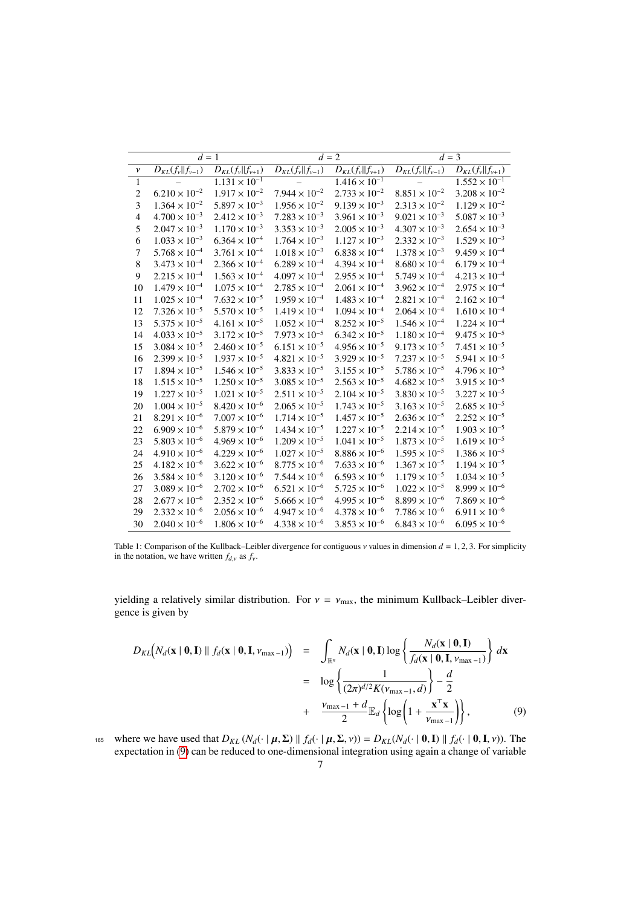| | $d=1$ | | $d=2$ | | $d=3$ | |
|---|---|---|---|---|---|---|
| $\nu$ | $D_{KL}(f_\nu \Vert f_{\nu-1})$ | $D_{KL}(f_\nu \Vert f_{\nu+1})$ | $D_{KL}(f_\nu \Vert f_{\nu-1})$ | $D_{KL}(f_\nu \Vert f_{\nu+1})$ | $D_{KL}(f_\nu \Vert f_{\nu-1})$ | $D_{KL}(f_\nu \Vert f_{\nu+1})$ |
| 1 | – | $1.131 \times 10^{-1}$ | – | $1.416 \times 10^{-1}$ | – | $1.552 \times 10^{-1}$ |
| 2 | $6.210 \times 10^{-2}$ | $1.917 \times 10^{-2}$ | $7.944 \times 10^{-2}$ | $2.733 \times 10^{-2}$ | $8.851 \times 10^{-2}$ | $3.208 \times 10^{-2}$ |
| 3 | $1.364 \times 10^{-2}$ | $5.897 \times 10^{-3}$ | $1.956 \times 10^{-2}$ | $9.139 \times 10^{-3}$ | $2.313 \times 10^{-2}$ | $1.129 \times 10^{-2}$ |
| 4 | $4.700 \times 10^{-3}$ | $2.412 \times 10^{-3}$ | $7.283 \times 10^{-3}$ | $3.961 \times 10^{-3}$ | $9.021 \times 10^{-3}$ | $5.087 \times 10^{-3}$ |
| 5 | $2.047 \times 10^{-3}$ | $1.170 \times 10^{-3}$ | $3.353 \times 10^{-3}$ | $2.005 \times 10^{-3}$ | $4.307 \times 10^{-3}$ | $2.654 \times 10^{-3}$ |
| 6 | $1.033 \times 10^{-3}$ | $6.364 \times 10^{-4}$ | $1.764 \times 10^{-3}$ | $1.127 \times 10^{-3}$ | $2.332 \times 10^{-3}$ | $1.529 \times 10^{-3}$ |
| 7 | $5.768 \times 10^{-4}$ | $3.761 \times 10^{-4}$ | $1.018 \times 10^{-3}$ | $6.838 \times 10^{-4}$ | $1.378 \times 10^{-3}$ | $9.459 \times 10^{-4}$ |
| 8 | $3.473 \times 10^{-4}$ | $2.366 \times 10^{-4}$ | $6.289 \times 10^{-4}$ | $4.394 \times 10^{-4}$ | $8.680 \times 10^{-4}$ | $6.179 \times 10^{-4}$ |
| 9 | $2.215 \times 10^{-4}$ | $1.563 \times 10^{-4}$ | $4.097 \times 10^{-4}$ | $2.955 \times 10^{-4}$ | $5.749 \times 10^{-4}$ | $4.213 \times 10^{-4}$ |
| 10 | $1.479 \times 10^{-4}$ | $1.075 \times 10^{-4}$ | $2.785 \times 10^{-4}$ | $2.061 \times 10^{-4}$ | $3.962 \times 10^{-4}$ | $2.975 \times 10^{-4}$ |
| 11 | $1.025 \times 10^{-4}$ | $7.632 \times 10^{-5}$ | $1.959 \times 10^{-4}$ | $1.483 \times 10^{-4}$ | $2.821 \times 10^{-4}$ | $2.162 \times 10^{-4}$ |
| 12 | $7.326 \times 10^{-5}$ | $5.570 \times 10^{-5}$ | $1.419 \times 10^{-4}$ | $1.094 \times 10^{-4}$ | $2.064 \times 10^{-4}$ | $1.610 \times 10^{-4}$ |
| 13 | $5.375 \times 10^{-5}$ | $4.161 \times 10^{-5}$ | $1.052 \times 10^{-4}$ | $8.252 \times 10^{-5}$ | $1.546 \times 10^{-4}$ | $1.224 \times 10^{-4}$ |
| 14 | $4.033 \times 10^{-5}$ | $3.172 \times 10^{-5}$ | $7.973 \times 10^{-5}$ | $6.342 \times 10^{-5}$ | $1.180 \times 10^{-4}$ | $9.475 \times 10^{-5}$ |
| 15 | $3.084 \times 10^{-5}$ | $2.460 \times 10^{-5}$ | $6.151 \times 10^{-5}$ | $4.956 \times 10^{-5}$ | $9.173 \times 10^{-5}$ | $7.451 \times 10^{-5}$ |
| 16 | $2.399 \times 10^{-5}$ | $1.937 \times 10^{-5}$ | $4.821 \times 10^{-5}$ | $3.929 \times 10^{-5}$ | $7.237 \times 10^{-5}$ | $5.941 \times 10^{-5}$ |
| 17 | $1.894 \times 10^{-5}$ | $1.546 \times 10^{-5}$ | $3.833 \times 10^{-5}$ | $3.155 \times 10^{-5}$ | $5.786 \times 10^{-5}$ | $4.796 \times 10^{-5}$ |
| 18 | $1.515 \times 10^{-5}$ | $1.250 \times 10^{-5}$ | $3.085 \times 10^{-5}$ | $2.563 \times 10^{-5}$ | $4.682 \times 10^{-5}$ | $3.915 \times 10^{-5}$ |
| 19 | $1.227 \times 10^{-5}$ | $1.021 \times 10^{-5}$ | $2.511 \times 10^{-5}$ | $2.104 \times 10^{-5}$ | $3.830 \times 10^{-5}$ | $3.227 \times 10^{-5}$ |
| 20 | $1.004 \times 10^{-5}$ | $8.420 \times 10^{-6}$ | $2.065 \times 10^{-5}$ | $1.743 \times 10^{-5}$ | $3.163 \times 10^{-5}$ | $2.685 \times 10^{-5}$ |
| 21 | $8.291 \times 10^{-6}$ | $7.007 \times 10^{-6}$ | $1.714 \times 10^{-5}$ | $1.457 \times 10^{-5}$ | $2.636 \times 10^{-5}$ | $2.252 \times 10^{-5}$ |
| 22 | $6.909 \times 10^{-6}$ | $5.879 \times 10^{-6}$ | $1.434 \times 10^{-5}$ | $1.227 \times 10^{-5}$ | $2.214 \times 10^{-5}$ | $1.903 \times 10^{-5}$ |
| 23 | $5.803 \times 10^{-6}$ | $4.969 \times 10^{-6}$ | $1.209 \times 10^{-5}$ | $1.041 \times 10^{-5}$ | $1.873 \times 10^{-5}$ | $1.619 \times 10^{-5}$ |
| 24 | $4.910 \times 10^{-6}$ | $4.229 \times 10^{-6}$ | $1.027 \times 10^{-5}$ | $8.886 \times 10^{-6}$ | $1.595 \times 10^{-5}$ | $1.386 \times 10^{-5}$ |
| 25 | $4.182 \times 10^{-6}$ | $3.622 \times 10^{-6}$ | $8.775 \times 10^{-6}$ | $7.633 \times 10^{-6}$ | $1.367 \times 10^{-5}$ | $1.194 \times 10^{-5}$ |
| 26 | $3.584 \times 10^{-6}$ | $3.120 \times 10^{-6}$ | $7.544 \times 10^{-6}$ | $6.593 \times 10^{-6}$ | $1.179 \times 10^{-5}$ | $1.034 \times 10^{-5}$ |
| 27 | $3.089 \times 10^{-6}$ | $2.702 \times 10^{-6}$ | $6.521 \times 10^{-6}$ | $5.725 \times 10^{-6}$ | $1.022 \times 10^{-5}$ | $8.999 \times 10^{-6}$ |
| 28 | $2.677 \times 10^{-6}$ | $2.352 \times 10^{-6}$ | $5.666 \times 10^{-6}$ | $4.995 \times 10^{-6}$ | $8.899 \times 10^{-6}$ | $7.869 \times 10^{-6}$ |
| 29 | $2.332 \times 10^{-6}$ | $2.056 \times 10^{-6}$ | $4.947 \times 10^{-6}$ | $4.378 \times 10^{-6}$ | $7.786 \times 10^{-6}$ | $6.911 \times 10^{-6}$ |
| 30 | $2.040 \times 10^{-6}$ | $1.806 \times 10^{-6}$ | $4.338 \times 10^{-6}$ | $3.853 \times 10^{-6}$ | $6.843 \times 10^{-6}$ | $6.095 \times 10^{-6}$ |

Table 1: Comparison of the Kullback–Leibler divergence for contiguous $\nu$ values in dimension $d = 1, 2, 3$. For simplicity in the notation, we have written $f_{d,\nu}$ as $f_\nu$.

yielding a relatively similar distribution. For $\nu = \nu_{\max}$, the minimum Kullback–Leibler divergence is given by

$$
\begin{aligned}
D_{KL}\Big(N_d(\mathbf{x} \mid \mathbf{0}, \mathbf{I}) \parallel f_d(\mathbf{x} \mid \mathbf{0}, \mathbf{I}, \nu_{\max-1})\Big) &= \int_{\mathbb{R}^n} N_d(\mathbf{x} \mid \mathbf{0}, \mathbf{I}) \log\left\{\frac{N_d(\mathbf{x} \mid \mathbf{0}, \mathbf{I})}{f_d(\mathbf{x} \mid \mathbf{0}, \mathbf{I}, \nu_{\max-1})}\right\} d\mathbf{x} \\
&= \log\left\{\frac{1}{(2\pi)^{d/2} K(\nu_{\max-1}, d)}\right\} - \frac{d}{2} \\
&+ \frac{\nu_{\max-1} + d}{2} \mathbb{E}_d\left\{\log\left(1 + \frac{\mathbf{x}^\top \mathbf{x}}{\nu_{\max-1}}\right)\right\}, \qquad (9)
\end{aligned}
$$

where we have used that $D_{KL}\left(N_d(\cdot \mid \boldsymbol{\mu}, \boldsymbol{\Sigma}) \parallel f_d(\cdot \mid \boldsymbol{\mu}, \boldsymbol{\Sigma}, \nu)\right) = D_{KL}(N_d(\cdot \mid \mathbf{0}, \mathbf{I}) \parallel f_d(\cdot \mid \mathbf{0}, \mathbf{I}, \nu))$. The expectation in (9) can be reduced to one-dimensional integration using again a change of variable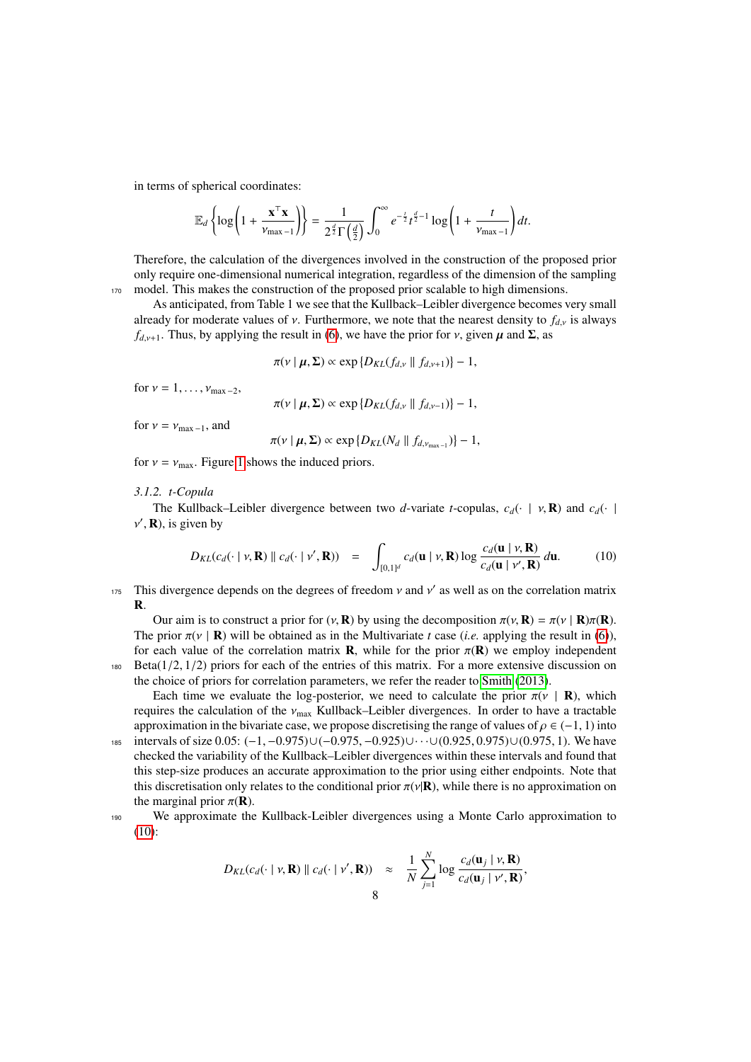in terms of spherical coordinates:

$$\mathbb{E}_d\left\{\log\left(1+\frac{\mathbf{x}^\top\mathbf{x}}{\nu_{\max-1}}\right)\right\} = \frac{1}{2^{\frac{d}{2}}\Gamma\left(\frac{d}{2}\right)}\int_0^\infty e^{-\frac{t}{2}}t^{\frac{d}{2}-1}\log\left(1+\frac{t}{\nu_{\max-1}}\right)dt.$$

Therefore, the calculation of the divergences involved in the construction of the proposed prior only require one-dimensional numerical integration, regardless of the dimension of the sampling model. This makes the construction of the proposed prior scalable to high dimensions.

As anticipated, from Table 1 we see that the Kullback–Leibler divergence becomes very small already for moderate values of $\nu$. Furthermore, we note that the nearest density to $f_{d,\nu}$ is always $f_{d,\nu+1}$. Thus, by applying the result in (6), we have the prior for $\nu$, given $\boldsymbol{\mu}$ and $\boldsymbol{\Sigma}$, as

$$\pi(\nu \mid \boldsymbol{\mu},\boldsymbol{\Sigma}) \propto \exp\{D_{KL}(f_{d,\nu} \parallel f_{d,\nu+1})\} - 1,$$

for $\nu = 1,\dots,\nu_{\max-2}$,

$$\pi(\nu \mid \boldsymbol{\mu},\boldsymbol{\Sigma}) \propto \exp\{D_{KL}(f_{d,\nu} \parallel f_{d,\nu-1})\} - 1,$$

for $\nu = \nu_{\max-1}$, and

$$\pi(\nu \mid \boldsymbol{\mu},\boldsymbol{\Sigma}) \propto \exp\{D_{KL}(N_d \parallel f_{d,\nu_{\max-1}})\} - 1,$$

for $\nu = \nu_{\max}$. Figure 1 shows the induced priors.

### *3.1.2. t-Copula*

The Kullback–Leibler divergence between two $d$-variate $t$-copulas, $c_d(\cdot \mid \nu,\mathbf{R})$ and $c_d(\cdot \mid \nu',\mathbf{R})$, is given by

$$D_{KL}(c_d(\cdot \mid \nu,\mathbf{R}) \parallel c_d(\cdot \mid \nu',\mathbf{R})) \quad = \quad \int_{[0,1]^d} c_d(\mathbf{u} \mid \nu,\mathbf{R})\log\frac{c_d(\mathbf{u} \mid \nu,\mathbf{R})}{c_d(\mathbf{u} \mid \nu',\mathbf{R})}\,d\mathbf{u}. \tag{10}$$

This divergence depends on the degrees of freedom $\nu$ and $\nu'$ as well as on the correlation matrix $\mathbf{R}$.

Our aim is to construct a prior for $(\nu,\mathbf{R})$ by using the decomposition $\pi(\nu,\mathbf{R}) = \pi(\nu \mid \mathbf{R})\pi(\mathbf{R})$. The prior $\pi(\nu \mid \mathbf{R})$ will be obtained as in the Multivariate $t$ case (*i.e.* applying the result in (6)), for each value of the correlation matrix $\mathbf{R}$, while for the prior $\pi(\mathbf{R})$ we employ independent Beta$(1/2,1/2)$ priors for each of the entries of this matrix. For a more extensive discussion on the choice of priors for correlation parameters, we refer the reader to Smith (2013).

Each time we evaluate the log-posterior, we need to calculate the prior $\pi(\nu \mid \mathbf{R})$, which requires the calculation of the $\nu_{\max}$ Kullback–Leibler divergences. In order to have a tractable approximation in the bivariate case, we propose discretising the range of values of $\rho \in (-1,1)$ into intervals of size 0.05: $(-1,-0.975)\cup(-0.975,-0.925)\cup\cdots\cup(0.925,0.975)\cup(0.975,1)$. We have checked the variability of the Kullback–Leibler divergences within these intervals and found that this step-size produces an accurate approximation to the prior using either endpoints. Note that this discretisation only relates to the conditional prior $\pi(\nu|\mathbf{R})$, while there is no approximation on the marginal prior $\pi(\mathbf{R})$.

We approximate the Kullback-Leibler divergences using a Monte Carlo approximation to (10):

$$D_{KL}(c_d(\cdot \mid \nu,\mathbf{R}) \parallel c_d(\cdot \mid \nu',\mathbf{R})) \quad \approx \quad \frac{1}{N}\sum_{j=1}^{N}\log\frac{c_d(\mathbf{u}_j \mid \nu,\mathbf{R})}{c_d(\mathbf{u}_j \mid \nu',\mathbf{R})},$$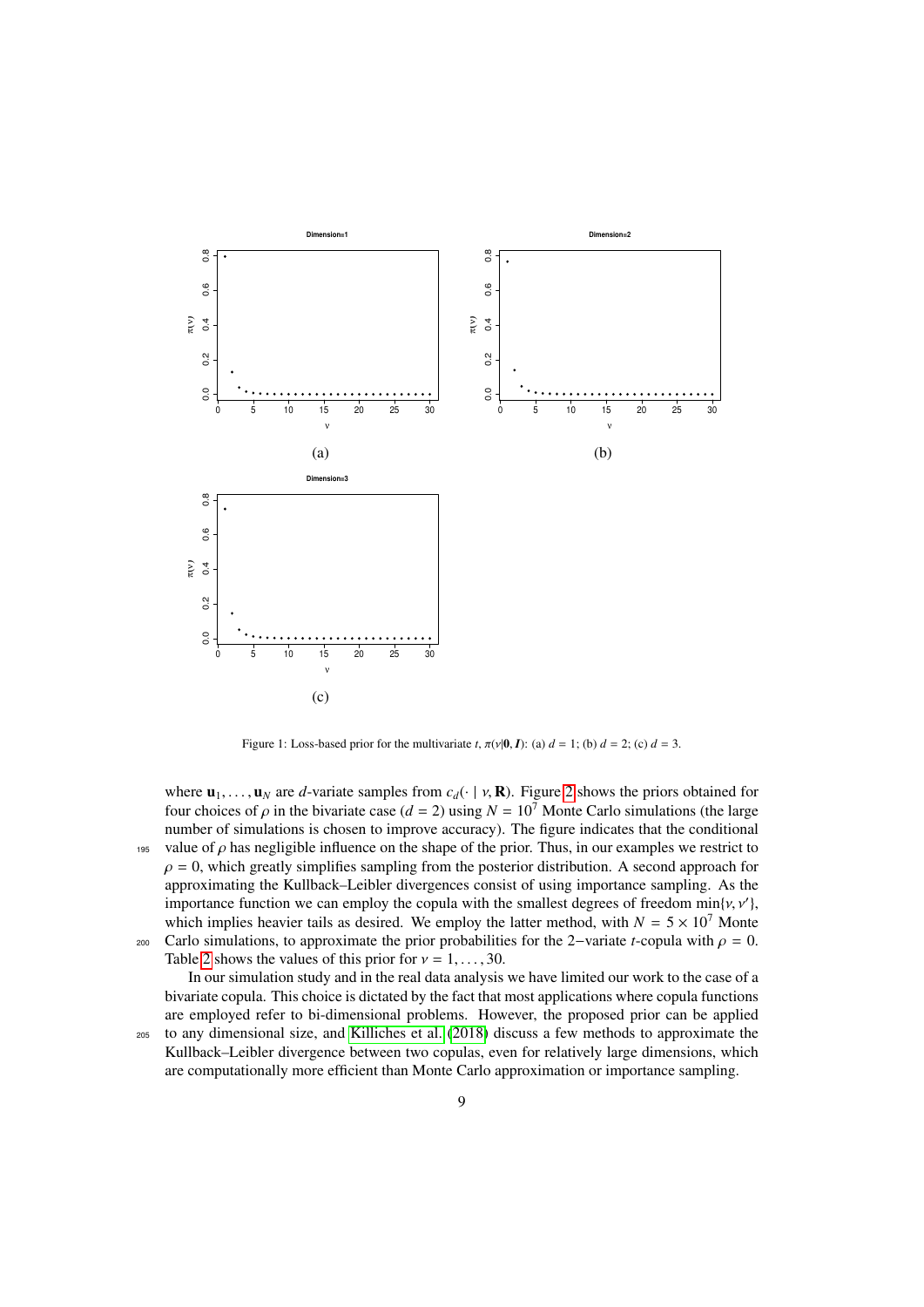Figure 1: Loss-based prior for the multivariate $t$, $\pi(\nu|\mathbf{0}, \boldsymbol{I})$: (a) $d = 1$; (b) $d = 2$; (c) $d = 3$.

where $\mathbf{u}_1, \ldots, \mathbf{u}_N$ are $d$-variate samples from $c_d(\cdot \mid \nu, \mathbf{R})$. Figure 2 shows the priors obtained for four choices of $\rho$ in the bivariate case ($d = 2$) using $N = 10^7$ Monte Carlo simulations (the large number of simulations is chosen to improve accuracy). The figure indicates that the conditional value of $\rho$ has negligible influence on the shape of the prior. Thus, in our examples we restrict to $\rho = 0$, which greatly simplifies sampling from the posterior distribution. A second approach for approximating the Kullback–Leibler divergences consist of using importance sampling. As the importance function we can employ the copula with the smallest degrees of freedom $\min\{\nu, \nu'\}$, which implies heavier tails as desired. We employ the latter method, with $N = 5 \times 10^7$ Monte Carlo simulations, to approximate the prior probabilities for the 2−variate $t$-copula with $\rho = 0$. Table 2 shows the values of this prior for $\nu = 1, \ldots, 30$.

In our simulation study and in the real data analysis we have limited our work to the case of a bivariate copula. This choice is dictated by the fact that most applications where copula functions are employed refer to bi-dimensional problems. However, the proposed prior can be applied to any dimensional size, and Killiches et al. (2018) discuss a few methods to approximate the Kullback–Leibler divergence between two copulas, even for relatively large dimensions, which are computationally more efficient than Monte Carlo approximation or importance sampling.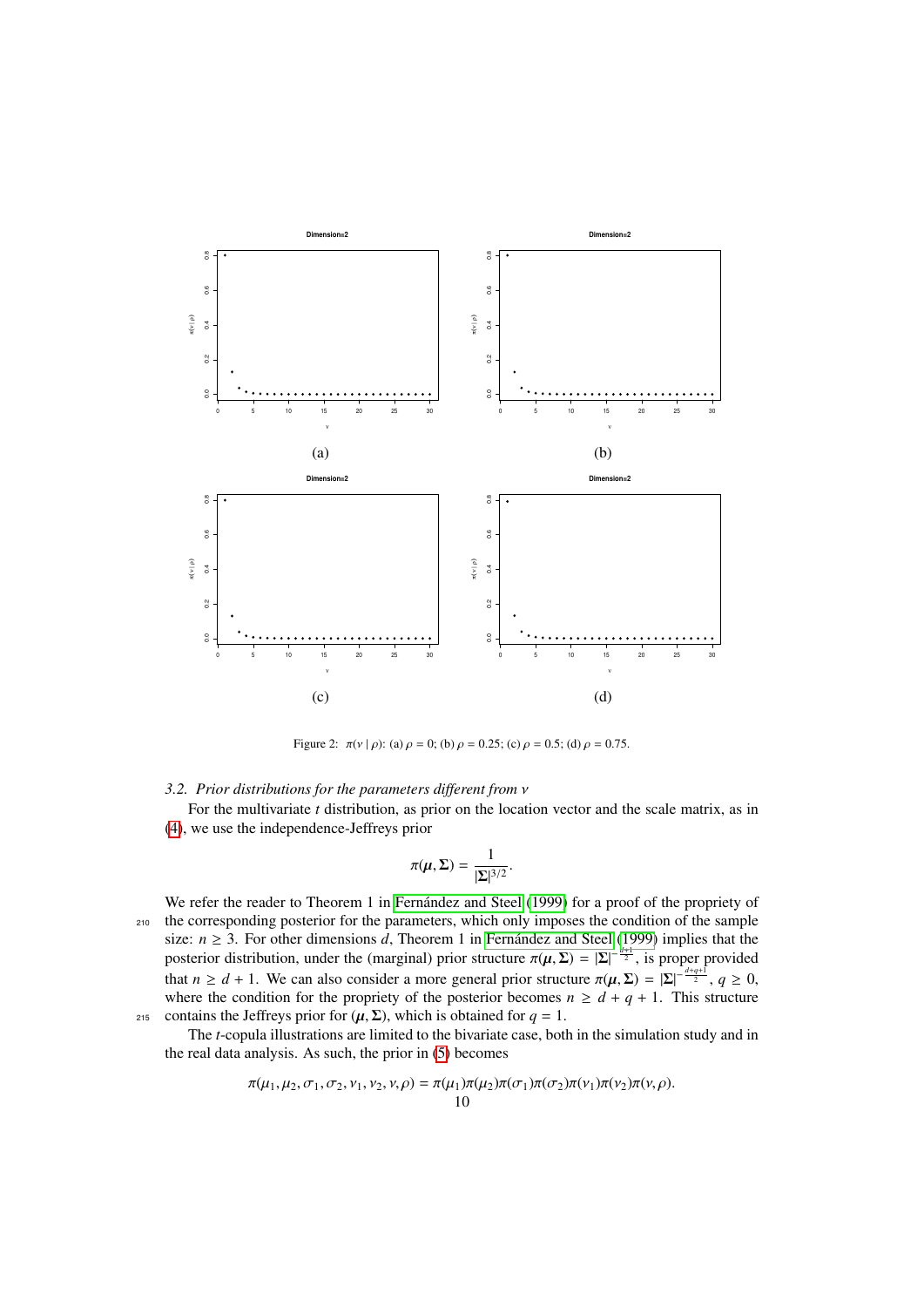Figure 2: $\pi(\nu \mid \rho)$: (a) $\rho = 0$; (b) $\rho = 0.25$; (c) $\rho = 0.5$; (d) $\rho = 0.75$.

### *3.2. Prior distributions for the parameters different from* $\nu$

For the multivariate $t$ distribution, as prior on the location vector and the scale matrix, as in (4), we use the independence-Jeffreys prior

$$\pi(\boldsymbol{\mu}, \boldsymbol{\Sigma}) = \frac{1}{|\boldsymbol{\Sigma}|^{3/2}}.$$

We refer the reader to Theorem 1 in Fernández and Steel (1999) for a proof of the propriety of the corresponding posterior for the parameters, which only imposes the condition of the sample size: $n \geq 3$. For other dimensions $d$, Theorem 1 in Fernández and Steel (1999) implies that the posterior distribution, under the (marginal) prior structure $\pi(\boldsymbol{\mu}, \boldsymbol{\Sigma}) = |\boldsymbol{\Sigma}|^{-\frac{d+1}{2}}$, is proper provided that $n \geq d + 1$. We can also consider a more general prior structure $\pi(\boldsymbol{\mu}, \boldsymbol{\Sigma}) = |\boldsymbol{\Sigma}|^{-\frac{d+q+1}{2}}$, $q \geq 0$, where the condition for the propriety of the posterior becomes $n \geq d + q + 1$. This structure contains the Jeffreys prior for $(\boldsymbol{\mu}, \boldsymbol{\Sigma})$, which is obtained for $q = 1$.

The $t$-copula illustrations are limited to the bivariate case, both in the simulation study and in the real data analysis. As such, the prior in (5) becomes

$$\pi(\mu_1, \mu_2, \sigma_1, \sigma_2, \nu_1, \nu_2, \nu, \rho) = \pi(\mu_1)\pi(\mu_2)\pi(\sigma_1)\pi(\sigma_2)\pi(\nu_1)\pi(\nu_2)\pi(\nu, \rho).$$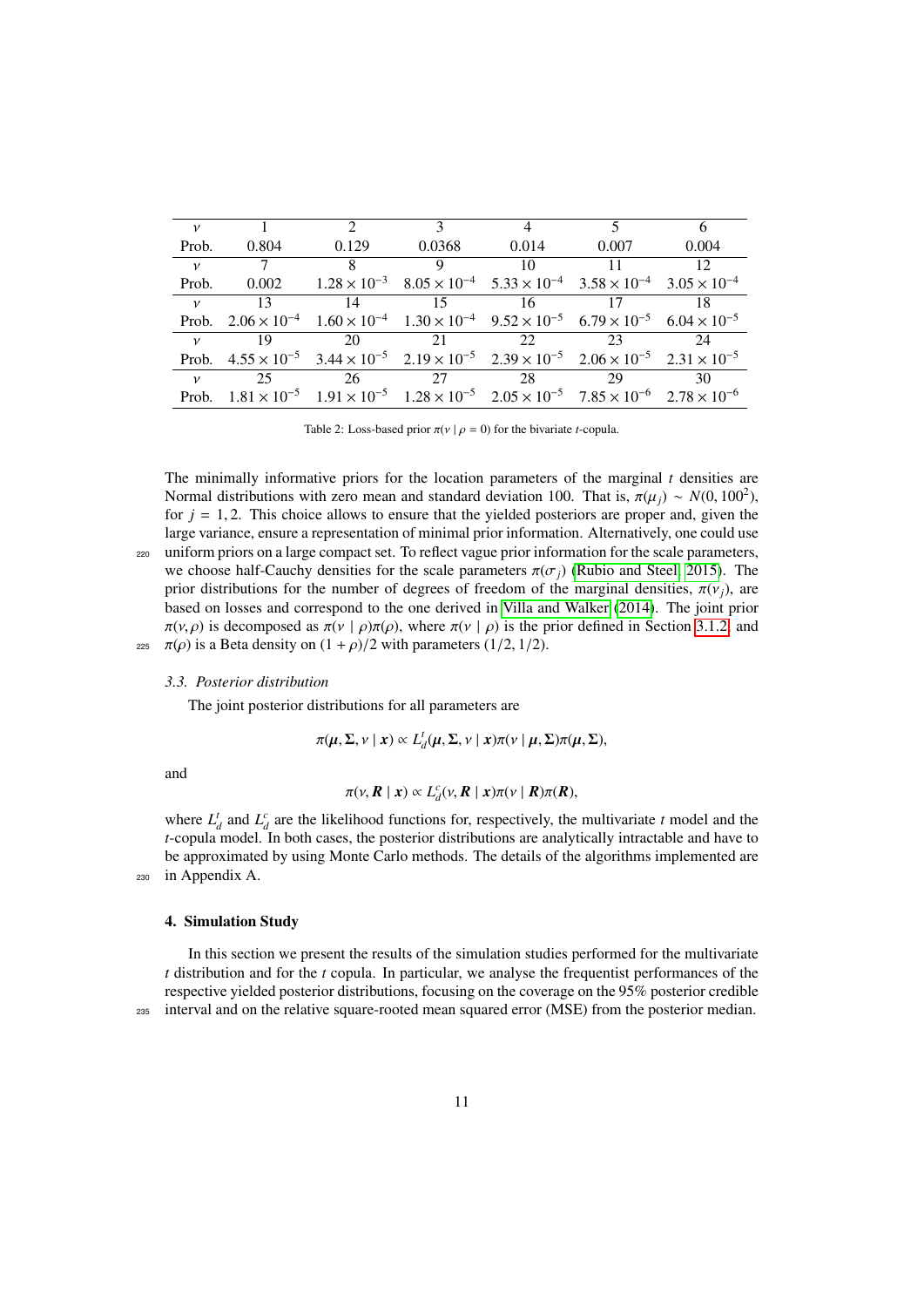| $\nu$ | 1 | 2 | 3 | 4 | 5 | 6 |
|---|---|---|---|---|---|---|
| Prob. | 0.804 | 0.129 | 0.0368 | 0.014 | 0.007 | 0.004 |
| $\nu$ | 7 | 8 | 9 | 10 | 11 | 12 |
| Prob. | 0.002 | $1.28 \times 10^{-3}$ | $8.05 \times 10^{-4}$ | $5.33 \times 10^{-4}$ | $3.58 \times 10^{-4}$ | $3.05 \times 10^{-4}$ |
| $\nu$ | 13 | 14 | 15 | 16 | 17 | 18 |
| Prob. | $2.06 \times 10^{-4}$ | $1.60 \times 10^{-4}$ | $1.30 \times 10^{-4}$ | $9.52 \times 10^{-5}$ | $6.79 \times 10^{-5}$ | $6.04 \times 10^{-5}$ |
| $\nu$ | 19 | 20 | 21 | 22 | 23 | 24 |
| Prob. | $4.55 \times 10^{-5}$ | $3.44 \times 10^{-5}$ | $2.19 \times 10^{-5}$ | $2.39 \times 10^{-5}$ | $2.06 \times 10^{-5}$ | $2.31 \times 10^{-5}$ |
| $\nu$ | 25 | 26 | 27 | 28 | 29 | 30 |
| Prob. | $1.81 \times 10^{-5}$ | $1.91 \times 10^{-5}$ | $1.28 \times 10^{-5}$ | $2.05 \times 10^{-5}$ | $7.85 \times 10^{-6}$ | $2.78 \times 10^{-6}$ |

Table 2: Loss-based prior $\pi(\nu \mid \rho = 0)$ for the bivariate $t$-copula.

The minimally informative priors for the location parameters of the marginal $t$ densities are Normal distributions with zero mean and standard deviation 100. That is, $\pi(\mu_j) \sim N(0, 100^2)$, for $j = 1, 2$. This choice allows to ensure that the yielded posteriors are proper and, given the large variance, ensure a representation of minimal prior information. Alternatively, one could use uniform priors on a large compact set. To reflect vague prior information for the scale parameters, we choose half-Cauchy densities for the scale parameters $\pi(\sigma_j)$ (Rubio and Steel, 2015). The prior distributions for the number of degrees of freedom of the marginal densities, $\pi(\nu_j)$, are based on losses and correspond to the one derived in Villa and Walker (2014). The joint prior $\pi(\nu, \rho)$ is decomposed as $\pi(\nu \mid \rho)\pi(\rho)$, where $\pi(\nu \mid \rho)$ is the prior defined in Section 3.1.2, and $\pi(\rho)$ is a Beta density on $(1 + \rho)/2$ with parameters $(1/2, 1/2)$.

### 3.3. Posterior distribution

The joint posterior distributions for all parameters are

$$\pi(\boldsymbol{\mu}, \boldsymbol{\Sigma}, \nu \mid \boldsymbol{x}) \propto L_d^t(\boldsymbol{\mu}, \boldsymbol{\Sigma}, \nu \mid \boldsymbol{x})\pi(\nu \mid \boldsymbol{\mu}, \boldsymbol{\Sigma})\pi(\boldsymbol{\mu}, \boldsymbol{\Sigma}),$$

and

$$\pi(\nu, \boldsymbol{R} \mid \boldsymbol{x}) \propto L_d^c(\nu, \boldsymbol{R} \mid \boldsymbol{x})\pi(\nu \mid \boldsymbol{R})\pi(\boldsymbol{R}),$$

where $L_d^t$ and $L_d^c$ are the likelihood functions for, respectively, the multivariate $t$ model and the $t$-copula model. In both cases, the posterior distributions are analytically intractable and have to be approximated by using Monte Carlo methods. The details of the algorithms implemented are in Appendix A.

## 4. Simulation Study

In this section we present the results of the simulation studies performed for the multivariate $t$ distribution and for the $t$ copula. In particular, we analyse the frequentist performances of the respective yielded posterior distributions, focusing on the coverage on the 95% posterior credible interval and on the relative square-rooted mean squared error (MSE) from the posterior median.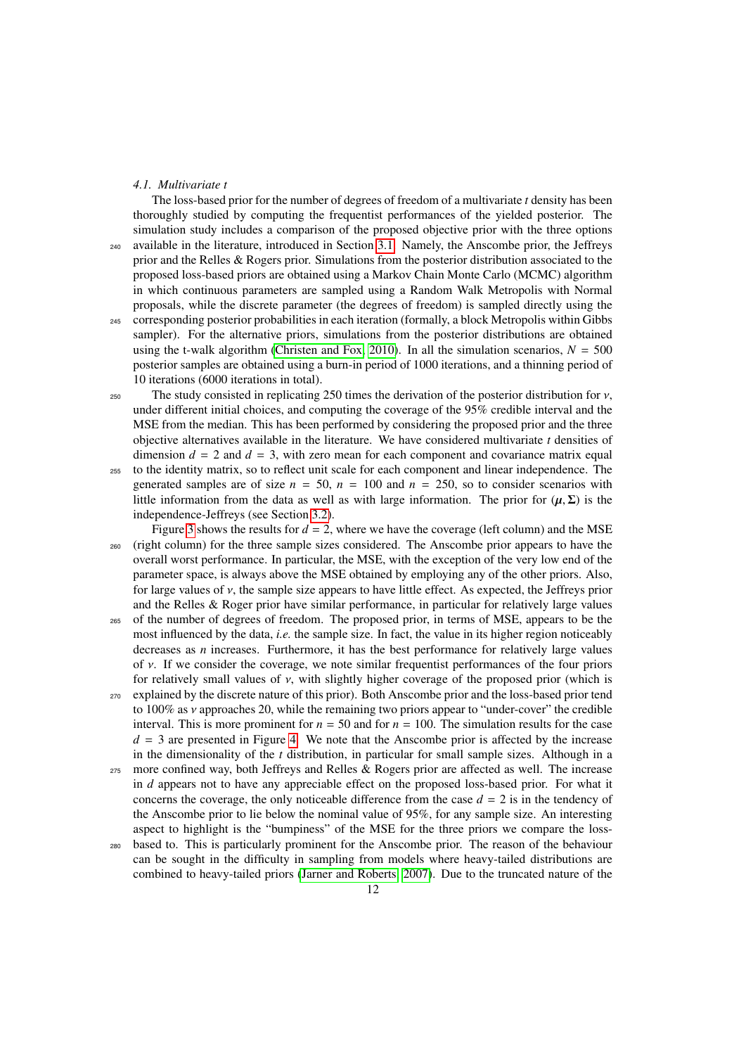### 4.1. Multivariate t

The loss-based prior for the number of degrees of freedom of a multivariate $t$ density has been thoroughly studied by computing the frequentist performances of the yielded posterior. The simulation study includes a comparison of the proposed objective prior with the three options available in the literature, introduced in Section 3.1. Namely, the Anscombe prior, the Jeffreys prior and the Relles & Rogers prior. Simulations from the posterior distribution associated to the proposed loss-based priors are obtained using a Markov Chain Monte Carlo (MCMC) algorithm in which continuous parameters are sampled using a Random Walk Metropolis with Normal proposals, while the discrete parameter (the degrees of freedom) is sampled directly using the corresponding posterior probabilities in each iteration (formally, a block Metropolis within Gibbs sampler). For the alternative priors, simulations from the posterior distributions are obtained using the t-walk algorithm (Christen and Fox, 2010). In all the simulation scenarios, $N = 500$ posterior samples are obtained using a burn-in period of 1000 iterations, and a thinning period of 10 iterations (6000 iterations in total).

The study consisted in replicating 250 times the derivation of the posterior distribution for $\nu$, under different initial choices, and computing the coverage of the 95% credible interval and the MSE from the median. This has been performed by considering the proposed prior and the three objective alternatives available in the literature. We have considered multivariate $t$ densities of dimension $d = 2$ and $d = 3$, with zero mean for each component and covariance matrix equal to the identity matrix, so to reflect unit scale for each component and linear independence. The generated samples are of size $n = 50$, $n = 100$ and $n = 250$, so to consider scenarios with little information from the data as well as with large information. The prior for $(\boldsymbol{\mu}, \boldsymbol{\Sigma})$ is the independence-Jeffreys (see Section 3.2).

Figure 3 shows the results for $d = 2$, where we have the coverage (left column) and the MSE (right column) for the three sample sizes considered. The Anscombe prior appears to have the overall worst performance. In particular, the MSE, with the exception of the very low end of the parameter space, is always above the MSE obtained by employing any of the other priors. Also, for large values of $\nu$, the sample size appears to have little effect. As expected, the Jeffreys prior and the Relles & Roger prior have similar performance, in particular for relatively large values of the number of degrees of freedom. The proposed prior, in terms of MSE, appears to be the most influenced by the data, *i.e.* the sample size. In fact, the value in its higher region noticeably decreases as $n$ increases. Furthermore, it has the best performance for relatively large values of $\nu$. If we consider the coverage, we note similar frequentist performances of the four priors for relatively small values of $\nu$, with slightly higher coverage of the proposed prior (which is explained by the discrete nature of this prior). Both Anscombe prior and the loss-based prior tend to 100% as $\nu$ approaches 20, while the remaining two priors appear to "under-cover" the credible interval. This is more prominent for $n = 50$ and for $n = 100$. The simulation results for the case $d = 3$ are presented in Figure 4. We note that the Anscombe prior is affected by the increase in the dimensionality of the $t$ distribution, in particular for small sample sizes. Although in a more confined way, both Jeffreys and Relles & Rogers prior are affected as well. The increase in $d$ appears not to have any appreciable effect on the proposed loss-based prior. For what it concerns the coverage, the only noticeable difference from the case $d = 2$ is in the tendency of the Anscombe prior to lie below the nominal value of 95%, for any sample size. An interesting aspect to highlight is the "bumpiness" of the MSE for the three priors we compare the loss-based to. This is particularly prominent for the Anscombe prior. The reason of the behaviour can be sought in the difficulty in sampling from models where heavy-tailed distributions are combined to heavy-tailed priors (Jarner and Roberts, 2007). Due to the truncated nature of the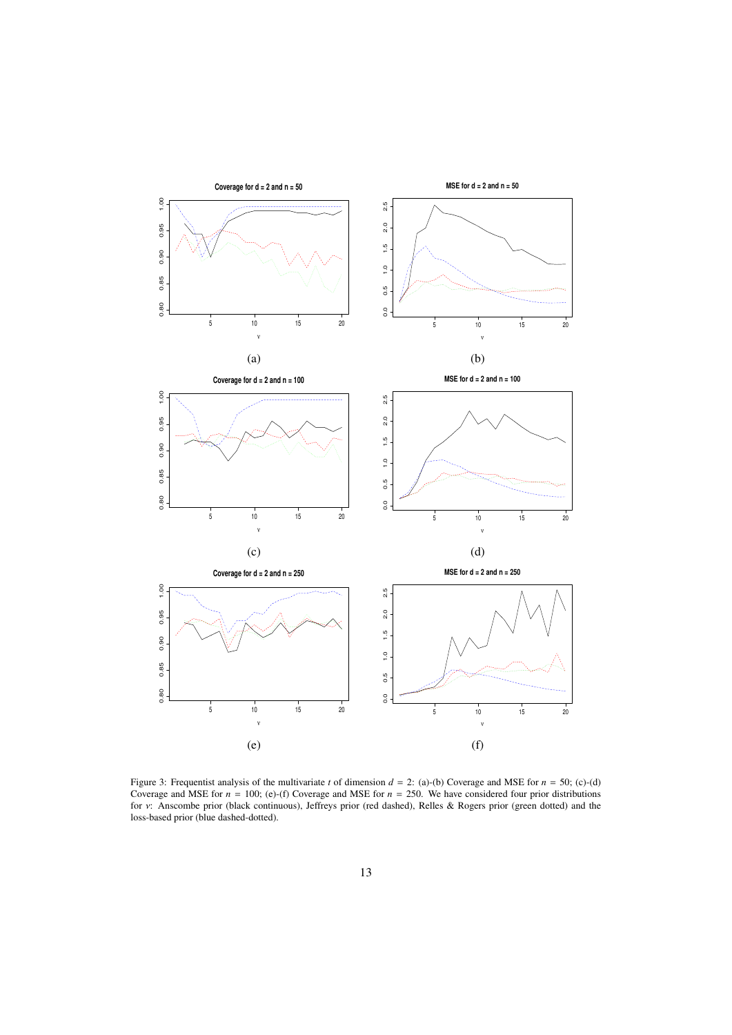Figure 3: Frequentist analysis of the multivariate $t$ of dimension $d = 2$: (a)-(b) Coverage and MSE for $n = 50$; (c)-(d) Coverage and MSE for $n = 100$; (e)-(f) Coverage and MSE for $n = 250$. We have considered four prior distributions for $\nu$: Anscombe prior (black continuous), Jeffreys prior (red dashed), Relles & Rogers prior (green dotted) and the loss-based prior (blue dashed-dotted).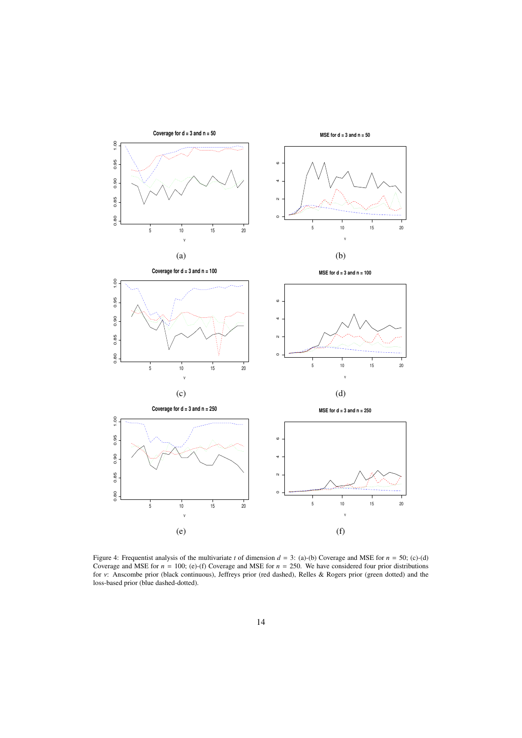Figure 4: Frequentist analysis of the multivariate $t$ of dimension $d = 3$: (a)-(b) Coverage and MSE for $n = 50$; (c)-(d) Coverage and MSE for $n = 100$; (e)-(f) Coverage and MSE for $n = 250$. We have considered four prior distributions for $\nu$: Anscombe prior (black continuous), Jeffreys prior (red dashed), Relles & Rogers prior (green dotted) and the loss-based prior (blue dashed-dotted).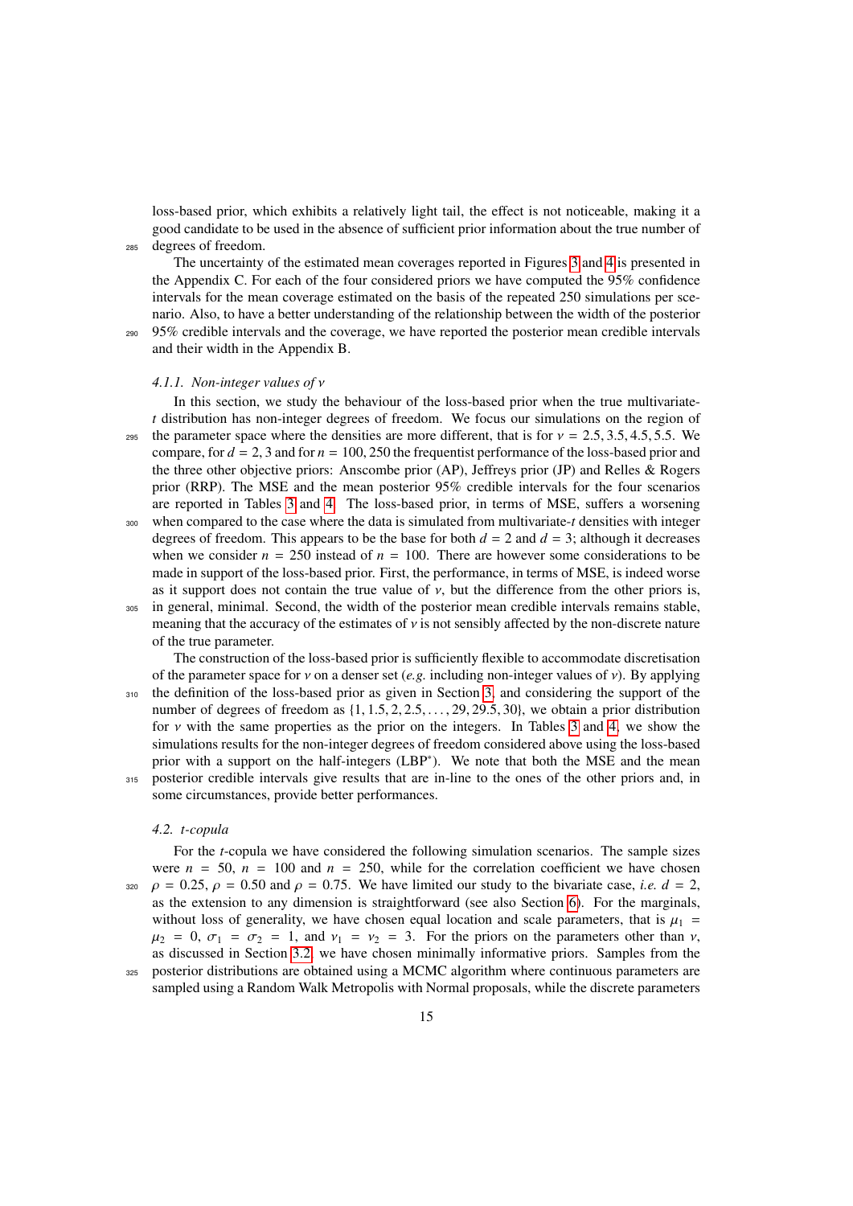loss-based prior, which exhibits a relatively light tail, the effect is not noticeable, making it a good candidate to be used in the absence of sufficient prior information about the true number of degrees of freedom.

The uncertainty of the estimated mean coverages reported in Figures 3 and 4 is presented in the Appendix C. For each of the four considered priors we have computed the 95% confidence intervals for the mean coverage estimated on the basis of the repeated 250 simulations per scenario. Also, to have a better understanding of the relationship between the width of the posterior 95% credible intervals and the coverage, we have reported the posterior mean credible intervals and their width in the Appendix B.

#### *4.1.1. Non-integer values of $\nu$*

In this section, we study the behaviour of the loss-based prior when the true multivariate-$t$ distribution has non-integer degrees of freedom. We focus our simulations on the region of the parameter space where the densities are more different, that is for $\nu = 2.5, 3.5, 4.5, 5.5$. We compare, for $d = 2, 3$ and for $n = 100, 250$ the frequentist performance of the loss-based prior and the three other objective priors: Anscombe prior (AP), Jeffreys prior (JP) and Relles & Rogers prior (RRP). The MSE and the mean posterior 95% credible intervals for the four scenarios are reported in Tables 3 and 4. The loss-based prior, in terms of MSE, suffers a worsening when compared to the case where the data is simulated from multivariate-$t$ densities with integer degrees of freedom. This appears to be the base for both $d = 2$ and $d = 3$; although it decreases when we consider $n = 250$ instead of $n = 100$. There are however some considerations to be made in support of the loss-based prior. First, the performance, in terms of MSE, is indeed worse as it support does not contain the true value of $\nu$, but the difference from the other priors is, in general, minimal. Second, the width of the posterior mean credible intervals remains stable, meaning that the accuracy of the estimates of $\nu$ is not sensibly affected by the non-discrete nature of the true parameter.

The construction of the loss-based prior is sufficiently flexible to accommodate discretisation of the parameter space for $\nu$ on a denser set (*e.g.* including non-integer values of $\nu$). By applying the definition of the loss-based prior as given in Section 3, and considering the support of the number of degrees of freedom as $\{1, 1.5, 2, 2.5, \ldots, 29, 29.5, 30\}$, we obtain a prior distribution for $\nu$ with the same properties as the prior on the integers. In Tables 3 and 4, we show the simulations results for the non-integer degrees of freedom considered above using the loss-based prior with a support on the half-integers (LBP$^*$). We note that both the MSE and the mean posterior credible intervals give results that are in-line to the ones of the other priors and, in some circumstances, provide better performances.

### *4.2. t-copula*

For the $t$-copula we have considered the following simulation scenarios. The sample sizes were $n = 50$, $n = 100$ and $n = 250$, while for the correlation coefficient we have chosen $\rho = 0.25$, $\rho = 0.50$ and $\rho = 0.75$. We have limited our study to the bivariate case, *i.e.* $d = 2$, as the extension to any dimension is straightforward (see also Section 6). For the marginals, without loss of generality, we have chosen equal location and scale parameters, that is $\mu_1 = \mu_2 = 0$, $\sigma_1 = \sigma_2 = 1$, and $\nu_1 = \nu_2 = 3$. For the priors on the parameters other than $\nu$, as discussed in Section 3.2, we have chosen minimally informative priors. Samples from the posterior distributions are obtained using a MCMC algorithm where continuous parameters are sampled using a Random Walk Metropolis with Normal proposals, while the discrete parameters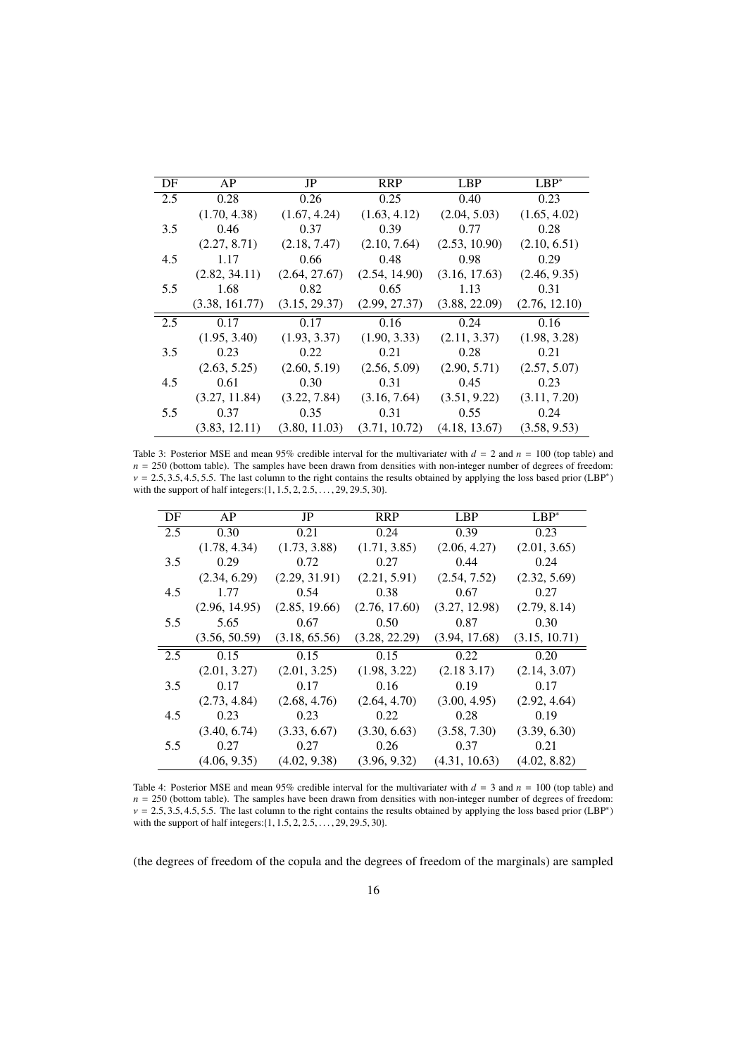| DF | AP | JP | RRP | LBP | LBP* |
|---|---|---|---|---|---|
| 2.5 | 0.28 | 0.26 | 0.25 | 0.40 | 0.23 |
| | (1.70, 4.38) | (1.67, 4.24) | (1.63, 4.12) | (2.04, 5.03) | (1.65, 4.02) |
| 3.5 | 0.46 | 0.37 | 0.39 | 0.77 | 0.28 |
| | (2.27, 8.71) | (2.18, 7.47) | (2.10, 7.64) | (2.53, 10.90) | (2.10, 6.51) |
| 4.5 | 1.17 | 0.66 | 0.48 | 0.98 | 0.29 |
| | (2.82, 34.11) | (2.64, 27.67) | (2.54, 14.90) | (3.16, 17.63) | (2.46, 9.35) |
| 5.5 | 1.68 | 0.82 | 0.65 | 1.13 | 0.31 |
| | (3.38, 161.77) | (3.15, 29.37) | (2.99, 27.37) | (3.88, 22.09) | (2.76, 12.10) |
| 2.5 | 0.17 | 0.17 | 0.16 | 0.24 | 0.16 |
| | (1.95, 3.40) | (1.93, 3.37) | (1.90, 3.33) | (2.11, 3.37) | (1.98, 3.28) |
| 3.5 | 0.23 | 0.22 | 0.21 | 0.28 | 0.21 |
| | (2.63, 5.25) | (2.60, 5.19) | (2.56, 5.09) | (2.90, 5.71) | (2.57, 5.07) |
| 4.5 | 0.61 | 0.30 | 0.31 | 0.45 | 0.23 |
| | (3.27, 11.84) | (3.22, 7.84) | (3.16, 7.64) | (3.51, 9.22) | (3.11, 7.20) |
| 5.5 | 0.37 | 0.35 | 0.31 | 0.55 | 0.24 |
| | (3.83, 12.11) | (3.80, 11.03) | (3.71, 10.72) | (4.18, 13.67) | (3.58, 9.53) |

Table 3: Posterior MSE and mean 95% credible interval for the multivariate $t$ with $d = 2$ and $n = 100$ (top table) and $n = 250$ (bottom table). The samples have been drawn from densities with non-integer number of degrees of freedom: $\nu = 2.5, 3.5, 4.5, 5.5$. The last column to the right contains the results obtained by applying the loss based prior (LBP*) with the support of half integers: $\{1, 1.5, 2, 2.5, \ldots, 29, 29.5, 30\}$.

| DF | AP | JP | RRP | LBP | LBP* |
|---|---|---|---|---|---|
| 2.5 | 0.30 | 0.21 | 0.24 | 0.39 | 0.23 |
| | (1.78, 4.34) | (1.73, 3.88) | (1.71, 3.85) | (2.06, 4.27) | (2.01, 3.65) |
| 3.5 | 0.29 | 0.72 | 0.27 | 0.44 | 0.24 |
| | (2.34, 6.29) | (2.29, 31.91) | (2.21, 5.91) | (2.54, 7.52) | (2.32, 5.69) |
| 4.5 | 1.77 | 0.54 | 0.38 | 0.67 | 0.27 |
| | (2.96, 14.95) | (2.85, 19.66) | (2.76, 17.60) | (3.27, 12.98) | (2.79, 8.14) |
| 5.5 | 5.65 | 0.67 | 0.50 | 0.87 | 0.30 |
| | (3.56, 50.59) | (3.18, 65.56) | (3.28, 22.29) | (3.94, 17.68) | (3.15, 10.71) |
| 2.5 | 0.15 | 0.15 | 0.15 | 0.22 | 0.20 |
| | (2.01, 3.27) | (2.01, 3.25) | (1.98, 3.22) | (2.18 3.17) | (2.14, 3.07) |
| 3.5 | 0.17 | 0.17 | 0.16 | 0.19 | 0.17 |
| | (2.73, 4.84) | (2.68, 4.76) | (2.64, 4.70) | (3.00, 4.95) | (2.92, 4.64) |
| 4.5 | 0.23 | 0.23 | 0.22 | 0.28 | 0.19 |
| | (3.40, 6.74) | (3.33, 6.67) | (3.30, 6.63) | (3.58, 7.30) | (3.39, 6.30) |
| 5.5 | 0.27 | 0.27 | 0.26 | 0.37 | 0.21 |
| | (4.06, 9.35) | (4.02, 9.38) | (3.96, 9.32) | (4.31, 10.63) | (4.02, 8.82) |

Table 4: Posterior MSE and mean 95% credible interval for the multivariate $t$ with $d = 3$ and $n = 100$ (top table) and $n = 250$ (bottom table). The samples have been drawn from densities with non-integer number of degrees of freedom: $\nu = 2.5, 3.5, 4.5, 5.5$. The last column to the right contains the results obtained by applying the loss based prior (LBP*) with the support of half integers: $\{1, 1.5, 2, 2.5, \ldots, 29, 29.5, 30\}$.

(the degrees of freedom of the copula and the degrees of freedom of the marginals) are sampled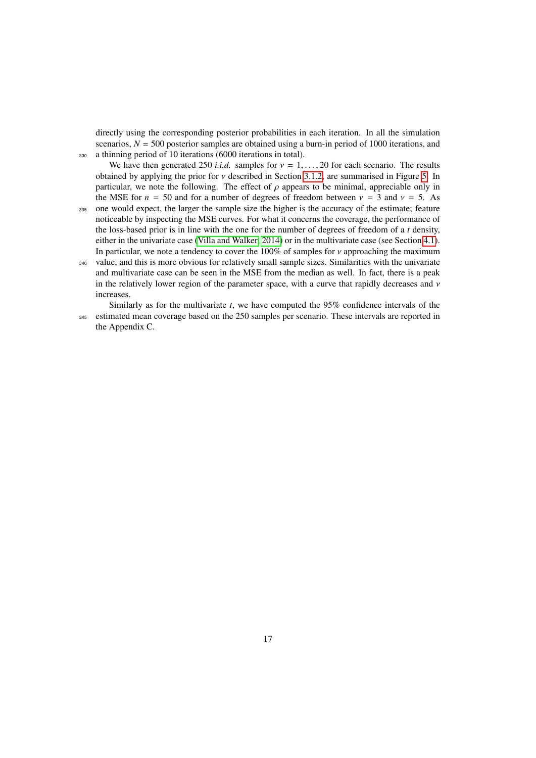directly using the corresponding posterior probabilities in each iteration. In all the simulation scenarios, $N = 500$ posterior samples are obtained using a burn-in period of 1000 iterations, and a thinning period of 10 iterations (6000 iterations in total).

We have then generated 250 *i.i.d.* samples for $\nu = 1, \ldots, 20$ for each scenario. The results obtained by applying the prior for $\nu$ described in Section 3.1.2, are summarised in Figure 5. In particular, we note the following. The effect of $\rho$ appears to be minimal, appreciable only in the MSE for $n = 50$ and for a number of degrees of freedom between $\nu = 3$ and $\nu = 5$. As one would expect, the larger the sample size the higher is the accuracy of the estimate; feature noticeable by inspecting the MSE curves. For what it concerns the coverage, the performance of the loss-based prior is in line with the one for the number of degrees of freedom of a $t$ density, either in the univariate case (Villa and Walker, 2014) or in the multivariate case (see Section 4.1). In particular, we note a tendency to cover the 100% of samples for $\nu$ approaching the maximum value, and this is more obvious for relatively small sample sizes. Similarities with the univariate and multivariate case can be seen in the MSE from the median as well. In fact, there is a peak in the relatively lower region of the parameter space, with a curve that rapidly decreases and $\nu$ increases.

Similarly as for the multivariate $t$, we have computed the 95% confidence intervals of the estimated mean coverage based on the 250 samples per scenario. These intervals are reported in the Appendix C.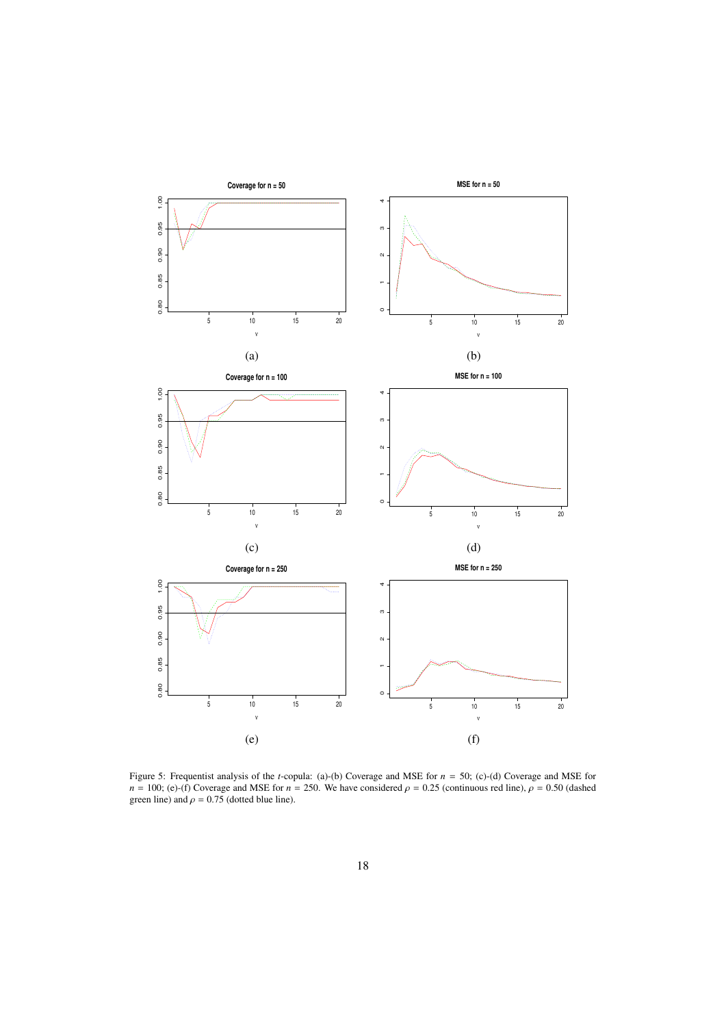Figure 5: Frequentist analysis of the $t$-copula: (a)-(b) Coverage and MSE for $n = 50$; (c)-(d) Coverage and MSE for $n = 100$; (e)-(f) Coverage and MSE for $n = 250$. We have considered $\rho = 0.25$ (continuous red line), $\rho = 0.50$ (dashed green line) and $\rho = 0.75$ (dotted blue line).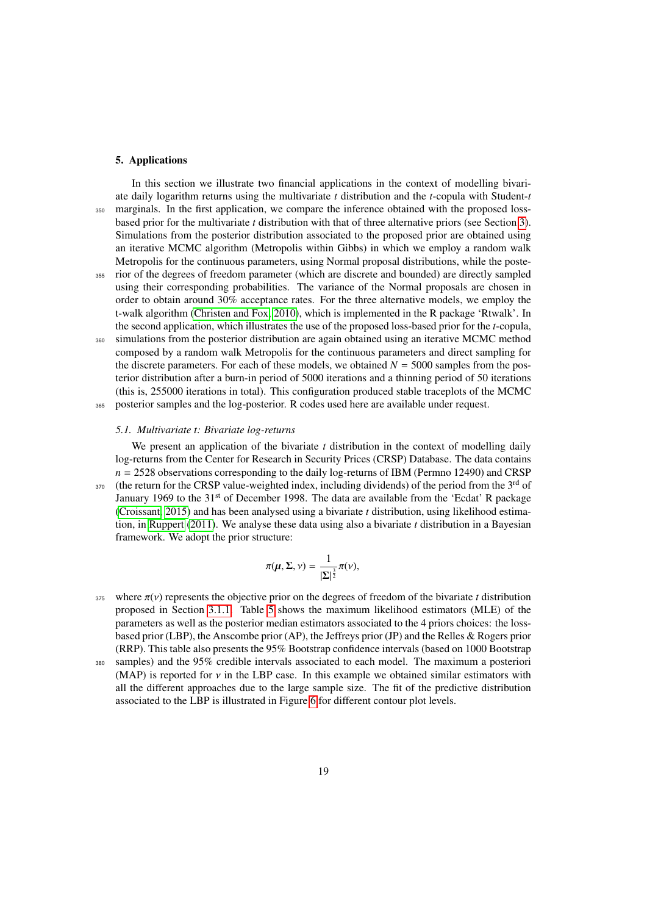## 5. Applications

In this section we illustrate two financial applications in the context of modelling bivariate daily logarithm returns using the multivariate $t$ distribution and the $t$-copula with Student-$t$ marginals. In the first application, we compare the inference obtained with the proposed loss-based prior for the multivariate $t$ distribution with that of three alternative priors (see Section 3). Simulations from the posterior distribution associated to the proposed prior are obtained using an iterative MCMC algorithm (Metropolis within Gibbs) in which we employ a random walk Metropolis for the continuous parameters, using Normal proposal distributions, while the posterior of the degrees of freedom parameter (which are discrete and bounded) are directly sampled using their corresponding probabilities. The variance of the Normal proposals are chosen in order to obtain around 30% acceptance rates. For the three alternative models, we employ the t-walk algorithm (Christen and Fox, 2010), which is implemented in the R package 'Rtwalk'. In the second application, which illustrates the use of the proposed loss-based prior for the $t$-copula, simulations from the posterior distribution are again obtained using an iterative MCMC method composed by a random walk Metropolis for the continuous parameters and direct sampling for the discrete parameters. For each of these models, we obtained $N = 5000$ samples from the posterior distribution after a burn-in period of 5000 iterations and a thinning period of 50 iterations (this is, 255000 iterations in total). This configuration produced stable traceplots of the MCMC posterior samples and the log-posterior. R codes used here are available under request.

### *5.1. Multivariate t: Bivariate log-returns*

We present an application of the bivariate $t$ distribution in the context of modelling daily log-returns from the Center for Research in Security Prices (CRSP) Database. The data contains $n = 2528$ observations corresponding to the daily log-returns of IBM (Permno 12490) and CRSP (the return for the CRSP value-weighted index, including dividends) of the period from the 3rd of January 1969 to the 31st of December 1998. The data are available from the 'Ecdat' R package (Croissant, 2015) and has been analysed using a bivariate $t$ distribution, using likelihood estimation, in Ruppert (2011). We analyse these data using also a bivariate $t$ distribution in a Bayesian framework. We adopt the prior structure:

$$\pi(\boldsymbol{\mu}, \boldsymbol{\Sigma}, \nu) = \frac{1}{|\boldsymbol{\Sigma}|^{\frac{3}{2}}} \pi(\nu),$$

where $\pi(\nu)$ represents the objective prior on the degrees of freedom of the bivariate $t$ distribution proposed in Section 3.1.1. Table 5 shows the maximum likelihood estimators (MLE) of the parameters as well as the posterior median estimators associated to the 4 priors choices: the loss-based prior (LBP), the Anscombe prior (AP), the Jeffreys prior (JP) and the Relles & Rogers prior (RRP). This table also presents the 95% Bootstrap confidence intervals (based on 1000 Bootstrap samples) and the 95% credible intervals associated to each model. The maximum a posteriori (MAP) is reported for $\nu$ in the LBP case. In this example we obtained similar estimators with all the different approaches due to the large sample size. The fit of the predictive distribution associated to the LBP is illustrated in Figure 6 for different contour plot levels.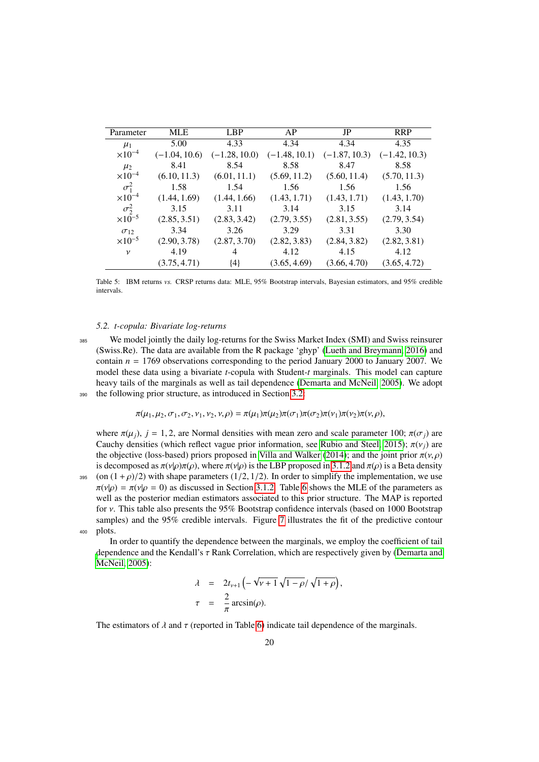| Parameter | MLE | LBP | AP | JP | RRP |
|---|---|---|---|---|---|
| $\mu_1$ | 5.00 | 4.33 | 4.34 | 4.34 | 4.35 |
| $\times 10^{-4}$ | $(-1.04, 10.6)$ | $(-1.28, 10.0)$ | $(-1.48, 10.1)$ | $(-1.87, 10.3)$ | $(-1.42, 10.3)$ |
| $\mu_2$ | 8.41 | 8.54 | 8.58 | 8.47 | 8.58 |
| $\times 10^{-4}$ | $(6.10, 11.3)$ | $(6.01, 11.1)$ | $(5.69, 11.2)$ | $(5.60, 11.4)$ | $(5.70, 11.3)$ |
| $\sigma_1^2$ | 1.58 | 1.54 | 1.56 | 1.56 | 1.56 |
| $\times 10^{-4}$ | $(1.44, 1.69)$ | $(1.44, 1.66)$ | $(1.43, 1.71)$ | $(1.43, 1.71)$ | $(1.43, 1.70)$ |
| $\sigma_2^2$ | 3.15 | 3.11 | 3.14 | 3.15 | 3.14 |
| $\times 10^{-5}$ | $(2.85, 3.51)$ | $(2.83, 3.42)$ | $(2.79, 3.55)$ | $(2.81, 3.55)$ | $(2.79, 3.54)$ |
| $\sigma_{12}$ | 3.34 | 3.26 | 3.29 | 3.31 | 3.30 |
| $\times 10^{-5}$ | $(2.90, 3.78)$ | $(2.87, 3.70)$ | $(2.82, 3.83)$ | $(2.84, 3.82)$ | $(2.82, 3.81)$ |
| $\nu$ | 4.19 | 4 | 4.12 | 4.15 | 4.12 |
| | $(3.75, 4.71)$ | $\{4\}$ | $(3.65, 4.69)$ | $(3.66, 4.70)$ | $(3.65, 4.72)$ |

Table 5: IBM returns *vs.* CRSP returns data: MLE, 95% Bootstrap intervals, Bayesian estimators, and 95% credible intervals.

### 5.2. *t-copula: Bivariate log-returns*

We model jointly the daily log-returns for the Swiss Market Index (SMI) and Swiss reinsurer (Swiss.Re). The data are available from the R package 'ghyp' (Lueth and Breymann, 2016) and contain $n = 1769$ observations corresponding to the period January 2000 to January 2007. We model these data using a bivariate $t$-copula with Student-$t$ marginals. This model can capture heavy tails of the marginals as well as tail dependence (Demarta and McNeil, 2005). We adopt the following prior structure, as introduced in Section 3.2:

$$\pi(\mu_1, \mu_2, \sigma_1, \sigma_2, \nu_1, \nu_2, \nu, \rho) = \pi(\mu_1)\pi(\mu_2)\pi(\sigma_1)\pi(\sigma_2)\pi(\nu_1)\pi(\nu_2)\pi(\nu, \rho),$$

where $\pi(\mu_j)$, $j = 1, 2$, are Normal densities with mean zero and scale parameter 100; $\pi(\sigma_j)$ are Cauchy densities (which reflect vague prior information, see Rubio and Steel, 2015); $\pi(\nu_j)$ are the objective (loss-based) priors proposed in Villa and Walker (2014); and the joint prior $\pi(\nu, \rho)$ is decomposed as $\pi(\nu|\rho)\pi(\rho)$, where $\pi(\nu|\rho)$ is the LBP proposed in 3.1.2 and $\pi(\rho)$ is a Beta density (on $(1 + \rho)/2$) with shape parameters $(1/2, 1/2)$. In order to simplify the implementation, we use $\pi(\nu|\rho) = \pi(\nu|\rho = 0)$ as discussed in Section 3.1.2. Table 6 shows the MLE of the parameters as well as the posterior median estimators associated to this prior structure. The MAP is reported for $\nu$. This table also presents the 95% Bootstrap confidence intervals (based on 1000 Bootstrap samples) and the 95% credible intervals. Figure 7 illustrates the fit of the predictive contour plots.

In order to quantify the dependence between the marginals, we employ the coefficient of tail dependence and the Kendall's $\tau$ Rank Correlation, which are respectively given by (Demarta and McNeil, 2005):

$$\begin{aligned}
\lambda &= 2t_{\nu+1}\left(-\sqrt{\nu+1}\,\sqrt{1-\rho}/\sqrt{1+\rho}\right), \\
\tau &= \frac{2}{\pi}\arcsin(\rho).
\end{aligned}$$

The estimators of $\lambda$ and $\tau$ (reported in Table 6) indicate tail dependence of the marginals.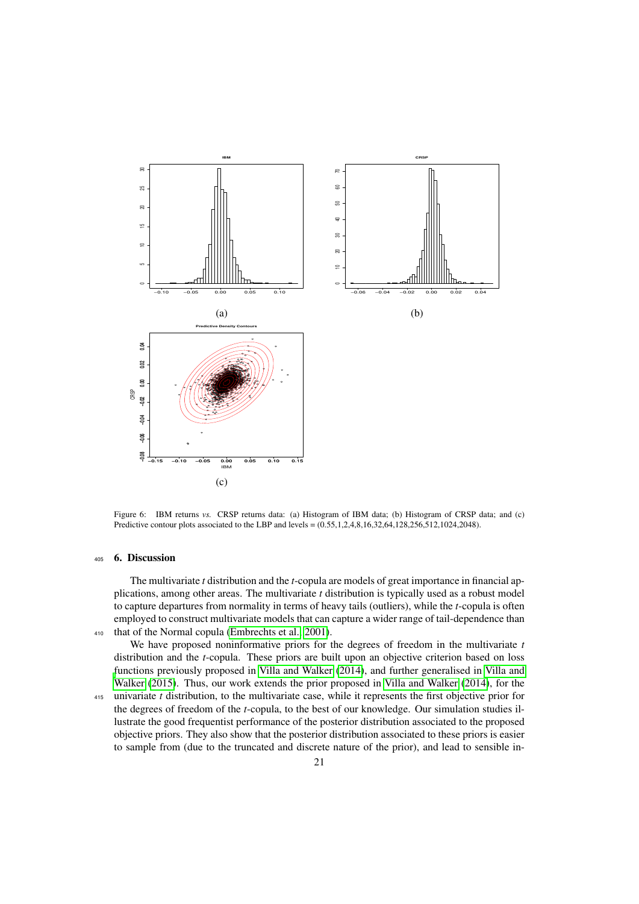Figure 6: IBM returns *vs.* CRSP returns data: (a) Histogram of IBM data; (b) Histogram of CRSP data; and (c) Predictive contour plots associated to the LBP and levels = (0.55,1,2,4,8,16,32,64,128,256,512,1024,2048).

## 6. Discussion

The multivariate *t* distribution and the *t*-copula are models of great importance in financial applications, among other areas. The multivariate *t* distribution is typically used as a robust model to capture departures from normality in terms of heavy tails (outliers), while the *t*-copula is often employed to construct multivariate models that can capture a wider range of tail-dependence than that of the Normal copula (Embrechts et al., 2001).

We have proposed noninformative priors for the degrees of freedom in the multivariate *t* distribution and the *t*-copula. These priors are built upon an objective criterion based on loss functions previously proposed in Villa and Walker (2014), and further generalised in Villa and Walker (2015). Thus, our work extends the prior proposed in Villa and Walker (2014), for the univariate *t* distribution, to the multivariate case, while it represents the first objective prior for the degrees of freedom of the *t*-copula, to the best of our knowledge. Our simulation studies illustrate the good frequentist performance of the posterior distribution associated to the proposed objective priors. They also show that the posterior distribution associated to these priors is easier to sample from (due to the truncated and discrete nature of the prior), and lead to sensible in-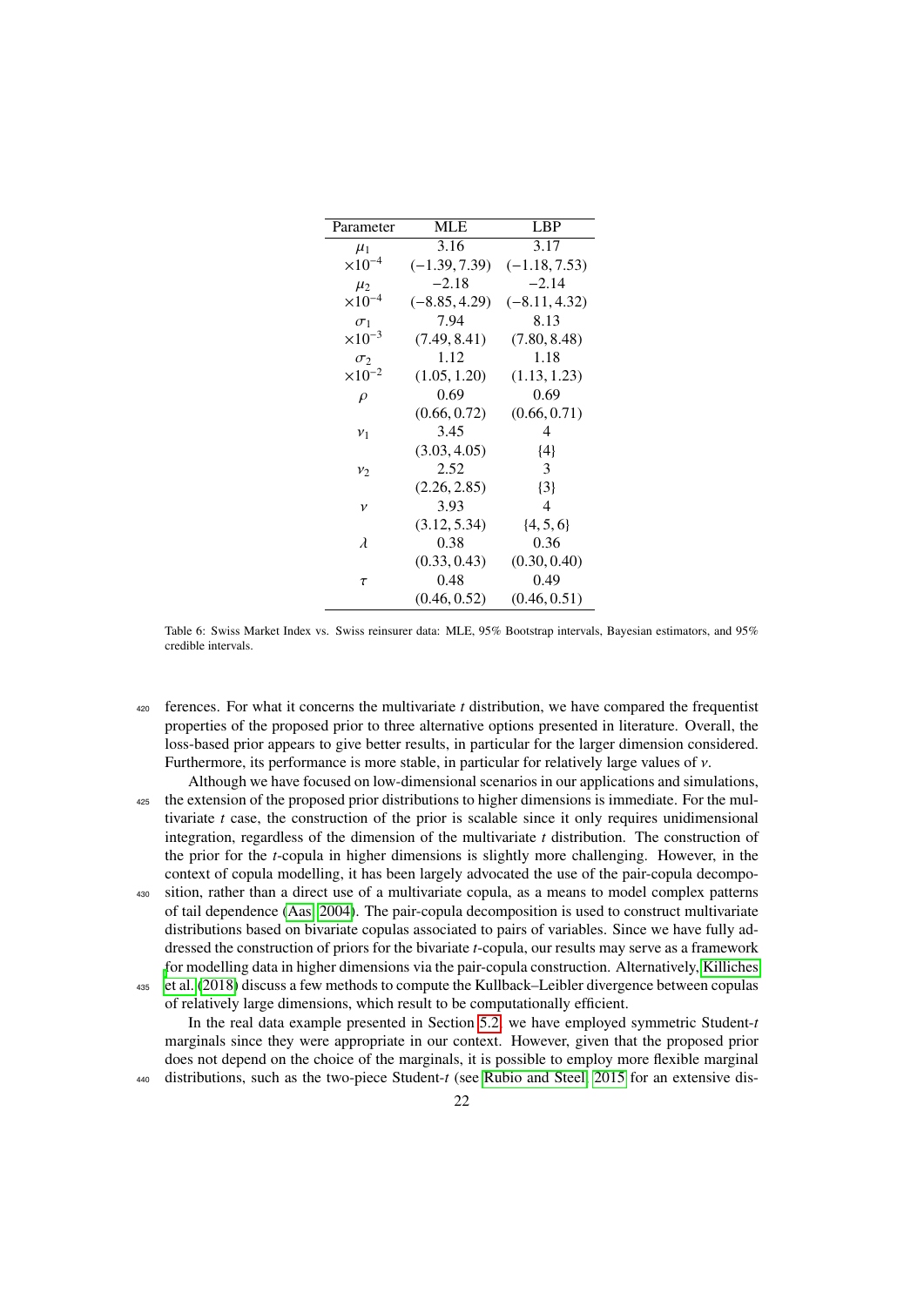| Parameter | MLE | LBP |
|---|---|---|
| $\mu_1$ | 3.16 | 3.17 |
| $\times 10^{-4}$ | $(-1.39, 7.39)$ | $(-1.18, 7.53)$ |
| $\mu_2$ | $-2.18$ | $-2.14$ |
| $\times 10^{-4}$ | $(-8.85, 4.29)$ | $(-8.11, 4.32)$ |
| $\sigma_1$ | 7.94 | 8.13 |
| $\times 10^{-3}$ | $(7.49, 8.41)$ | $(7.80, 8.48)$ |
| $\sigma_2$ | 1.12 | 1.18 |
| $\times 10^{-2}$ | $(1.05, 1.20)$ | $(1.13, 1.23)$ |
| $\rho$ | 0.69 | 0.69 |
| | $(0.66, 0.72)$ | $(0.66, 0.71)$ |
| $\nu_1$ | 3.45 | 4 |
| | $(3.03, 4.05)$ | $\{4\}$ |
| $\nu_2$ | 2.52 | 3 |
| | $(2.26, 2.85)$ | $\{3\}$ |
| $\nu$ | 3.93 | 4 |
| | $(3.12, 5.34)$ | $\{4, 5, 6\}$ |
| $\lambda$ | 0.38 | 0.36 |
| | $(0.33, 0.43)$ | $(0.30, 0.40)$ |
| $\tau$ | 0.48 | 0.49 |
| | $(0.46, 0.52)$ | $(0.46, 0.51)$ |

Table 6: Swiss Market Index vs. Swiss reinsurer data: MLE, 95% Bootstrap intervals, Bayesian estimators, and 95% credible intervals.

ferences. For what it concerns the multivariate *t* distribution, we have compared the frequentist properties of the proposed prior to three alternative options presented in literature. Overall, the loss-based prior appears to give better results, in particular for the larger dimension considered. Furthermore, its performance is more stable, in particular for relatively large values of $\nu$.

Although we have focused on low-dimensional scenarios in our applications and simulations, the extension of the proposed prior distributions to higher dimensions is immediate. For the multivariate *t* case, the construction of the prior is scalable since it only requires unidimensional integration, regardless of the dimension of the multivariate *t* distribution. The construction of the prior for the *t*-copula in higher dimensions is slightly more challenging. However, in the context of copula modelling, it has been largely advocated the use of the pair-copula decomposition, rather than a direct use of a multivariate copula, as a means to model complex patterns of tail dependence (Aas, 2004). The pair-copula decomposition is used to construct multivariate distributions based on bivariate copulas associated to pairs of variables. Since we have fully addressed the construction of priors for the bivariate *t*-copula, our results may serve as a framework for modelling data in higher dimensions via the pair-copula construction. Alternatively, Killiches et al. (2018) discuss a few methods to compute the Kullback–Leibler divergence between copulas of relatively large dimensions, which result to be computationally efficient.

In the real data example presented in Section 5.2, we have employed symmetric Student-*t* marginals since they were appropriate in our context. However, given that the proposed prior does not depend on the choice of the marginals, it is possible to employ more flexible marginal distributions, such as the two-piece Student-*t* (see Rubio and Steel, 2015 for an extensive dis-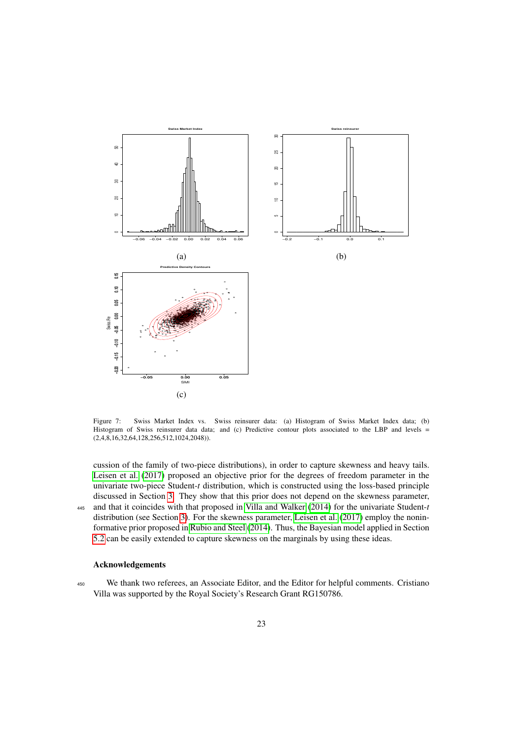Figure 7: Swiss Market Index vs. Swiss reinsurer data: (a) Histogram of Swiss Market Index data; (b) Histogram of Swiss reinsurer data data; and (c) Predictive contour plots associated to the LBP and levels = (2,4,8,16,32,64,128,256,512,1024,2048)).

cussion of the family of two-piece distributions), in order to capture skewness and heavy tails. Leisen et al. (2017) proposed an objective prior for the degrees of freedom parameter in the univariate two-piece Student-$t$ distribution, which is constructed using the loss-based principle discussed in Section 3. They show that this prior does not depend on the skewness parameter, and that it coincides with that proposed in Villa and Walker (2014) for the univariate Student-$t$ distribution (see Section 3). For the skewness parameter, Leisen et al. (2017) employ the noninformative prior proposed in Rubio and Steel (2014). Thus, the Bayesian model applied in Section 5.2 can be easily extended to capture skewness on the marginals by using these ideas.

## Acknowledgements

We thank two referees, an Associate Editor, and the Editor for helpful comments. Cristiano Villa was supported by the Royal Society's Research Grant RG150786.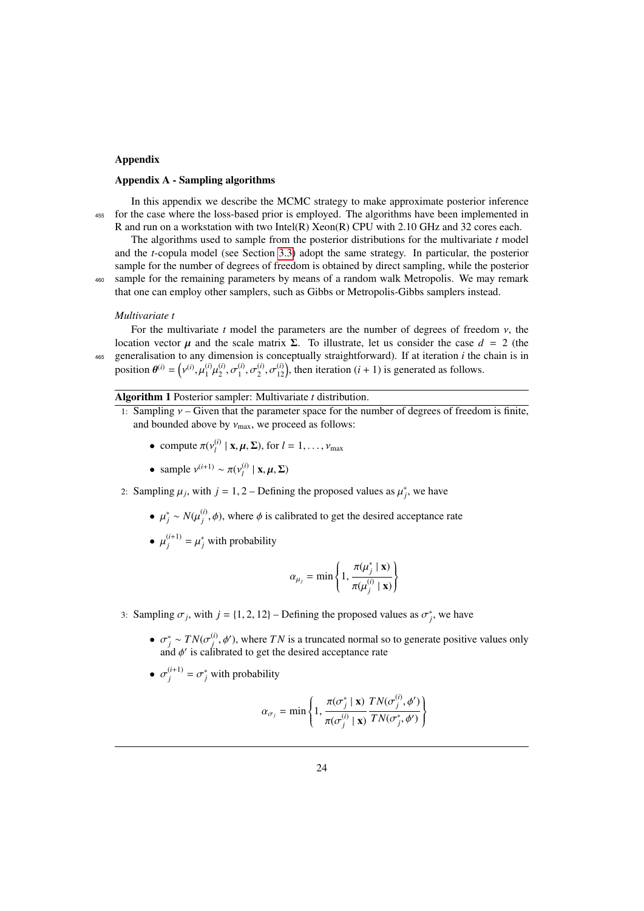## Appendix

### Appendix A - Sampling algorithms

In this appendix we describe the MCMC strategy to make approximate posterior inference for the case where the loss-based prior is employed. The algorithms have been implemented in R and run on a workstation with two Intel(R) Xeon(R) CPU with 2.10 GHz and 32 cores each.

The algorithms used to sample from the posterior distributions for the multivariate $t$ model and the $t$-copula model (see Section 3.3) adopt the same strategy. In particular, the posterior sample for the number of degrees of freedom is obtained by direct sampling, while the posterior sample for the remaining parameters by means of a random walk Metropolis. We may remark that one can employ other samplers, such as Gibbs or Metropolis-Gibbs samplers instead.

*Multivariate t*

For the multivariate $t$ model the parameters are the number of degrees of freedom $\nu$, the location vector $\boldsymbol{\mu}$ and the scale matrix $\boldsymbol{\Sigma}$. To illustrate, let us consider the case $d = 2$ (the generalisation to any dimension is conceptually straightforward). If at iteration $i$ the chain is in position $\boldsymbol{\theta}^{(i)} = \left(\nu^{(i)}, \mu_1^{(i)}\mu_2^{(i)}, \sigma_1^{(i)}, \sigma_2^{(i)}, \sigma_{12}^{(i)}\right)$, then iteration $(i+1)$ is generated as follows.

**Algorithm 1** Posterior sampler: Multivariate $t$ distribution.

1: Sampling $\nu$ – Given that the parameter space for the number of degrees of freedom is finite, and bounded above by $\nu_{\max}$, we proceed as follows:

- compute $\pi(\nu_l^{(i)} \mid \mathbf{x}, \boldsymbol{\mu}, \boldsymbol{\Sigma})$, for $l = 1, \ldots, \nu_{\max}$
- sample $\nu^{(i+1)} \sim \pi(\nu_l^{(i)} \mid \mathbf{x}, \boldsymbol{\mu}, \boldsymbol{\Sigma})$

2: Sampling $\mu_j$, with $j = 1, 2$ – Defining the proposed values as $\mu_j^*$, we have

- $\mu_j^* \sim N(\mu_j^{(i)}, \phi)$, where $\phi$ is calibrated to get the desired acceptance rate
- $\mu_j^{(i+1)} = \mu_j^*$ with probability

$$\alpha_{\mu_j} = \min\left\{1, \frac{\pi(\mu_j^* \mid \mathbf{x})}{\pi(\mu_j^{(i)} \mid \mathbf{x})}\right\}$$

3: Sampling $\sigma_j$, with $j = \{1, 2, 12\}$ – Defining the proposed values as $\sigma_j^*$, we have

- $\sigma_j^* \sim TN(\sigma_j^{(i)}, \phi')$, where $TN$ is a truncated normal so to generate positive values only and $\phi'$ is calibrated to get the desired acceptance rate
- $\sigma_j^{(i+1)} = \sigma_j^*$ with probability

$$\alpha_{\sigma_j} = \min\left\{1, \frac{\pi(\sigma_j^* \mid \mathbf{x})}{\pi(\sigma_j^{(i)} \mid \mathbf{x})} \frac{TN(\sigma_j^{(i)}, \phi')}{TN(\sigma_j^*, \phi')}\right\}$$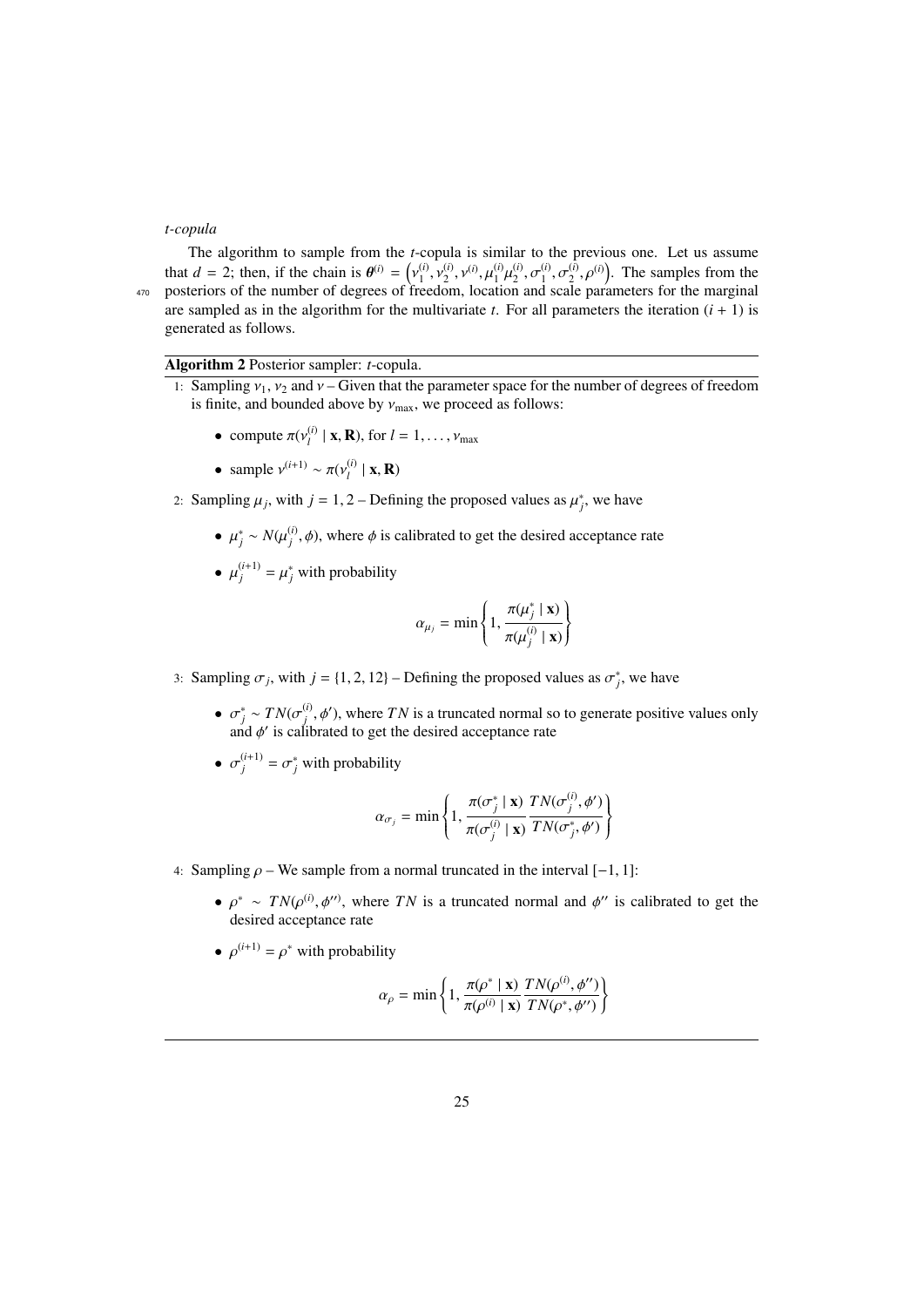*t-copula*

The algorithm to sample from the *t*-copula is similar to the previous one. Let us assume that $d = 2$; then, if the chain is $\boldsymbol{\theta}^{(i)} = \left(\nu_1^{(i)}, \nu_2^{(i)}, \nu^{(i)}, \mu_1^{(i)}\mu_2^{(i)}, \sigma_1^{(i)}, \sigma_2^{(i)}, \rho^{(i)}\right)$. The samples from the posteriors of the number of degrees of freedom, location and scale parameters for the marginal are sampled as in the algorithm for the multivariate *t*. For all parameters the iteration $(i + 1)$ is generated as follows.

---

**Algorithm 2** Posterior sampler: *t*-copula.

---

1: Sampling $\nu_1$, $\nu_2$ and $\nu$ – Given that the parameter space for the number of degrees of freedom is finite, and bounded above by $\nu_{\max}$, we proceed as follows:

- compute $\pi(\nu_l^{(i)} \mid \mathbf{x}, \mathbf{R})$, for $l = 1, \ldots, \nu_{\max}$
- sample $\nu^{(i+1)} \sim \pi(\nu_l^{(i)} \mid \mathbf{x}, \mathbf{R})$

2: Sampling $\mu_j$, with $j = 1, 2$ – Defining the proposed values as $\mu_j^*$, we have

- $\mu_j^* \sim N(\mu_j^{(i)}, \phi)$, where $\phi$ is calibrated to get the desired acceptance rate
- $\mu_j^{(i+1)} = \mu_j^*$ with probability

$$\alpha_{\mu_j} = \min\left\{1, \frac{\pi(\mu_j^* \mid \mathbf{x})}{\pi(\mu_j^{(i)} \mid \mathbf{x})}\right\}$$

3: Sampling $\sigma_j$, with $j = \{1, 2, 12\}$ – Defining the proposed values as $\sigma_j^*$, we have

- $\sigma_j^* \sim TN(\sigma_j^{(i)}, \phi')$, where $TN$ is a truncated normal so to generate positive values only and $\phi'$ is calibrated to get the desired acceptance rate
- $\sigma_j^{(i+1)} = \sigma_j^*$ with probability

$$\alpha_{\sigma_j} = \min\left\{1, \frac{\pi(\sigma_j^* \mid \mathbf{x})}{\pi(\sigma_j^{(i)} \mid \mathbf{x})} \frac{TN(\sigma_j^{(i)}, \phi')}{TN(\sigma_j^*, \phi')}\right\}$$

4: Sampling $\rho$ – We sample from a normal truncated in the interval $[-1, 1]$:

- $\rho^* \sim TN(\rho^{(i)}, \phi'')$, where $TN$ is a truncated normal and $\phi''$ is calibrated to get the desired acceptance rate
- $\rho^{(i+1)} = \rho^*$ with probability

$$\alpha_{\rho} = \min\left\{1, \frac{\pi(\rho^* \mid \mathbf{x})}{\pi(\rho^{(i)} \mid \mathbf{x})} \frac{TN(\rho^{(i)}, \phi'')}{TN(\rho^*, \phi'')}\right\}$$

---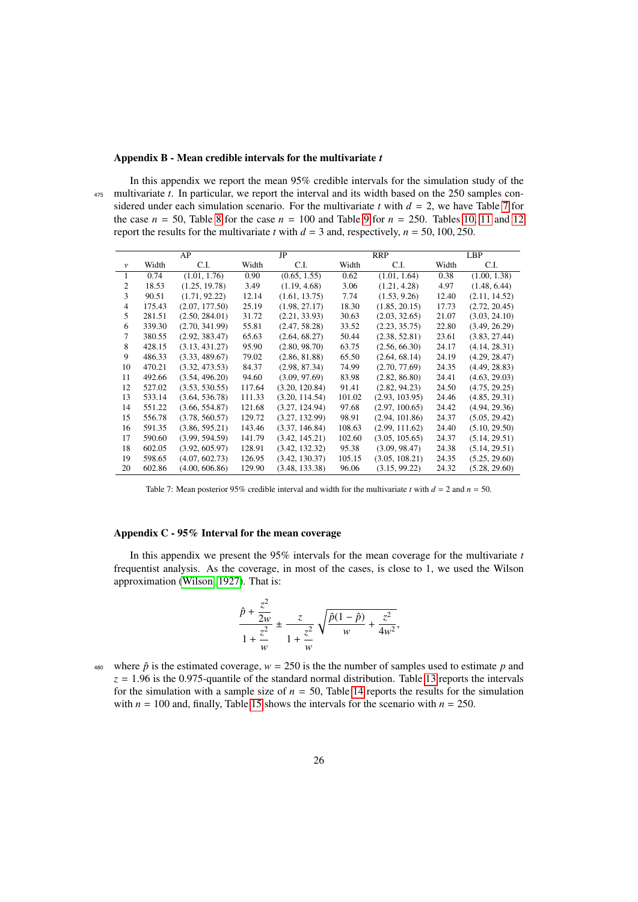## Appendix B - Mean credible intervals for the multivariate *t*

In this appendix we report the mean 95% credible intervals for the simulation study of the multivariate *t*. In particular, we report the interval and its width based on the 250 samples considered under each simulation scenario. For the multivariate *t* with $d = 2$, we have Table 7 for the case $n = 50$, Table 8 for the case $n = 100$ and Table 9 for $n = 250$. Tables 10, 11 and 12 report the results for the multivariate *t* with $d = 3$ and, respectively, $n = 50, 100, 250$.

| | AP | | JP | | RRP | | LBP | |
|---|---|---|---|---|---|---|---|---|
| $\nu$ | Width | C.I. | Width | C.I. | Width | C.I. | Width | C.I. |
| 1 | 0.74 | (1.01, 1.76) | 0.90 | (0.65, 1.55) | 0.62 | (1.01, 1.64) | 0.38 | (1.00, 1.38) |
| 2 | 18.53 | (1.25, 19.78) | 3.49 | (1.19, 4.68) | 3.06 | (1.21, 4.28) | 4.97 | (1.48, 6.44) |
| 3 | 90.51 | (1.71, 92.22) | 12.14 | (1.61, 13.75) | 7.74 | (1.53, 9.26) | 12.40 | (2.11, 14.52) |
| 4 | 175.43 | (2.07, 177.50) | 25.19 | (1.98, 27.17) | 18.30 | (1.85, 20.15) | 17.73 | (2.72, 20.45) |
| 5 | 281.51 | (2.50, 284.01) | 31.72 | (2.21, 33.93) | 30.63 | (2.03, 32.65) | 21.07 | (3.03, 24.10) |
| 6 | 339.30 | (2.70, 341.99) | 55.81 | (2.47, 58.28) | 33.52 | (2.23, 35.75) | 22.80 | (3.49, 26.29) |
| 7 | 380.55 | (2.92, 383.47) | 65.63 | (2.64, 68.27) | 50.44 | (2.38, 52.81) | 23.61 | (3.83, 27.44) |
| 8 | 428.15 | (3.13, 431.27) | 95.90 | (2.80, 98.70) | 63.75 | (2.56, 66.30) | 24.17 | (4.14, 28.31) |
| 9 | 486.33 | (3.33, 489.67) | 79.02 | (2.86, 81.88) | 65.50 | (2.64, 68.14) | 24.19 | (4.29, 28.47) |
| 10 | 470.21 | (3.32, 473.53) | 84.37 | (2.98, 87.34) | 74.99 | (2.70, 77.69) | 24.35 | (4.49, 28.83) |
| 11 | 492.66 | (3.54, 496.20) | 94.60 | (3.09, 97.69) | 83.98 | (2.82, 86.80) | 24.41 | (4.63, 29.03) |
| 12 | 527.02 | (3.53, 530.55) | 117.64 | (3.20, 120.84) | 91.41 | (2.82, 94.23) | 24.50 | (4.75, 29.25) |
| 13 | 533.14 | (3.64, 536.78) | 111.33 | (3.20, 114.54) | 101.02 | (2.93, 103.95) | 24.46 | (4.85, 29.31) |
| 14 | 551.22 | (3.66, 554.87) | 121.68 | (3.27, 124.94) | 97.68 | (2.97, 100.65) | 24.42 | (4.94, 29.36) |
| 15 | 556.78 | (3.78, 560.57) | 129.72 | (3.27, 132.99) | 98.91 | (2.94, 101.86) | 24.37 | (5.05, 29.42) |
| 16 | 591.35 | (3.86, 595.21) | 143.46 | (3.37, 146.84) | 108.63 | (2.99, 111.62) | 24.40 | (5.10, 29.50) |
| 17 | 590.60 | (3.99, 594.59) | 141.79 | (3.42, 145.21) | 102.60 | (3.05, 105.65) | 24.37 | (5.14, 29.51) |
| 18 | 602.05 | (3.92, 605.97) | 128.91 | (3.42, 132.32) | 95.38 | (3.09, 98.47) | 24.38 | (5.14, 29.51) |
| 19 | 598.65 | (4.07, 602.72) | 126.95 | (3.42, 130.37) | 105.15 | (3.05, 108.21) | 24.35 | (5.25, 29.60) |
| 20 | 602.86 | (4.00, 606.86) | 129.90 | (3.48, 133.38) | 96.06 | (3.15, 99.22) | 24.32 | (5.28, 29.60) |

Table 7: Mean posterior 95% credible interval and width for the multivariate *t* with $d = 2$ and $n = 50$.

## Appendix C - 95% Interval for the mean coverage

In this appendix we present the 95% intervals for the mean coverage for the multivariate *t* frequentist analysis. As the coverage, in most of the cases, is close to 1, we used the Wilson approximation (Wilson, 1927). That is:

$$\frac{\hat{p} + \frac{z^2}{2w}}{1 + \frac{z^2}{w}} \pm \frac{z}{1 + \frac{z^2}{w}} \sqrt{\frac{\hat{p}(1-\hat{p})}{w} + \frac{z^2}{4w^2}},$$

where $\hat{p}$ is the estimated coverage, $w = 250$ is the the number of samples used to estimate $p$ and $z = 1.96$ is the 0.975-quantile of the standard normal distribution. Table 13 reports the intervals for the simulation with a sample size of $n = 50$, Table 14 reports the results for the simulation with $n = 100$ and, finally, Table 15 shows the intervals for the scenario with $n = 250$.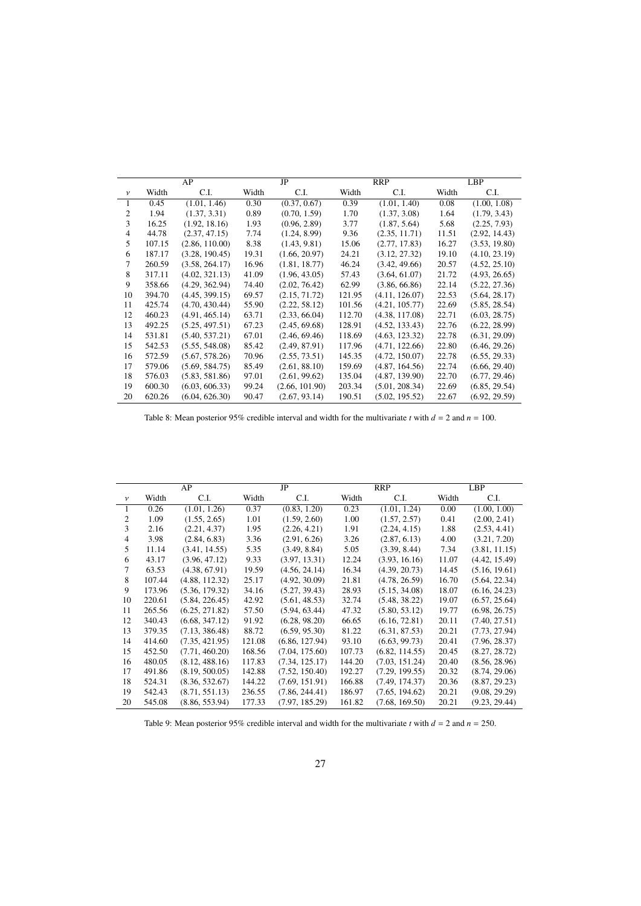| | AP | | JP | | RRP | | LBP | |
|---|---|---|---|---|---|---|---|---|
| $\nu$ | Width | C.I. | Width | C.I. | Width | C.I. | Width | C.I. |
| 1 | 0.45 | (1.01, 1.46) | 0.30 | (0.37, 0.67) | 0.39 | (1.01, 1.40) | 0.08 | (1.00, 1.08) |
| 2 | 1.94 | (1.37, 3.31) | 0.89 | (0.70, 1.59) | 1.70 | (1.37, 3.08) | 1.64 | (1.79, 3.43) |
| 3 | 16.25 | (1.92, 18.16) | 1.93 | (0.96, 2.89) | 3.77 | (1.87, 5.64) | 5.68 | (2.25, 7.93) |
| 4 | 44.78 | (2.37, 47.15) | 7.74 | (1.24, 8.99) | 9.36 | (2.35, 11.71) | 11.51 | (2.92, 14.43) |
| 5 | 107.15 | (2.86, 110.00) | 8.38 | (1.43, 9.81) | 15.06 | (2.77, 17.83) | 16.27 | (3.53, 19.80) |
| 6 | 187.17 | (3.28, 190.45) | 19.31 | (1.66, 20.97) | 24.21 | (3.12, 27.32) | 19.10 | (4.10, 23.19) |
| 7 | 260.59 | (3.58, 264.17) | 16.96 | (1.81, 18.77) | 46.24 | (3.42, 49.66) | 20.57 | (4.52, 25.10) |
| 8 | 317.11 | (4.02, 321.13) | 41.09 | (1.96, 43.05) | 57.43 | (3.64, 61.07) | 21.72 | (4.93, 26.65) |
| 9 | 358.66 | (4.29, 362.94) | 74.40 | (2.02, 76.42) | 62.99 | (3.86, 66.86) | 22.14 | (5.22, 27.36) |
| 10 | 394.70 | (4.45, 399.15) | 69.57 | (2.15, 71.72) | 121.95 | (4.11, 126.07) | 22.53 | (5.64, 28.17) |
| 11 | 425.74 | (4.70, 430.44) | 55.90 | (2.22, 58.12) | 101.56 | (4.21, 105.77) | 22.69 | (5.85, 28.54) |
| 12 | 460.23 | (4.91, 465.14) | 63.71 | (2.33, 66.04) | 112.70 | (4.38, 117.08) | 22.71 | (6.03, 28.75) |
| 13 | 492.25 | (5.25, 497.51) | 67.23 | (2.45, 69.68) | 128.91 | (4.52, 133.43) | 22.76 | (6.22, 28.99) |
| 14 | 531.81 | (5.40, 537.21) | 67.01 | (2.46, 69.46) | 118.69 | (4.63, 123.32) | 22.78 | (6.31, 29.09) |
| 15 | 542.53 | (5.55, 548.08) | 85.42 | (2.49, 87.91) | 117.96 | (4.71, 122.66) | 22.80 | (6.46, 29.26) |
| 16 | 572.59 | (5.67, 578.26) | 70.96 | (2.55, 73.51) | 145.35 | (4.72, 150.07) | 22.78 | (6.55, 29.33) |
| 17 | 579.06 | (5.69, 584.75) | 85.49 | (2.61, 88.10) | 159.69 | (4.87, 164.56) | 22.74 | (6.66, 29.40) |
| 18 | 576.03 | (5.83, 581.86) | 97.01 | (2.61, 99.62) | 135.04 | (4.87, 139.90) | 22.70 | (6.77, 29.46) |
| 19 | 600.30 | (6.03, 606.33) | 99.24 | (2.66, 101.90) | 203.34 | (5.01, 208.34) | 22.69 | (6.85, 29.54) |
| 20 | 620.26 | (6.04, 626.30) | 90.47 | (2.67, 93.14) | 190.51 | (5.02, 195.52) | 22.67 | (6.92, 29.59) |

Table 8: Mean posterior 95% credible interval and width for the multivariate $t$ with $d = 2$ and $n = 100$.

| | AP | | JP | | RRP | | LBP | |
|---|---|---|---|---|---|---|---|---|
| $\nu$ | Width | C.I. | Width | C.I. | Width | C.I. | Width | C.I. |
| 1 | 0.26 | (1.01, 1.26) | 0.37 | (0.83, 1.20) | 0.23 | (1.01, 1.24) | 0.00 | (1.00, 1.00) |
| 2 | 1.09 | (1.55, 2.65) | 1.01 | (1.59, 2.60) | 1.00 | (1.57, 2.57) | 0.41 | (2.00, 2.41) |
| 3 | 2.16 | (2.21, 4.37) | 1.95 | (2.26, 4.21) | 1.91 | (2.24, 4.15) | 1.88 | (2.53, 4.41) |
| 4 | 3.98 | (2.84, 6.83) | 3.36 | (2.91, 6.26) | 3.26 | (2.87, 6.13) | 4.00 | (3.21, 7.20) |
| 5 | 11.14 | (3.41, 14.55) | 5.35 | (3.49, 8.84) | 5.05 | (3.39, 8.44) | 7.34 | (3.81, 11.15) |
| 6 | 43.17 | (3.96, 47.12) | 9.33 | (3.97, 13.31) | 12.24 | (3.93, 16.16) | 11.07 | (4.42, 15.49) |
| 7 | 63.53 | (4.38, 67.91) | 19.59 | (4.56, 24.14) | 16.34 | (4.39, 20.73) | 14.45 | (5.16, 19.61) |
| 8 | 107.44 | (4.88, 112.32) | 25.17 | (4.92, 30.09) | 21.81 | (4.78, 26.59) | 16.70 | (5.64, 22.34) |
| 9 | 173.96 | (5.36, 179.32) | 34.16 | (5.27, 39.43) | 28.93 | (5.15, 34.08) | 18.07 | (6.16, 24.23) |
| 10 | 220.61 | (5.84, 226.45) | 42.92 | (5.61, 48.53) | 32.74 | (5.48, 38.22) | 19.07 | (6.57, 25.64) |
| 11 | 265.56 | (6.25, 271.82) | 57.50 | (5.94, 63.44) | 47.32 | (5.80, 53.12) | 19.77 | (6.98, 26.75) |
| 12 | 340.43 | (6.68, 347.12) | 91.92 | (6.28, 98.20) | 66.65 | (6.16, 72.81) | 20.11 | (7.40, 27.51) |
| 13 | 379.35 | (7.13, 386.48) | 88.72 | (6.59, 95.30) | 81.22 | (6.31, 87.53) | 20.21 | (7.73, 27.94) |
| 14 | 414.60 | (7.35, 421.95) | 121.08 | (6.86, 127.94) | 93.10 | (6.63, 99.73) | 20.41 | (7.96, 28.37) |
| 15 | 452.50 | (7.71, 460.20) | 168.56 | (7.04, 175.60) | 107.73 | (6.82, 114.55) | 20.45 | (8.27, 28.72) |
| 16 | 480.05 | (8.12, 488.16) | 117.83 | (7.34, 125.17) | 144.20 | (7.03, 151.24) | 20.40 | (8.56, 28.96) |
| 17 | 491.86 | (8.19, 500.05) | 142.88 | (7.52, 150.40) | 192.27 | (7.29, 199.55) | 20.32 | (8.74, 29.06) |
| 18 | 524.31 | (8.36, 532.67) | 144.22 | (7.69, 151.91) | 166.88 | (7.49, 174.37) | 20.36 | (8.87, 29.23) |
| 19 | 542.43 | (8.71, 551.13) | 236.55 | (7.86, 244.41) | 186.97 | (7.65, 194.62) | 20.21 | (9.08, 29.29) |
| 20 | 545.08 | (8.86, 553.94) | 177.33 | (7.97, 185.29) | 161.82 | (7.68, 169.50) | 20.21 | (9.23, 29.44) |

Table 9: Mean posterior 95% credible interval and width for the multivariate $t$ with $d = 2$ and $n = 250$.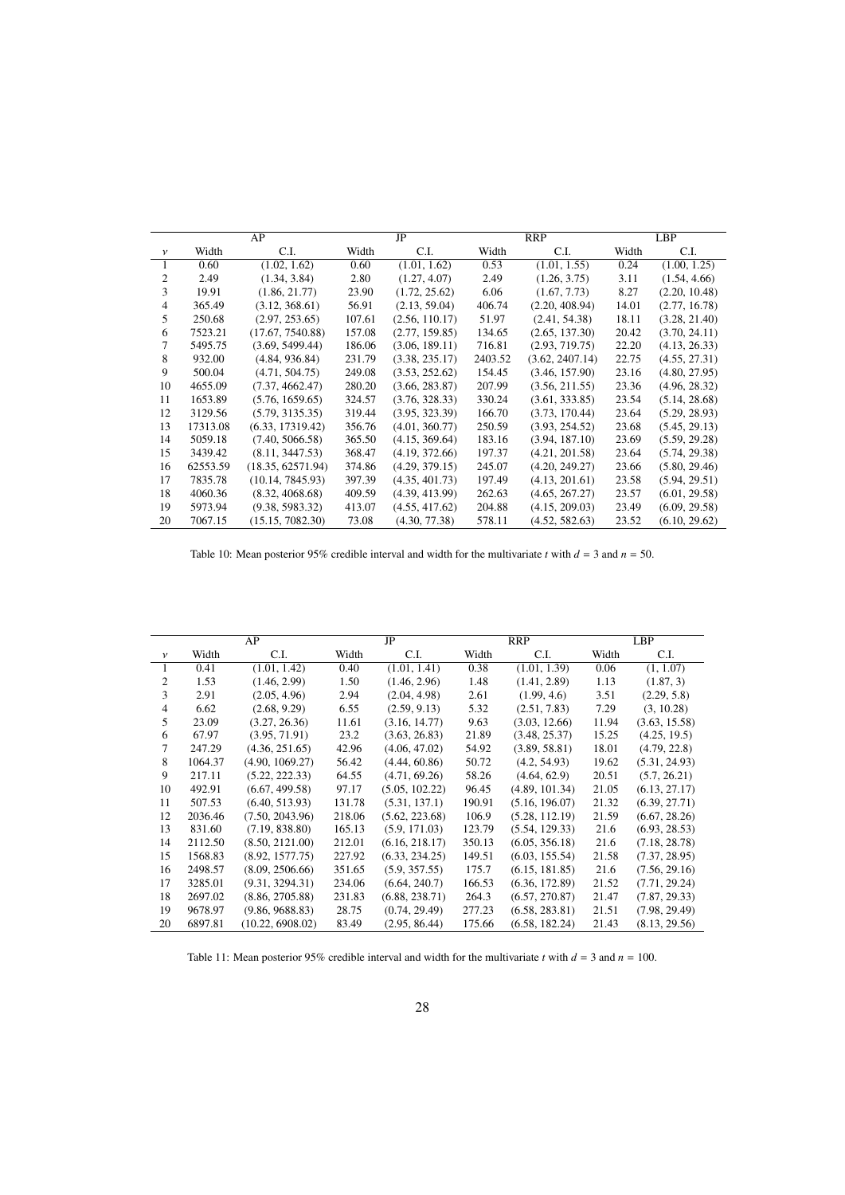| | AP | | JP | | RRP | | LBP | |
|---|---|---|---|---|---|---|---|---|
| $\nu$ | Width | C.I. | Width | C.I. | Width | C.I. | Width | C.I. |
| 1 | 0.60 | (1.02, 1.62) | 0.60 | (1.01, 1.62) | 0.53 | (1.01, 1.55) | 0.24 | (1.00, 1.25) |
| 2 | 2.49 | (1.34, 3.84) | 2.80 | (1.27, 4.07) | 2.49 | (1.26, 3.75) | 3.11 | (1.54, 4.66) |
| 3 | 19.91 | (1.86, 21.77) | 23.90 | (1.72, 25.62) | 6.06 | (1.67, 7.73) | 8.27 | (2.20, 10.48) |
| 4 | 365.49 | (3.12, 368.61) | 56.91 | (2.13, 59.04) | 406.74 | (2.20, 408.94) | 14.01 | (2.77, 16.78) |
| 5 | 250.68 | (2.97, 253.65) | 107.61 | (2.56, 110.17) | 51.97 | (2.41, 54.38) | 18.11 | (3.28, 21.40) |
| 6 | 7523.21 | (17.67, 7540.88) | 157.08 | (2.77, 159.85) | 134.65 | (2.65, 137.30) | 20.42 | (3.70, 24.11) |
| 7 | 5495.75 | (3.69, 5499.44) | 186.06 | (3.06, 189.11) | 716.81 | (2.93, 719.75) | 22.20 | (4.13, 26.33) |
| 8 | 932.00 | (4.84, 936.84) | 231.79 | (3.38, 235.17) | 2403.52 | (3.62, 2407.14) | 22.75 | (4.55, 27.31) |
| 9 | 500.04 | (4.71, 504.75) | 249.08 | (3.53, 252.62) | 154.45 | (3.46, 157.90) | 23.16 | (4.80, 27.95) |
| 10 | 4655.09 | (7.37, 4662.47) | 280.20 | (3.66, 283.87) | 207.99 | (3.56, 211.55) | 23.36 | (4.96, 28.32) |
| 11 | 1653.89 | (5.76, 1659.65) | 324.57 | (3.76, 328.33) | 330.24 | (3.61, 333.85) | 23.54 | (5.14, 28.68) |
| 12 | 3129.56 | (5.79, 3135.35) | 319.44 | (3.95, 323.39) | 166.70 | (3.73, 170.44) | 23.64 | (5.29, 28.93) |
| 13 | 17313.08 | (6.33, 17319.42) | 356.76 | (4.01, 360.77) | 250.59 | (3.93, 254.52) | 23.68 | (5.45, 29.13) |
| 14 | 5059.18 | (7.40, 5066.58) | 365.50 | (4.15, 369.64) | 183.16 | (3.94, 187.10) | 23.69 | (5.59, 29.28) |
| 15 | 3439.42 | (8.11, 3447.53) | 368.47 | (4.19, 372.66) | 197.37 | (4.21, 201.58) | 23.64 | (5.74, 29.38) |
| 16 | 62553.59 | (18.35, 62571.94) | 374.86 | (4.29, 379.15) | 245.07 | (4.20, 249.27) | 23.66 | (5.80, 29.46) |
| 17 | 7835.78 | (10.14, 7845.93) | 397.39 | (4.35, 401.73) | 197.49 | (4.13, 201.61) | 23.58 | (5.94, 29.51) |
| 18 | 4060.36 | (8.32, 4068.68) | 409.59 | (4.39, 413.99) | 262.63 | (4.65, 267.27) | 23.57 | (6.01, 29.58) |
| 19 | 5973.94 | (9.38, 5983.32) | 413.07 | (4.55, 417.62) | 204.88 | (4.15, 209.03) | 23.49 | (6.09, 29.58) |
| 20 | 7067.15 | (15.15, 7082.30) | 73.08 | (4.30, 77.38) | 578.11 | (4.52, 582.63) | 23.52 | (6.10, 29.62) |

Table 10: Mean posterior 95% credible interval and width for the multivariate $t$ with $d = 3$ and $n = 50$.

| | AP | | JP | | RRP | | LBP | |
|---|---|---|---|---|---|---|---|---|
| $\nu$ | Width | C.I. | Width | C.I. | Width | C.I. | Width | C.I. |
| 1 | 0.41 | (1.01, 1.42) | 0.40 | (1.01, 1.41) | 0.38 | (1.01, 1.39) | 0.06 | (1, 1.07) |
| 2 | 1.53 | (1.46, 2.99) | 1.50 | (1.46, 2.96) | 1.48 | (1.41, 2.89) | 1.13 | (1.87, 3) |
| 3 | 2.91 | (2.05, 4.96) | 2.94 | (2.04, 4.98) | 2.61 | (1.99, 4.6) | 3.51 | (2.29, 5.8) |
| 4 | 6.62 | (2.68, 9.29) | 6.55 | (2.59, 9.13) | 5.32 | (2.51, 7.83) | 7.29 | (3, 10.28) |
| 5 | 23.09 | (3.27, 26.36) | 11.61 | (3.16, 14.77) | 9.63 | (3.03, 12.66) | 11.94 | (3.63, 15.58) |
| 6 | 67.97 | (3.95, 71.91) | 23.2 | (3.63, 26.83) | 21.89 | (3.48, 25.37) | 15.25 | (4.25, 19.5) |
| 7 | 247.29 | (4.36, 251.65) | 42.96 | (4.06, 47.02) | 54.92 | (3.89, 58.81) | 18.01 | (4.79, 22.8) |
| 8 | 1064.37 | (4.90, 1069.27) | 56.42 | (4.44, 60.86) | 50.72 | (4.2, 54.93) | 19.62 | (5.31, 24.93) |
| 9 | 217.11 | (5.22, 222.33) | 64.55 | (4.71, 69.26) | 58.26 | (4.64, 62.9) | 20.51 | (5.7, 26.21) |
| 10 | 492.91 | (6.67, 499.58) | 97.17 | (5.05, 102.22) | 96.45 | (4.89, 101.34) | 21.05 | (6.13, 27.17) |
| 11 | 507.53 | (6.40, 513.93) | 131.78 | (5.31, 137.1) | 190.91 | (5.16, 196.07) | 21.32 | (6.39, 27.71) |
| 12 | 2036.46 | (7.50, 2043.96) | 218.06 | (5.62, 223.68) | 106.9 | (5.28, 112.19) | 21.59 | (6.67, 28.26) |
| 13 | 831.60 | (7.19, 838.80) | 165.13 | (5.9, 171.03) | 123.79 | (5.54, 129.33) | 21.6 | (6.93, 28.53) |
| 14 | 2112.50 | (8.50, 2121.00) | 212.01 | (6.16, 218.17) | 350.13 | (6.05, 356.18) | 21.6 | (7.18, 28.78) |
| 15 | 1568.83 | (8.92, 1577.75) | 227.92 | (6.33, 234.25) | 149.51 | (6.03, 155.54) | 21.58 | (7.37, 28.95) |
| 16 | 2498.57 | (8.09, 2506.66) | 351.65 | (5.9, 357.55) | 175.7 | (6.15, 181.85) | 21.6 | (7.56, 29.16) |
| 17 | 3285.01 | (9.31, 3294.31) | 234.06 | (6.64, 240.7) | 166.53 | (6.36, 172.89) | 21.52 | (7.71, 29.24) |
| 18 | 2697.02 | (8.86, 2705.88) | 231.83 | (6.88, 238.71) | 264.3 | (6.57, 270.87) | 21.47 | (7.87, 29.33) |
| 19 | 9678.97 | (9.86, 9688.83) | 28.75 | (0.74, 29.49) | 277.23 | (6.58, 283.81) | 21.51 | (7.98, 29.49) |
| 20 | 6897.81 | (10.22, 6908.02) | 83.49 | (2.95, 86.44) | 175.66 | (6.58, 182.24) | 21.43 | (8.13, 29.56) |

Table 11: Mean posterior 95% credible interval and width for the multivariate $t$ with $d = 3$ and $n = 100$.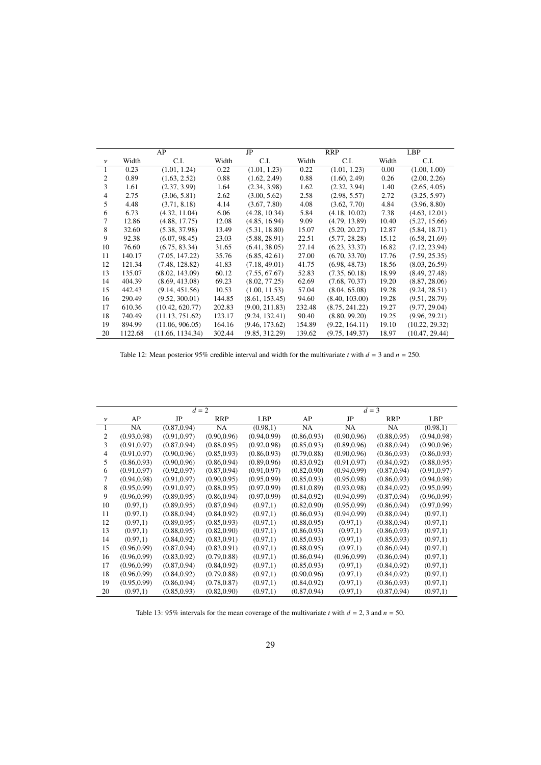| | AP | | JP | | RRP | | LBP | |
|---|---|---|---|---|---|---|---|---|
| $\nu$ | Width | C.I. | Width | C.I. | Width | C.I. | Width | C.I. |
| 1 | 0.23 | (1.01, 1.24) | 0.22 | (1.01, 1.23) | 0.22 | (1.01, 1.23) | 0.00 | (1.00, 1.00) |
| 2 | 0.89 | (1.63, 2.52) | 0.88 | (1.62, 2.49) | 0.88 | (1.60, 2.49) | 0.26 | (2.00, 2.26) |
| 3 | 1.61 | (2.37, 3.99) | 1.64 | (2.34, 3.98) | 1.62 | (2.32, 3.94) | 1.40 | (2.65, 4.05) |
| 4 | 2.75 | (3.06, 5.81) | 2.62 | (3.00, 5.62) | 2.58 | (2.98, 5.57) | 2.72 | (3.25, 5.97) |
| 5 | 4.48 | (3.71, 8.18) | 4.14 | (3.67, 7.80) | 4.08 | (3.62, 7.70) | 4.84 | (3.96, 8.80) |
| 6 | 6.73 | (4.32, 11.04) | 6.06 | (4.28, 10.34) | 5.84 | (4.18, 10.02) | 7.38 | (4.63, 12.01) |
| 7 | 12.86 | (4.88, 17.75) | 12.08 | (4.85, 16.94) | 9.09 | (4.79, 13.89) | 10.40 | (5.27, 15.66) |
| 8 | 32.60 | (5.38, 37.98) | 13.49 | (5.31, 18.80) | 15.07 | (5.20, 20.27) | 12.87 | (5.84, 18.71) |
| 9 | 92.38 | (6.07, 98.45) | 23.03 | (5.88, 28.91) | 22.51 | (5.77, 28.28) | 15.12 | (6.58, 21.69) |
| 10 | 76.60 | (6.75, 83.34) | 31.65 | (6.41, 38.05) | 27.14 | (6.23, 33.37) | 16.82 | (7.12, 23.94) |
| 11 | 140.17 | (7.05, 147.22) | 35.76 | (6.85, 42.61) | 27.00 | (6.70, 33.70) | 17.76 | (7.59, 25.35) |
| 12 | 121.34 | (7.48, 128.82) | 41.83 | (7.18, 49.01) | 41.75 | (6.98, 48.73) | 18.56 | (8.03, 26.59) |
| 13 | 135.07 | (8.02, 143.09) | 60.12 | (7.55, 67.67) | 52.83 | (7.35, 60.18) | 18.99 | (8.49, 27.48) |
| 14 | 404.39 | (8.69, 413.08) | 69.23 | (8.02, 77.25) | 62.69 | (7.68, 70.37) | 19.20 | (8.87, 28.06) |
| 15 | 442.43 | (9.14, 451.56) | 10.53 | (1.00, 11.53) | 57.04 | (8.04, 65.08) | 19.28 | (9.24, 28.51) |
| 16 | 290.49 | (9.52, 300.01) | 144.85 | (8.61, 153.45) | 94.60 | (8.40, 103.00) | 19.28 | (9.51, 28.79) |
| 17 | 610.36 | (10.42, 620.77) | 202.83 | (9.00, 211.83) | 232.48 | (8.75, 241.22) | 19.27 | (9.77, 29.04) |
| 18 | 740.49 | (11.13, 751.62) | 123.17 | (9.24, 132.41) | 90.40 | (8.80, 99.20) | 19.25 | (9.96, 29.21) |
| 19 | 894.99 | (11.06, 906.05) | 164.16 | (9.46, 173.62) | 154.89 | (9.22, 164.11) | 19.10 | (10.22, 29.32) |
| 20 | 1122.68 | (11.66, 1134.34) | 302.44 | (9.85, 312.29) | 139.62 | (9.75, 149.37) | 18.97 | (10.47, 29.44) |

Table 12: Mean posterior 95% credible interval and width for the multivariate $t$ with $d = 3$ and $n = 250$.

| | $d = 2$ | | | | $d = 3$ | | | |
|---|---|---|---|---|---|---|---|---|
| $\nu$ | AP | JP | RRP | LBP | AP | JP | RRP | LBP |
| 1 | NA | (0.87,0.94) | NA | (0.98,1) | NA | NA | NA | (0.98,1) |
| 2 | (0.93,0.98) | (0.91,0.97) | (0.90,0.96) | (0.94,0.99) | (0.86,0.93) | (0.90,0.96) | (0.88,0.95) | (0.94,0.98) |
| 3 | (0.91,0.97) | (0.87,0.94) | (0.88,0.95) | (0.92,0.98) | (0.85,0.93) | (0.89,0.96) | (0.88,0.94) | (0.90,0.96) |
| 4 | (0.91,0.97) | (0.90,0.96) | (0.85,0.93) | (0.86,0.93) | (0.79,0.88) | (0.90,0.96) | (0.86,0.93) | (0.86,0.93) |
| 5 | (0.86,0.93) | (0.90,0.96) | (0.86,0.94) | (0.89,0.96) | (0.83,0.92) | (0.91,0.97) | (0.84,0.92) | (0.88,0.95) |
| 6 | (0.91,0.97) | (0.92,0.97) | (0.87,0.94) | (0.91,0.97) | (0.82,0.90) | (0.94,0.99) | (0.87,0.94) | (0.91,0.97) |
| 7 | (0.94,0.98) | (0.91,0.97) | (0.90,0.95) | (0.95,0.99) | (0.85,0.93) | (0.95,0.98) | (0.86,0.93) | (0.94,0.98) |
| 8 | (0.95,0.99) | (0.91,0.97) | (0.88,0.95) | (0.97,0.99) | (0.81,0.89) | (0.93,0.98) | (0.84,0.92) | (0.95,0.99) |
| 9 | (0.96,0.99) | (0.89,0.95) | (0.86,0.94) | (0.97,0.99) | (0.84,0.92) | (0.94,0.99) | (0.87,0.94) | (0.96,0.99) |
| 10 | (0.97,1) | (0.89,0.95) | (0.87,0.94) | (0.97,1) | (0.82,0.90) | (0.95,0.99) | (0.86,0.94) | (0.97,0.99) |
| 11 | (0.97,1) | (0.88,0.94) | (0.84,0.92) | (0.97,1) | (0.86,0.93) | (0.94,0.99) | (0.88,0.94) | (0.97,1) |
| 12 | (0.97,1) | (0.89,0.95) | (0.85,0.93) | (0.97,1) | (0.88,0.95) | (0.97,1) | (0.88,0.94) | (0.97,1) |
| 13 | (0.97,1) | (0.88,0.95) | (0.82,0.90) | (0.97,1) | (0.86,0.93) | (0.97,1) | (0.86,0.93) | (0.97,1) |
| 14 | (0.97,1) | (0.84,0.92) | (0.83,0.91) | (0.97,1) | (0.85,0.93) | (0.97,1) | (0.85,0.93) | (0.97,1) |
| 15 | (0.96,0.99) | (0.87,0.94) | (0.83,0.91) | (0.97,1) | (0.88,0.95) | (0.97,1) | (0.86,0.94) | (0.97,1) |
| 16 | (0.96,0.99) | (0.83,0.92) | (0.79,0.88) | (0.97,1) | (0.86,0.94) | (0.96,0.99) | (0.86,0.94) | (0.97,1) |
| 17 | (0.96,0.99) | (0.87,0.94) | (0.84,0.92) | (0.97,1) | (0.85,0.93) | (0.97,1) | (0.84,0.92) | (0.97,1) |
| 18 | (0.96,0.99) | (0.84,0.92) | (0.79,0.88) | (0.97,1) | (0.90,0.96) | (0.97,1) | (0.84,0.92) | (0.97,1) |
| 19 | (0.95,0.99) | (0.86,0.94) | (0.78,0.87) | (0.97,1) | (0.84,0.92) | (0.97,1) | (0.86,0.93) | (0.97,1) |
| 20 | (0.97,1) | (0.85,0.93) | (0.82,0.90) | (0.97,1) | (0.87,0.94) | (0.97,1) | (0.87,0.94) | (0.97,1) |

Table 13: 95% intervals for the mean coverage of the multivariate $t$ with $d = 2, 3$ and $n = 50$.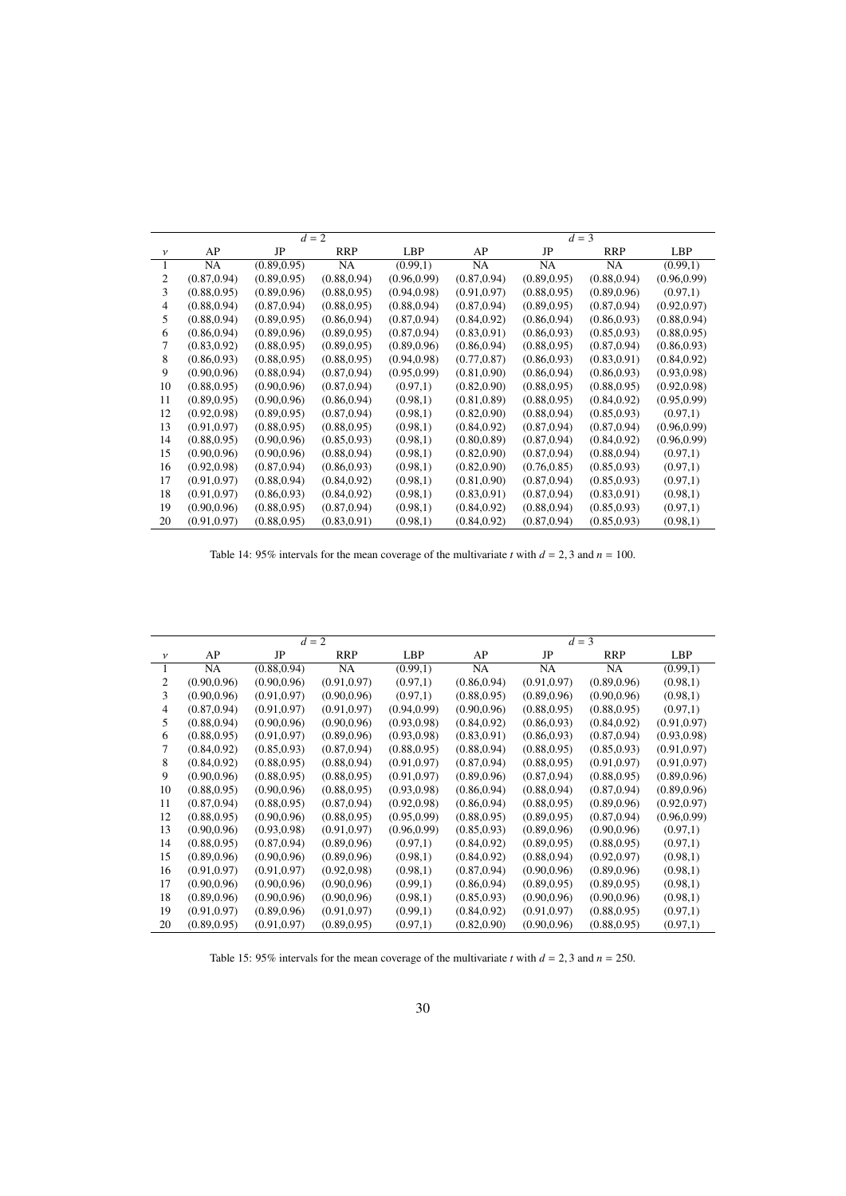| | $d=2$ | | | | $d=3$ | | | |
|---|---|---|---|---|---|---|---|---|
| $\nu$ | AP | JP | RRP | LBP | AP | JP | RRP | LBP |
| 1 | NA | (0.89,0.95) | NA | (0.99,1) | NA | NA | NA | (0.99,1) |
| 2 | (0.87,0.94) | (0.89,0.95) | (0.88,0.94) | (0.96,0.99) | (0.87,0.94) | (0.89,0.95) | (0.88,0.94) | (0.96,0.99) |
| 3 | (0.88,0.95) | (0.89,0.96) | (0.88,0.95) | (0.94,0.98) | (0.91,0.97) | (0.88,0.95) | (0.89,0.96) | (0.97,1) |
| 4 | (0.88,0.94) | (0.87,0.94) | (0.88,0.95) | (0.88,0.94) | (0.87,0.94) | (0.89,0.95) | (0.87,0.94) | (0.92,0.97) |
| 5 | (0.88,0.94) | (0.89,0.95) | (0.86,0.94) | (0.87,0.94) | (0.84,0.92) | (0.86,0.94) | (0.86,0.93) | (0.88,0.94) |
| 6 | (0.86,0.94) | (0.89,0.96) | (0.89,0.95) | (0.87,0.94) | (0.83,0.91) | (0.86,0.93) | (0.85,0.93) | (0.88,0.95) |
| 7 | (0.83,0.92) | (0.88,0.95) | (0.89,0.95) | (0.89,0.96) | (0.86,0.94) | (0.88,0.95) | (0.87,0.94) | (0.86,0.93) |
| 8 | (0.86,0.93) | (0.88,0.95) | (0.88,0.95) | (0.94,0.98) | (0.77,0.87) | (0.86,0.93) | (0.83,0.91) | (0.84,0.92) |
| 9 | (0.90,0.96) | (0.88,0.94) | (0.87,0.94) | (0.95,0.99) | (0.81,0.90) | (0.86,0.94) | (0.86,0.93) | (0.93,0.98) |
| 10 | (0.88,0.95) | (0.90,0.96) | (0.87,0.94) | (0.97,1) | (0.82,0.90) | (0.88,0.95) | (0.88,0.95) | (0.92,0.98) |
| 11 | (0.89,0.95) | (0.90,0.96) | (0.86,0.94) | (0.98,1) | (0.81,0.89) | (0.88,0.95) | (0.84,0.92) | (0.95,0.99) |
| 12 | (0.92,0.98) | (0.89,0.95) | (0.87,0.94) | (0.98,1) | (0.82,0.90) | (0.88,0.94) | (0.85,0.93) | (0.97,1) |
| 13 | (0.91,0.97) | (0.88,0.95) | (0.88,0.95) | (0.98,1) | (0.84,0.92) | (0.87,0.94) | (0.87,0.94) | (0.96,0.99) |
| 14 | (0.88,0.95) | (0.90,0.96) | (0.85,0.93) | (0.98,1) | (0.80,0.89) | (0.87,0.94) | (0.84,0.92) | (0.96,0.99) |
| 15 | (0.90,0.96) | (0.90,0.96) | (0.88,0.94) | (0.98,1) | (0.82,0.90) | (0.87,0.94) | (0.88,0.94) | (0.97,1) |
| 16 | (0.92,0.98) | (0.87,0.94) | (0.86,0.93) | (0.98,1) | (0.82,0.90) | (0.76,0.85) | (0.85,0.93) | (0.97,1) |
| 17 | (0.91,0.97) | (0.88,0.94) | (0.84,0.92) | (0.98,1) | (0.81,0.90) | (0.87,0.94) | (0.85,0.93) | (0.97,1) |
| 18 | (0.91,0.97) | (0.86,0.93) | (0.84,0.92) | (0.98,1) | (0.83,0.91) | (0.87,0.94) | (0.83,0.91) | (0.98,1) |
| 19 | (0.90,0.96) | (0.88,0.95) | (0.87,0.94) | (0.98,1) | (0.84,0.92) | (0.88,0.94) | (0.85,0.93) | (0.97,1) |
| 20 | (0.91,0.97) | (0.88,0.95) | (0.83,0.91) | (0.98,1) | (0.84,0.92) | (0.87,0.94) | (0.85,0.93) | (0.98,1) |

Table 14: 95% intervals for the mean coverage of the multivariate $t$ with $d = 2, 3$ and $n = 100$.

| | $d=2$ | | | | $d=3$ | | | |
|---|---|---|---|---|---|---|---|---|
| $\nu$ | AP | JP | RRP | LBP | AP | JP | RRP | LBP |
| 1 | NA | (0.88,0.94) | NA | (0.99,1) | NA | NA | NA | (0.99,1) |
| 2 | (0.90,0.96) | (0.90,0.96) | (0.91,0.97) | (0.97,1) | (0.86,0.94) | (0.91,0.97) | (0.89,0.96) | (0.98,1) |
| 3 | (0.90,0.96) | (0.91,0.97) | (0.90,0.96) | (0.97,1) | (0.88,0.95) | (0.89,0.96) | (0.90,0.96) | (0.98,1) |
| 4 | (0.87,0.94) | (0.91,0.97) | (0.91,0.97) | (0.94,0.99) | (0.90,0.96) | (0.88,0.95) | (0.88,0.95) | (0.97,1) |
| 5 | (0.88,0.94) | (0.90,0.96) | (0.90,0.96) | (0.93,0.98) | (0.84,0.92) | (0.86,0.93) | (0.84,0.92) | (0.91,0.97) |
| 6 | (0.88,0.95) | (0.91,0.97) | (0.89,0.96) | (0.93,0.98) | (0.83,0.91) | (0.86,0.93) | (0.87,0.94) | (0.93,0.98) |
| 7 | (0.84,0.92) | (0.85,0.93) | (0.87,0.94) | (0.88,0.95) | (0.88,0.94) | (0.88,0.95) | (0.85,0.93) | (0.91,0.97) |
| 8 | (0.84,0.92) | (0.88,0.95) | (0.88,0.94) | (0.91,0.97) | (0.87,0.94) | (0.88,0.95) | (0.91,0.97) | (0.91,0.97) |
| 9 | (0.90,0.96) | (0.88,0.95) | (0.88,0.95) | (0.91,0.97) | (0.89,0.96) | (0.87,0.94) | (0.88,0.95) | (0.89,0.96) |
| 10 | (0.88,0.95) | (0.90,0.96) | (0.88,0.95) | (0.93,0.98) | (0.86,0.94) | (0.88,0.94) | (0.87,0.94) | (0.89,0.96) |
| 11 | (0.87,0.94) | (0.88,0.95) | (0.87,0.94) | (0.92,0.98) | (0.86,0.94) | (0.88,0.95) | (0.89,0.96) | (0.92,0.97) |
| 12 | (0.88,0.95) | (0.90,0.96) | (0.88,0.95) | (0.95,0.99) | (0.88,0.95) | (0.89,0.95) | (0.87,0.94) | (0.96,0.99) |
| 13 | (0.90,0.96) | (0.93,0.98) | (0.91,0.97) | (0.96,0.99) | (0.85,0.93) | (0.89,0.96) | (0.90,0.96) | (0.97,1) |
| 14 | (0.88,0.95) | (0.87,0.94) | (0.89,0.96) | (0.97,1) | (0.84,0.92) | (0.89,0.95) | (0.88,0.95) | (0.97,1) |
| 15 | (0.89,0.96) | (0.90,0.96) | (0.89,0.96) | (0.98,1) | (0.84,0.92) | (0.88,0.94) | (0.92,0.97) | (0.98,1) |
| 16 | (0.91,0.97) | (0.91,0.97) | (0.92,0.98) | (0.98,1) | (0.87,0.94) | (0.90,0.96) | (0.89,0.96) | (0.98,1) |
| 17 | (0.90,0.96) | (0.90,0.96) | (0.90,0.96) | (0.99,1) | (0.86,0.94) | (0.89,0.95) | (0.89,0.95) | (0.98,1) |
| 18 | (0.89,0.96) | (0.90,0.96) | (0.90,0.96) | (0.98,1) | (0.85,0.93) | (0.90,0.96) | (0.90,0.96) | (0.98,1) |
| 19 | (0.91,0.97) | (0.89,0.96) | (0.91,0.97) | (0.99,1) | (0.84,0.92) | (0.91,0.97) | (0.88,0.95) | (0.97,1) |
| 20 | (0.89,0.95) | (0.91,0.97) | (0.89,0.95) | (0.97,1) | (0.82,0.90) | (0.90,0.96) | (0.88,0.95) | (0.97,1) |

Table 15: 95% intervals for the mean coverage of the multivariate $t$ with $d = 2, 3$ and $n = 250$.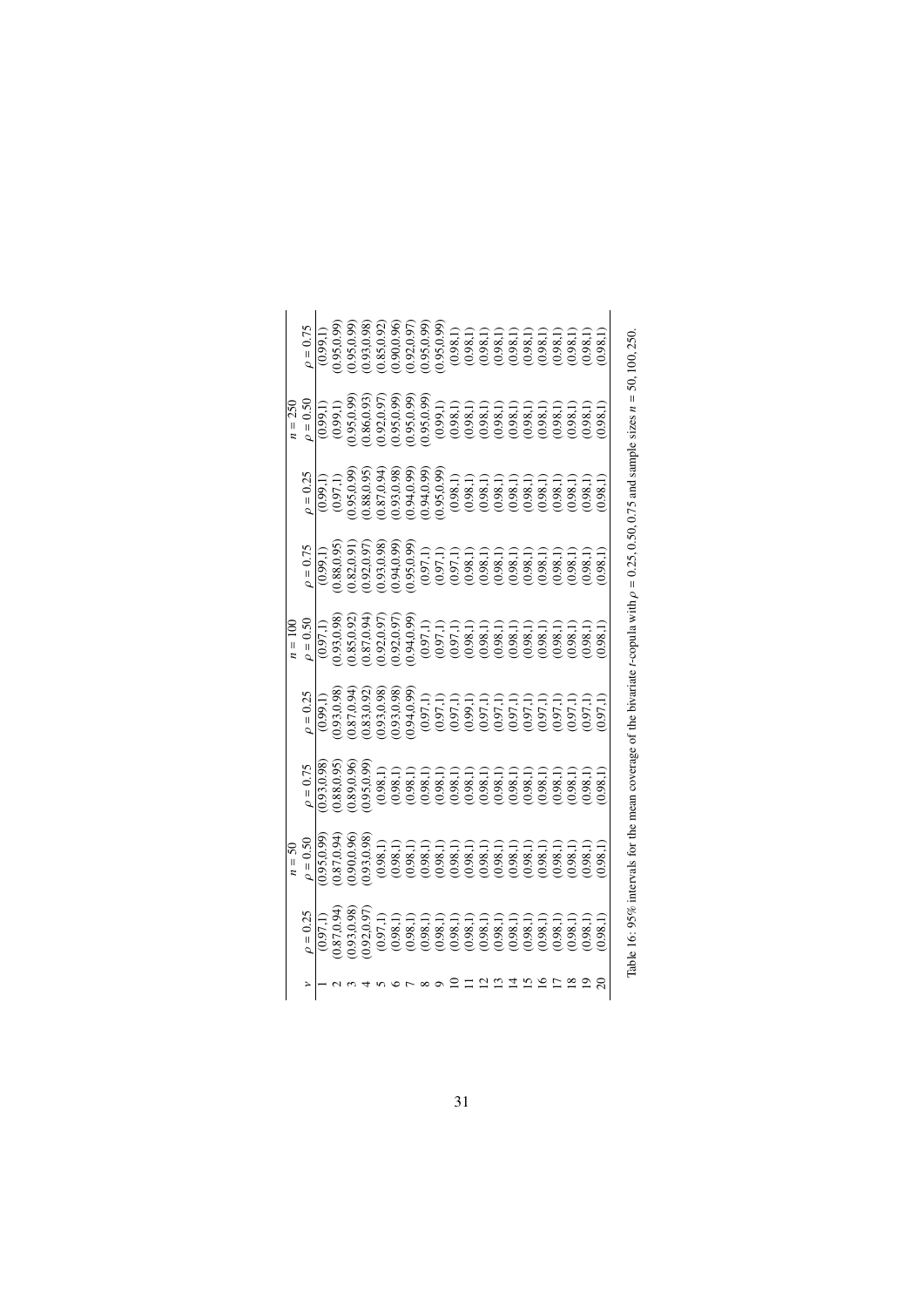| $\nu$ | $n = 50$ | | | $n = 100$ | | | $n = 250$ | | |
|---|---|---|---|---|---|---|---|---|---|
| | $\rho = 0.25$ | $\rho = 0.50$ | $\rho = 0.75$ | $\rho = 0.25$ | $\rho = 0.50$ | $\rho = 0.75$ | $\rho = 0.25$ | $\rho = 0.50$ | $\rho = 0.75$ |
| 1 | (0.97,1) | (0.95,0.99) | (0.93,0.98) | (0.99,1) | (0.97,1) | (0.99,1) | (0.99,1) | (0.99,1) | (0.99,1) |
| 2 | (0.87,0.94) | (0.87,0.94) | (0.88,0.95) | (0.93,0.98) | (0.93,0.98) | (0.88,0.95) | (0.97,1) | (0.99,1) | (0.95,0.99) |
| 3 | (0.93,0.98) | (0.90,0.96) | (0.89,0.96) | (0.87,0.94) | (0.85,0.92) | (0.82,0.91) | (0.95,0.99) | (0.95,0.99) | (0.95,0.99) |
| 4 | (0.92,0.97) | (0.93,0.98) | (0.95,0.99) | (0.83,0.92) | (0.87,0.94) | (0.92,0.97) | (0.88,0.95) | (0.86,0.93) | (0.93,0.98) |
| 5 | (0.97,1) | (0.98,1) | (0.98,1) | (0.93,0.98) | (0.92,0.97) | (0.93,0.98) | (0.87,0.94) | (0.92,0.97) | (0.85,0.92) |
| 6 | (0.98,1) | (0.98,1) | (0.98,1) | (0.93,0.98) | (0.92,0.97) | (0.94,0.99) | (0.93,0.98) | (0.95,0.99) | (0.90,0.96) |
| 7 | (0.98,1) | (0.98,1) | (0.98,1) | (0.94,0.99) | (0.94,0.99) | (0.95,0.99) | (0.94,0.99) | (0.95,0.99) | (0.92,0.97) |
| 8 | (0.98,1) | (0.98,1) | (0.98,1) | (0.97,1) | (0.97,1) | (0.97,1) | (0.94,0.99) | (0.95,0.99) | (0.95,0.99) |
| 9 | (0.98,1) | (0.98,1) | (0.98,1) | (0.97,1) | (0.97,1) | (0.97,1) | (0.95,0.99) | (0.99,1) | (0.95,0.99) |
| 10 | (0.98,1) | (0.98,1) | (0.98,1) | (0.97,1) | (0.97,1) | (0.97,1) | (0.98,1) | (0.98,1) | (0.98,1) |
| 11 | (0.98,1) | (0.98,1) | (0.98,1) | (0.99,1) | (0.98,1) | (0.98,1) | (0.98,1) | (0.98,1) | (0.98,1) |
| 12 | (0.98,1) | (0.98,1) | (0.98,1) | (0.97,1) | (0.98,1) | (0.98,1) | (0.98,1) | (0.98,1) | (0.98,1) |
| 13 | (0.98,1) | (0.98,1) | (0.98,1) | (0.97,1) | (0.98,1) | (0.98,1) | (0.98,1) | (0.98,1) | (0.98,1) |
| 14 | (0.98,1) | (0.98,1) | (0.98,1) | (0.97,1) | (0.98,1) | (0.98,1) | (0.98,1) | (0.98,1) | (0.98,1) |
| 15 | (0.98,1) | (0.98,1) | (0.98,1) | (0.97,1) | (0.98,1) | (0.98,1) | (0.98,1) | (0.98,1) | (0.98,1) |
| 16 | (0.98,1) | (0.98,1) | (0.98,1) | (0.97,1) | (0.98,1) | (0.98,1) | (0.98,1) | (0.98,1) | (0.98,1) |
| 17 | (0.98,1) | (0.98,1) | (0.98,1) | (0.97,1) | (0.98,1) | (0.98,1) | (0.98,1) | (0.98,1) | (0.98,1) |
| 18 | (0.98,1) | (0.98,1) | (0.98,1) | (0.97,1) | (0.98,1) | (0.98,1) | (0.98,1) | (0.98,1) | (0.98,1) |
| 19 | (0.98,1) | (0.98,1) | (0.98,1) | (0.97,1) | (0.98,1) | (0.98,1) | (0.98,1) | (0.98,1) | (0.98,1) |
| 20 | (0.98,1) | (0.98,1) | (0.98,1) | (0.97,1) | (0.98,1) | (0.98,1) | (0.98,1) | (0.98,1) | (0.98,1) |

Table 16: 95% intervals for the mean coverage of the bivariate $t$-copula with $\rho = 0.25, 0.50, 0.75$ and sample sizes $n = 50, 100, 250$.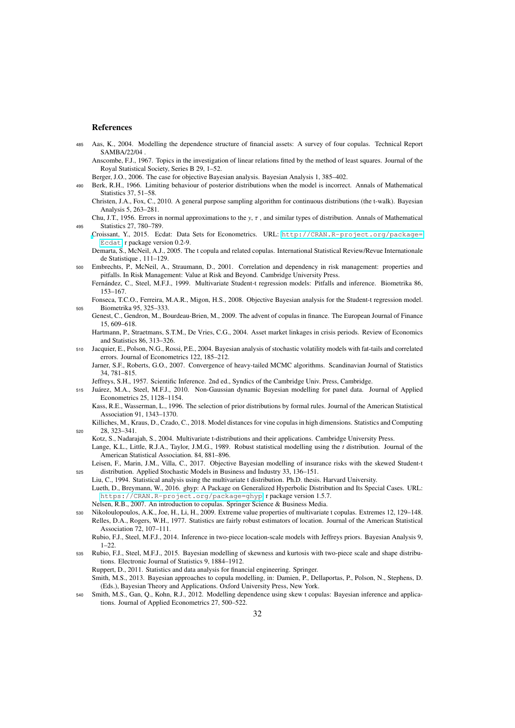## References

Aas, K., 2004. Modelling the dependence structure of financial assets: A survey of four copulas. Technical Report SAMBA/22/04 .

Anscombe, F.J., 1967. Topics in the investigation of linear relations fitted by the method of least squares. Journal of the Royal Statistical Society, Series B 29, 1–52.

Berger, J.O., 2006. The case for objective Bayesian analysis. Bayesian Analysis 1, 385–402.

Berk, R.H., 1966. Limiting behaviour of posterior distributions when the model is incorrect. Annals of Mathematical Statistics 37, 51–58.

Christen, J.A., Fox, C., 2010. A general purpose sampling algorithm for continuous distributions (the t-walk). Bayesian Analysis 5, 263–281.

Chu, J.T., 1956. Errors in normal approximations to the $y$, $\tau$ , and similar types of distribution. Annals of Mathematical Statistics 27, 780–789.

Croissant, Y., 2015. Ecdat: Data Sets for Econometrics. URL: http://CRAN.R-project.org/package=Ecdat. r package version 0.2-9.

Demarta, S., McNeil, A.J., 2005. The t copula and related copulas. International Statistical Review/Revue Internationale de Statistique , 111–129.

Embrechts, P., McNeil, A., Straumann, D., 2001. Correlation and dependency in risk management: properties and pitfalls. In Risk Management: Value at Risk and Beyond. Cambridge University Press.

Fernández, C., Steel, M.F.J., 1999. Multivariate Student-t regression models: Pitfalls and inference. Biometrika 86, 153–167.

Fonseca, T.C.O., Ferreira, M.A.R., Migon, H.S., 2008. Objective Bayesian analysis for the Student-t regression model. Biometrika 95, 325–333.

Genest, C., Gendron, M., Bourdeau-Brien, M., 2009. The advent of copulas in finance. The European Journal of Finance 15, 609–618.

Hartmann, P., Straetmans, S.T.M., De Vries, C.G., 2004. Asset market linkages in crisis periods. Review of Economics and Statistics 86, 313–326.

Jacquier, E., Polson, N.G., Rossi, P.E., 2004. Bayesian analysis of stochastic volatility models with fat-tails and correlated errors. Journal of Econometrics 122, 185–212.

Jarner, S.F., Roberts, G.O., 2007. Convergence of heavy-tailed MCMC algorithms. Scandinavian Journal of Statistics 34, 781–815.

Jeffreys, S.H., 1957. Scientific Inference. 2nd ed., Syndics of the Cambridge Univ. Press, Cambridge.

Juárez, M.A., Steel, M.F.J., 2010. Non-Gaussian dynamic Bayesian modelling for panel data. Journal of Applied Econometrics 25, 1128–1154.

Kass, R.E., Wasserman, L., 1996. The selection of prior distributions by formal rules. Journal of the American Statistical Association 91, 1343–1370.

Killiches, M., Kraus, D., Czado, C., 2018. Model distances for vine copulas in high dimensions. Statistics and Computing 28, 323–341.

Kotz, S., Nadarajah, S., 2004. Multivariate t-distributions and their applications. Cambridge University Press.

Lange, K.L., Little, R.J.A., Taylor, J.M.G., 1989. Robust statistical modelling using the $t$ distribution. Journal of the American Statistical Association. 84, 881–896.

Leisen, F., Marin, J.M., Villa, C., 2017. Objective Bayesian modelling of insurance risks with the skewed Student-t distribution. Applied Stochastic Models in Business and Industry 33, 136–151.

Liu, C., 1994. Statistical analysis using the multivariate t distribution. Ph.D. thesis. Harvard University.

Lueth, D., Breymann, W., 2016. ghyp: A Package on Generalized Hyperbolic Distribution and Its Special Cases. URL: https://CRAN.R-project.org/package=ghyp. r package version 1.5.7.

Nelsen, R.B., 2007. An introduction to copulas. Springer Science & Business Media.

Nikoloulopoulos, A.K., Joe, H., Li, H., 2009. Extreme value properties of multivariate t copulas. Extremes 12, 129–148.

Relles, D.A., Rogers, W.H., 1977. Statistics are fairly robust estimators of location. Journal of the American Statistical Association 72, 107–111.

Rubio, F.J., Steel, M.F.J., 2014. Inference in two-piece location-scale models with Jeffreys priors. Bayesian Analysis 9, 1–22.

Rubio, F.J., Steel, M.F.J., 2015. Bayesian modelling of skewness and kurtosis with two-piece scale and shape distributions. Electronic Journal of Statistics 9, 1884–1912.

Ruppert, D., 2011. Statistics and data analysis for financial engineering. Springer.

Smith, M.S., 2013. Bayesian approaches to copula modelling, in: Damien, P., Dellaportas, P., Polson, N., Stephens, D. (Eds.), Bayesian Theory and Applications. Oxford University Press, New York.

Smith, M.S., Gan, Q., Kohn, R.J., 2012. Modelling dependence using skew t copulas: Bayesian inference and applications. Journal of Applied Econometrics 27, 500–522.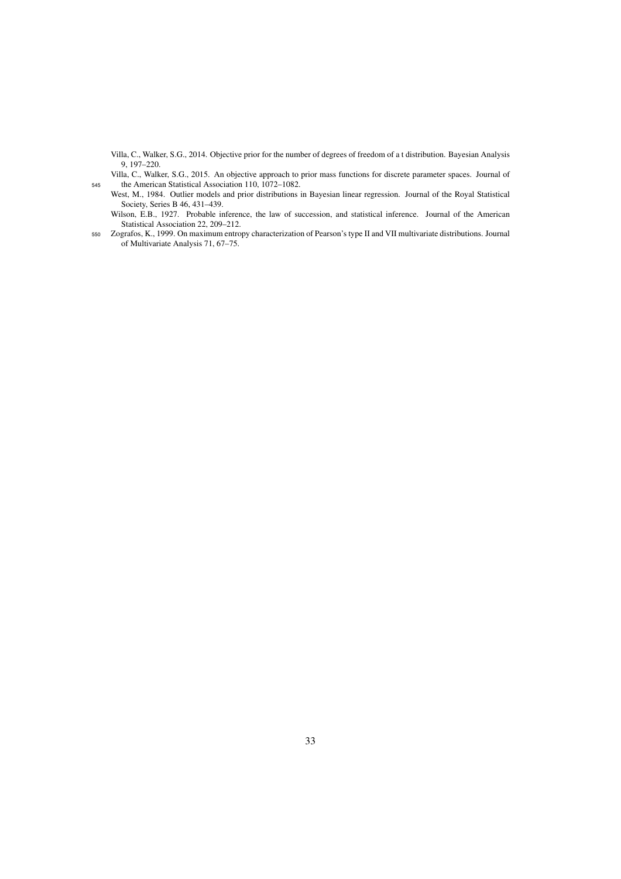Villa, C., Walker, S.G., 2014. Objective prior for the number of degrees of freedom of a t distribution. Bayesian Analysis 9, 197–220.

Villa, C., Walker, S.G., 2015. An objective approach to prior mass functions for discrete parameter spaces. Journal of the American Statistical Association 110, 1072–1082.

West, M., 1984. Outlier models and prior distributions in Bayesian linear regression. Journal of the Royal Statistical Society, Series B 46, 431–439.

Wilson, E.B., 1927. Probable inference, the law of succession, and statistical inference. Journal of the American Statistical Association 22, 209–212.

Zografos, K., 1999. On maximum entropy characterization of Pearson's type II and VII multivariate distributions. Journal of Multivariate Analysis 71, 67–75.